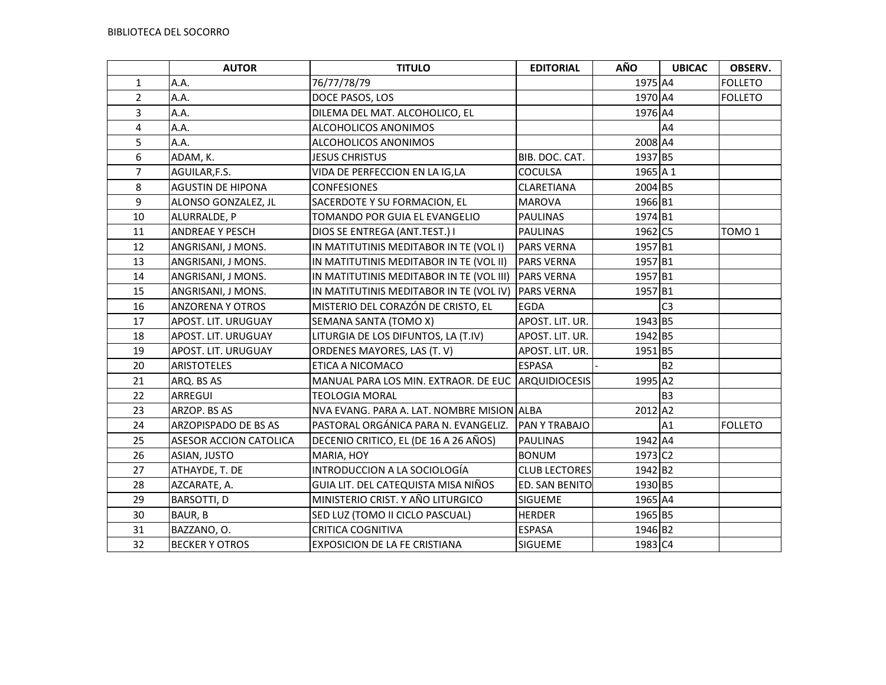BIBLIOTECA DEL SOCORRO

| | AUTOR | TITULO | EDITORIAL | AÑO | UBICAC | OBSERV. |
|---|---|---|---|---|---|---|
| 1 | A.A. | 76/77/78/79 | | 1975 | A4 | FOLLETO |
| 2 | A.A. | DOCE PASOS, LOS | | 1970 | A4 | FOLLETO |
| 3 | A.A. | DILEMA DEL MAT. ALCOHOLICO, EL | | 1976 | A4 | |
| 4 | A.A. | ALCOHOLICOS ANONIMOS | | | A4 | |
| 5 | A.A. | ALCOHOLICOS ANONIMOS | | 2008 | A4 | |
| 6 | ADAM, K. | JESUS CHRISTUS | BIB. DOC. CAT. | 1937 | B5 | |
| 7 | AGUILAR,F.S. | VIDA DE PERFECCION EN LA IG,LA | COCULSA | 1965 | A 1 | |
| 8 | AGUSTIN DE HIPONA | CONFESIONES | CLARETIANA | 2004 | B5 | |
| 9 | ALONSO GONZALEZ, JL | SACERDOTE Y SU FORMACION, EL | MAROVA | 1966 | B1 | |
| 10 | ALURRALDE, P | TOMANDO POR GUIA EL EVANGELIO | PAULINAS | 1974 | B1 | |
| 11 | ANDREAE Y PESCH | DIOS SE ENTREGA (ANT.TEST.) I | PAULINAS | 1962 | C5 | TOMO 1 |
| 12 | ANGRISANI, J MONS. | IN MATITUTINIS MEDITABOR IN TE (VOL I) | PARS VERNA | 1957 | B1 | |
| 13 | ANGRISANI, J MONS. | IN MATITUTINIS MEDITABOR IN TE (VOL II) | PARS VERNA | 1957 | B1 | |
| 14 | ANGRISANI, J MONS. | IN MATITUTINIS MEDITABOR IN TE (VOL III) | PARS VERNA | 1957 | B1 | |
| 15 | ANGRISANI, J MONS. | IN MATITUTINIS MEDITABOR IN TE (VOL IV) | PARS VERNA | 1957 | B1 | |
| 16 | ANZORENA Y OTROS | MISTERIO DEL CORAZÓN DE CRISTO, EL | EGDA | | C3 | |
| 17 | APOST. LIT. URUGUAY | SEMANA SANTA (TOMO X) | APOST. LIT. UR. | 1943 | B5 | |
| 18 | APOST. LIT. URUGUAY | LITURGIA DE LOS DIFUNTOS, LA (T.IV) | APOST. LIT. UR. | 1942 | B5 | |
| 19 | APOST. LIT. URUGUAY | ORDENES MAYORES, LAS (T. V) | APOST. LIT. UR. | 1951 | B5 | |
| 20 | ARISTOTELES | ETICA A NICOMACO | ESPASA | - | B2 | |
| 21 | ARQ. BS AS | MANUAL PARA LOS MIN. EXTRAOR. DE EUC | ARQUIDIOCESIS | 1995 | A2 | |
| 22 | ARREGUI | TEOLOGIA MORAL | | | B3 | |
| 23 | ARZOP. BS AS | NVA EVANG. PARA A. LAT. NOMBRE MISION | ALBA | 2012 | A2 | |
| 24 | ARZOPISPADO DE BS AS | PASTORAL ORGÁNICA PARA N. EVANGELIZ. | PAN Y TRABAJO | | A1 | FOLLETO |
| 25 | ASESOR ACCION CATOLICA | DECENIO CRITICO, EL (DE 16 A 26 AÑOS) | PAULINAS | 1942 | A4 | |
| 26 | ASIAN, JUSTO | MARIA, HOY | BONUM | 1973 | C2 | |
| 27 | ATHAYDE, T. DE | INTRODUCCION A LA SOCIOLOGÍA | CLUB LECTORES | 1942 | B2 | |
| 28 | AZCARATE, A. | GUIA LIT. DEL CATEQUISTA MISA NIÑOS | ED. SAN BENITO | 1930 | B5 | |
| 29 | BARSOTTI, D | MINISTERIO CRIST. Y AÑO LITURGICO | SIGUEME | 1965 | A4 | |
| 30 | BAUR, B | SED LUZ (TOMO II CICLO PASCUAL) | HERDER | 1965 | B5 | |
| 31 | BAZZANO, O. | CRITICA COGNITIVA | ESPASA | 1946 | B2 | |
| 32 | BECKER Y OTROS | EXPOSICION DE LA FE CRISTIANA | SIGUEME | 1983 | C4 | |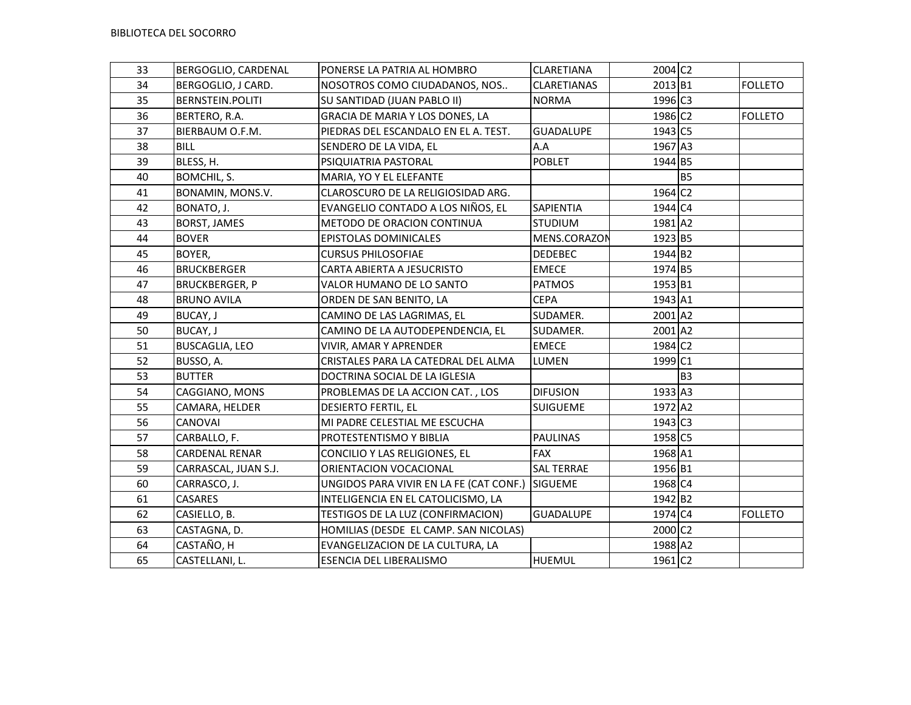BIBLIOTECA DEL SOCORRO

| | | | | | | |
|---|---|---|---|---|---|---|
| 33 | BERGOGLIO, CARDENAL | PONERSE LA PATRIA AL HOMBRO | CLARETIANA | 2004 | C2 | |
| 34 | BERGOGLIO, J CARD. | NOSOTROS COMO CIUDADANOS, NOS.. | CLARETIANAS | 2013 | B1 | FOLLETO |
| 35 | BERNSTEIN.POLITI | SU SANTIDAD (JUAN PABLO II) | NORMA | 1996 | C3 | |
| 36 | BERTERO, R.A. | GRACIA DE MARIA Y LOS DONES, LA | | 1986 | C2 | FOLLETO |
| 37 | BIERBAUM O.F.M. | PIEDRAS DEL ESCANDALO EN EL A. TEST. | GUADALUPE | 1943 | C5 | |
| 38 | BILL | SENDERO DE LA VIDA, EL | A.A | 1967 | A3 | |
| 39 | BLESS, H. | PSIQUIATRIA PASTORAL | POBLET | 1944 | B5 | |
| 40 | BOMCHIL, S. | MARIA, YO Y EL ELEFANTE | | | B5 | |
| 41 | BONAMIN, MONS.V. | CLAROSCURO DE LA RELIGIOSIDAD ARG. | | 1964 | C2 | |
| 42 | BONATO, J. | EVANGELIO CONTADO A LOS NIÑOS, EL | SAPIENTIA | 1944 | C4 | |
| 43 | BORST, JAMES | METODO DE ORACION CONTINUA | STUDIUM | 1981 | A2 | |
| 44 | BOVER | EPISTOLAS DOMINICALES | MENS.CORAZON | 1923 | B5 | |
| 45 | BOYER, | CURSUS PHILOSOFIAE | DEDEBEC | 1944 | B2 | |
| 46 | BRUCKBERGER | CARTA ABIERTA A JESUCRISTO | EMECE | 1974 | B5 | |
| 47 | BRUCKBERGER, P | VALOR HUMANO DE LO SANTO | PATMOS | 1953 | B1 | |
| 48 | BRUNO AVILA | ORDEN DE SAN BENITO, LA | CEPA | 1943 | A1 | |
| 49 | BUCAY, J | CAMINO DE LAS LAGRIMAS, EL | SUDAMER. | 2001 | A2 | |
| 50 | BUCAY, J | CAMINO DE LA AUTODEPENDENCIA, EL | SUDAMER. | 2001 | A2 | |
| 51 | BUSCAGLIA, LEO | VIVIR, AMAR Y APRENDER | EMECE | 1984 | C2 | |
| 52 | BUSSO, A. | CRISTALES PARA LA CATEDRAL DEL ALMA | LUMEN | 1999 | C1 | |
| 53 | BUTTER | DOCTRINA SOCIAL DE LA IGLESIA | | | B3 | |
| 54 | CAGGIANO, MONS | PROBLEMAS DE LA ACCION CAT. , LOS | DIFUSION | 1933 | A3 | |
| 55 | CAMARA, HELDER | DESIERTO FERTIL, EL | SUIGUEME | 1972 | A2 | |
| 56 | CANOVAI | MI PADRE CELESTIAL ME ESCUCHA | | 1943 | C3 | |
| 57 | CARBALLO, F. | PROTESTENTISMO Y BIBLIA | PAULINAS | 1958 | C5 | |
| 58 | CARDENAL RENAR | CONCILIO Y LAS RELIGIONES, EL | FAX | 1968 | A1 | |
| 59 | CARRASCAL, JUAN S.J. | ORIENTACION VOCACIONAL | SAL TERRAE | 1956 | B1 | |
| 60 | CARRASCO, J. | UNGIDOS PARA VIVIR EN LA FE (CAT CONF.) | SIGUEME | 1968 | C4 | |
| 61 | CASARES | INTELIGENCIA EN EL CATOLICISMO, LA | | 1942 | B2 | |
| 62 | CASIELLO, B. | TESTIGOS DE LA LUZ (CONFIRMACION) | GUADALUPE | 1974 | C4 | FOLLETO |
| 63 | CASTAGNA, D. | HOMILIAS (DESDE EL CAMP. SAN NICOLAS) | | 2000 | C2 | |
| 64 | CASTAÑO, H | EVANGELIZACION DE LA CULTURA, LA | | 1988 | A2 | |
| 65 | CASTELLANI, L. | ESENCIA DEL LIBERALISMO | HUEMUL | 1961 | C2 | |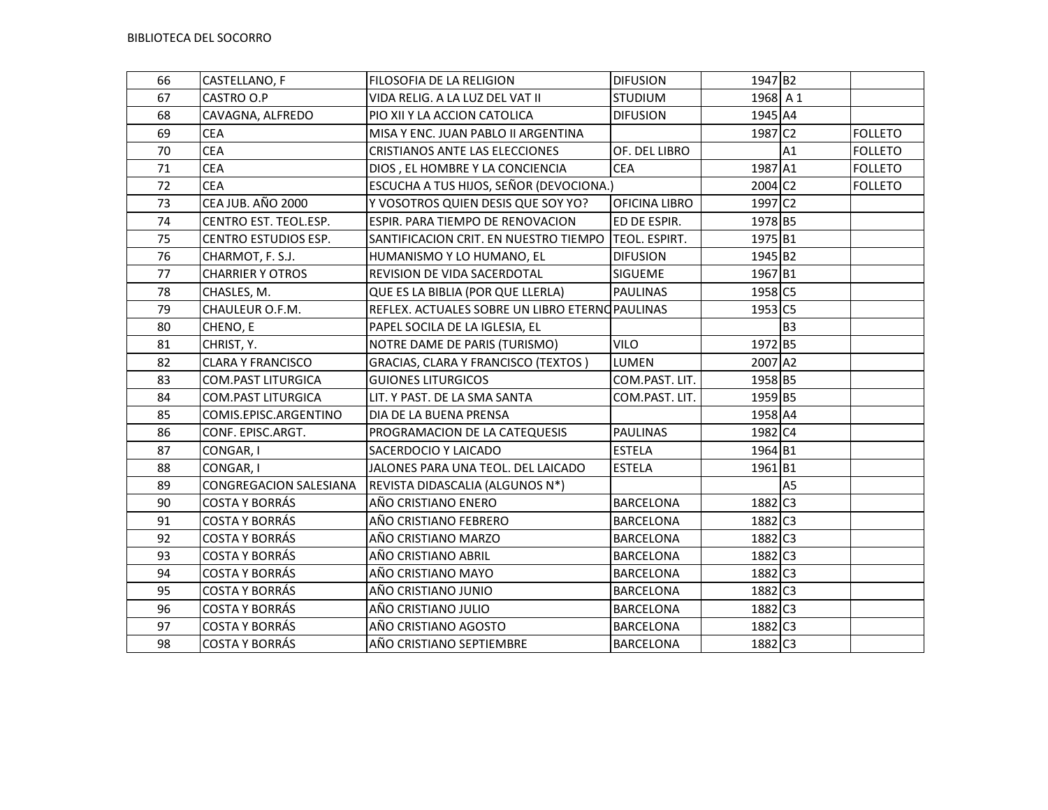| | | | | | | |
|---|---|---|---|---|---|---|
| 66 | CASTELLANO, F | FILOSOFIA DE LA RELIGION | DIFUSION | 1947 | B2 | |
| 67 | CASTRO O.P | VIDA RELIG. A LA LUZ DEL VAT II | STUDIUM | 1968 | A 1 | |
| 68 | CAVAGNA, ALFREDO | PIO XII Y LA ACCION CATOLICA | DIFUSION | 1945 | A4 | |
| 69 | CEA | MISA Y ENC. JUAN PABLO II ARGENTINA | | 1987 | C2 | FOLLETO |
| 70 | CEA | CRISTIANOS ANTE LAS ELECCIONES | OF. DEL LIBRO | | A1 | FOLLETO |
| 71 | CEA | DIOS , EL HOMBRE Y LA CONCIENCIA | CEA | 1987 | A1 | FOLLETO |
| 72 | CEA | ESCUCHA A TUS HIJOS, SEÑOR (DEVOCIONA.) | | 2004 | C2 | FOLLETO |
| 73 | CEA JUB. AÑO 2000 | Y VOSOTROS QUIEN DESIS QUE SOY YO? | OFICINA LIBRO | 1997 | C2 | |
| 74 | CENTRO EST. TEOL.ESP. | ESPIR. PARA TIEMPO DE RENOVACION | ED DE ESPIR. | 1978 | B5 | |
| 75 | CENTRO ESTUDIOS ESP. | SANTIFICACION CRIT. EN NUESTRO TIEMPO | TEOL. ESPIRT. | 1975 | B1 | |
| 76 | CHARMOT, F. S.J. | HUMANISMO Y LO HUMANO, EL | DIFUSION | 1945 | B2 | |
| 77 | CHARRIER Y OTROS | REVISION DE VIDA SACERDOTAL | SIGUEME | 1967 | B1 | |
| 78 | CHASLES, M. | QUE ES LA BIBLIA (POR QUE LLERLA) | PAULINAS | 1958 | C5 | |
| 79 | CHAULEUR O.F.M. | REFLEX. ACTUALES SOBRE UN LIBRO ETERNO | PAULINAS | 1953 | C5 | |
| 80 | CHENO, E | PAPEL SOCILA DE LA IGLESIA, EL | | | B3 | |
| 81 | CHRIST, Y. | NOTRE DAME DE PARIS (TURISMO) | VILO | 1972 | B5 | |
| 82 | CLARA Y FRANCISCO | GRACIAS, CLARA Y FRANCISCO (TEXTOS ) | LUMEN | 2007 | A2 | |
| 83 | COM.PAST LITURGICA | GUIONES LITURGICOS | COM.PAST. LIT. | 1958 | B5 | |
| 84 | COM.PAST LITURGICA | LIT. Y PAST. DE LA SMA SANTA | COM.PAST. LIT. | 1959 | B5 | |
| 85 | COMIS.EPISC.ARGENTINO | DIA DE LA BUENA PRENSA | | 1958 | A4 | |
| 86 | CONF. EPISC.ARGT. | PROGRAMACION DE LA CATEQUESIS | PAULINAS | 1982 | C4 | |
| 87 | CONGAR, I | SACERDOCIO Y LAICADO | ESTELA | 1964 | B1 | |
| 88 | CONGAR, I | JALONES PARA UNA TEOL. DEL LAICADO | ESTELA | 1961 | B1 | |
| 89 | CONGREGACION SALESIANA | REVISTA DIDASCALIA (ALGUNOS N*) | | | A5 | |
| 90 | COSTA Y BORRÁS | AÑO CRISTIANO ENERO | BARCELONA | 1882 | C3 | |
| 91 | COSTA Y BORRÁS | AÑO CRISTIANO FEBRERO | BARCELONA | 1882 | C3 | |
| 92 | COSTA Y BORRÁS | AÑO CRISTIANO MARZO | BARCELONA | 1882 | C3 | |
| 93 | COSTA Y BORRÁS | AÑO CRISTIANO ABRIL | BARCELONA | 1882 | C3 | |
| 94 | COSTA Y BORRÁS | AÑO CRISTIANO MAYO | BARCELONA | 1882 | C3 | |
| 95 | COSTA Y BORRÁS | AÑO CRISTIANO JUNIO | BARCELONA | 1882 | C3 | |
| 96 | COSTA Y BORRÁS | AÑO CRISTIANO JULIO | BARCELONA | 1882 | C3 | |
| 97 | COSTA Y BORRÁS | AÑO CRISTIANO AGOSTO | BARCELONA | 1882 | C3 | |
| 98 | COSTA Y BORRÁS | AÑO CRISTIANO SEPTIEMBRE | BARCELONA | 1882 | C3 | |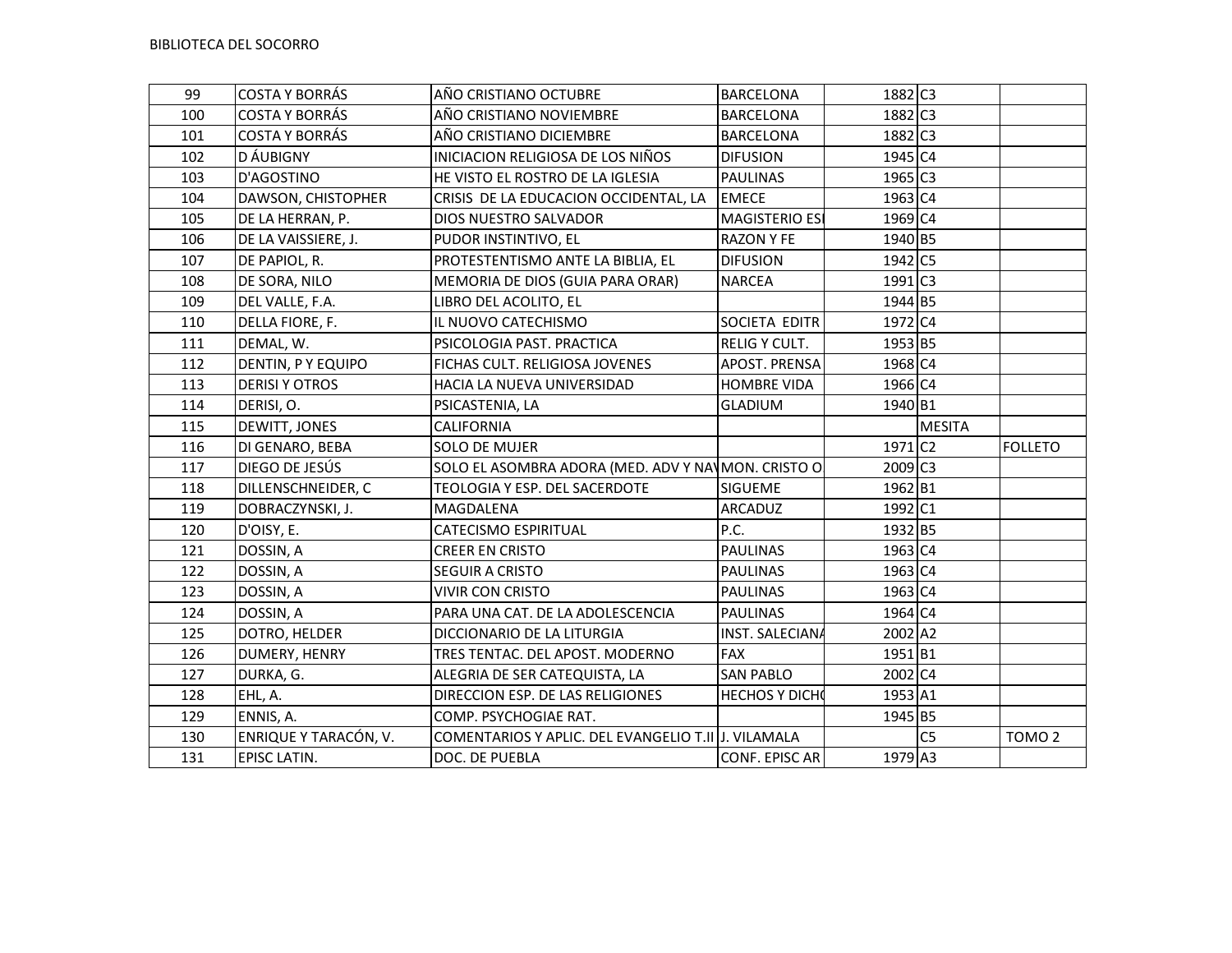BIBLIOTECA DEL SOCORRO

| | | | | | | |
|---|---|---|---|---|---|---|
| 99 | COSTA Y BORRÁS | AÑO CRISTIANO OCTUBRE | BARCELONA | 1882 | C3 | |
| 100 | COSTA Y BORRÁS | AÑO CRISTIANO NOVIEMBRE | BARCELONA | 1882 | C3 | |
| 101 | COSTA Y BORRÁS | AÑO CRISTIANO DICIEMBRE | BARCELONA | 1882 | C3 | |
| 102 | D ÁUBIGNY | INICIACION RELIGIOSA DE LOS NIÑOS | DIFUSION | 1945 | C4 | |
| 103 | D'AGOSTINO | HE VISTO EL ROSTRO DE LA IGLESIA | PAULINAS | 1965 | C3 | |
| 104 | DAWSON, CHISTOPHER | CRISIS DE LA EDUCACION OCCIDENTAL, LA | EMECE | 1963 | C4 | |
| 105 | DE LA HERRAN, P. | DIOS NUESTRO SALVADOR | MAGISTERIO ESI | 1969 | C4 | |
| 106 | DE LA VAISSIERE, J. | PUDOR INSTINTIVO, EL | RAZON Y FE | 1940 | B5 | |
| 107 | DE PAPIOL, R. | PROTESTENTISMO ANTE LA BIBLIA, EL | DIFUSION | 1942 | C5 | |
| 108 | DE SORA, NILO | MEMORIA DE DIOS (GUIA PARA ORAR) | NARCEA | 1991 | C3 | |
| 109 | DEL VALLE, F.A. | LIBRO DEL ACOLITO, EL | | 1944 | B5 | |
| 110 | DELLA FIORE, F. | IL NUOVO CATECHISMO | SOCIETA EDITR | 1972 | C4 | |
| 111 | DEMAL, W. | PSICOLOGIA PAST. PRACTICA | RELIG Y CULT. | 1953 | B5 | |
| 112 | DENTIN, P Y EQUIPO | FICHAS CULT. RELIGIOSA JOVENES | APOST. PRENSA | 1968 | C4 | |
| 113 | DERISI Y OTROS | HACIA LA NUEVA UNIVERSIDAD | HOMBRE VIDA | 1966 | C4 | |
| 114 | DERISI, O. | PSICASTENIA, LA | GLADIUM | 1940 | B1 | |
| 115 | DEWITT, JONES | CALIFORNIA | | | MESITA | |
| 116 | DI GENARO, BEBA | SOLO DE MUJER | | 1971 | C2 | FOLLETO |
| 117 | DIEGO DE JESÚS | SOLO EL ASOMBRA ADORA (MED. ADV Y NAV | MON. CRISTO O | 2009 | C3 | |
| 118 | DILLENSCHNEIDER, C | TEOLOGIA Y ESP. DEL SACERDOTE | SIGUEME | 1962 | B1 | |
| 119 | DOBRACZYNSKI, J. | MAGDALENA | ARCADUZ | 1992 | C1 | |
| 120 | D'OISY, E. | CATECISMO ESPIRITUAL | P.C. | 1932 | B5 | |
| 121 | DOSSIN, A | CREER EN CRISTO | PAULINAS | 1963 | C4 | |
| 122 | DOSSIN, A | SEGUIR A CRISTO | PAULINAS | 1963 | C4 | |
| 123 | DOSSIN, A | VIVIR CON CRISTO | PAULINAS | 1963 | C4 | |
| 124 | DOSSIN, A | PARA UNA CAT. DE LA ADOLESCENCIA | PAULINAS | 1964 | C4 | |
| 125 | DOTRO, HELDER | DICCIONARIO DE LA LITURGIA | INST. SALECIANA | 2002 | A2 | |
| 126 | DUMERY, HENRY | TRES TENTAC. DEL APOST. MODERNO | FAX | 1951 | B1 | |
| 127 | DURKA, G. | ALEGRIA DE SER CATEQUISTA, LA | SAN PABLO | 2002 | C4 | |
| 128 | EHL, A. | DIRECCION ESP. DE LAS RELIGIONES | HECHOS Y DICHO | 1953 | A1 | |
| 129 | ENNIS, A. | COMP. PSYCHOGIAE RAT. | | 1945 | B5 | |
| 130 | ENRIQUE Y TARACÓN, V. | COMENTARIOS Y APLIC. DEL EVANGELIO T.II | J. VILAMALA | | C5 | TOMO 2 |
| 131 | EPISC LATIN. | DOC. DE PUEBLA | CONF. EPISC AR | 1979 | A3 | |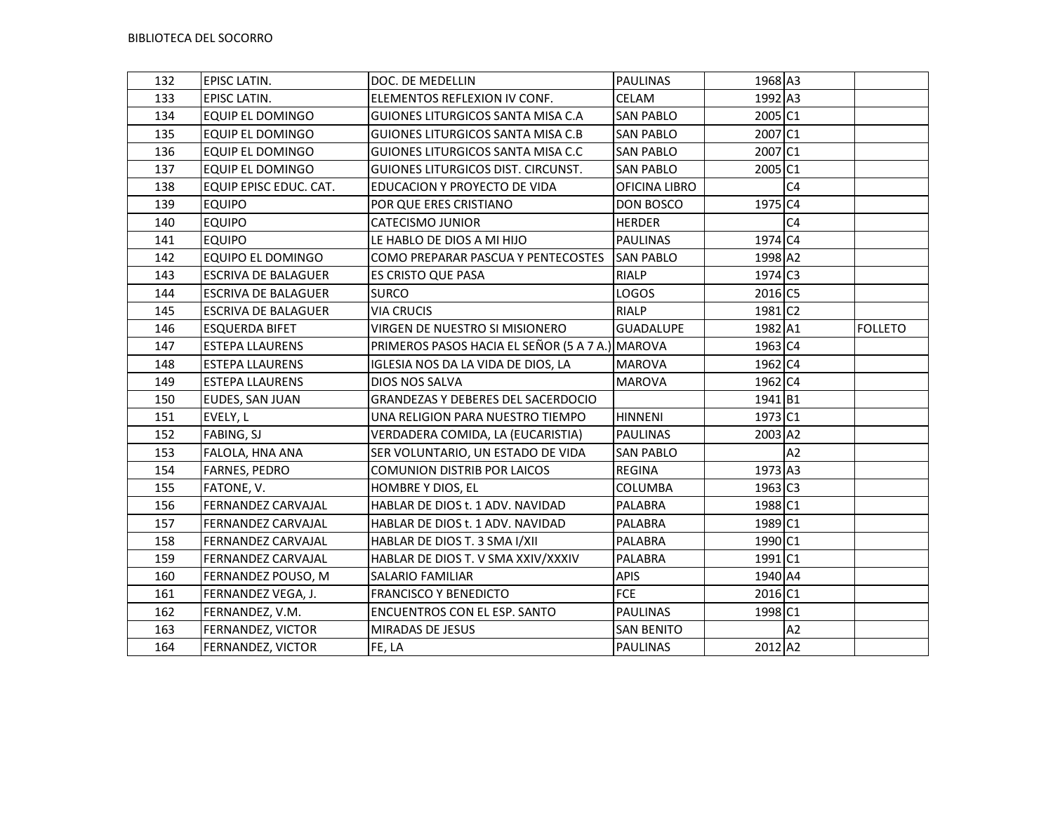BIBLIOTECA DEL SOCORRO

| | | | | | | |
|---|---|---|---|---|---|---|
| 132 | EPISC LATIN. | DOC. DE MEDELLIN | PAULINAS | 1968 | A3 | |
| 133 | EPISC LATIN. | ELEMENTOS REFLEXION IV CONF. | CELAM | 1992 | A3 | |
| 134 | EQUIP EL DOMINGO | GUIONES LITURGICOS SANTA MISA C.A | SAN PABLO | 2005 | C1 | |
| 135 | EQUIP EL DOMINGO | GUIONES LITURGICOS SANTA MISA C.B | SAN PABLO | 2007 | C1 | |
| 136 | EQUIP EL DOMINGO | GUIONES LITURGICOS SANTA MISA C.C | SAN PABLO | 2007 | C1 | |
| 137 | EQUIP EL DOMINGO | GUIONES LITURGICOS DIST. CIRCUNST. | SAN PABLO | 2005 | C1 | |
| 138 | EQUIP EPISC EDUC. CAT. | EDUCACION Y PROYECTO DE VIDA | OFICINA LIBRO | | C4 | |
| 139 | EQUIPO | POR QUE ERES CRISTIANO | DON BOSCO | 1975 | C4 | |
| 140 | EQUIPO | CATECISMO JUNIOR | HERDER | | C4 | |
| 141 | EQUIPO | LE HABLO DE DIOS A MI HIJO | PAULINAS | 1974 | C4 | |
| 142 | EQUIPO EL DOMINGO | COMO PREPARAR PASCUA Y PENTECOSTES | SAN PABLO | 1998 | A2 | |
| 143 | ESCRIVA DE BALAGUER | ES CRISTO QUE PASA | RIALP | 1974 | C3 | |
| 144 | ESCRIVA DE BALAGUER | SURCO | LOGOS | 2016 | C5 | |
| 145 | ESCRIVA DE BALAGUER | VIA CRUCIS | RIALP | 1981 | C2 | |
| 146 | ESQUERDA BIFET | VIRGEN DE NUESTRO SI MISIONERO | GUADALUPE | 1982 | A1 | FOLLETO |
| 147 | ESTEPA LLAURENS | PRIMEROS PASOS HACIA EL SEÑOR (5 A 7 A.) | MAROVA | 1963 | C4 | |
| 148 | ESTEPA LLAURENS | IGLESIA NOS DA LA VIDA DE DIOS, LA | MAROVA | 1962 | C4 | |
| 149 | ESTEPA LLAURENS | DIOS NOS SALVA | MAROVA | 1962 | C4 | |
| 150 | EUDES, SAN JUAN | GRANDEZAS Y DEBERES DEL SACERDOCIO | | 1941 | B1 | |
| 151 | EVELY, L | UNA RELIGION PARA NUESTRO TIEMPO | HINNENI | 1973 | C1 | |
| 152 | FABING, SJ | VERDADERA COMIDA, LA (EUCARISTIA) | PAULINAS | 2003 | A2 | |
| 153 | FALOLA, HNA ANA | SER VOLUNTARIO, UN ESTADO DE VIDA | SAN PABLO | | A2 | |
| 154 | FARNES, PEDRO | COMUNION DISTRIB POR LAICOS | REGINA | 1973 | A3 | |
| 155 | FATONE, V. | HOMBRE Y DIOS, EL | COLUMBA | 1963 | C3 | |
| 156 | FERNANDEZ CARVAJAL | HABLAR DE DIOS t. 1 ADV. NAVIDAD | PALABRA | 1988 | C1 | |
| 157 | FERNANDEZ CARVAJAL | HABLAR DE DIOS t. 1 ADV. NAVIDAD | PALABRA | 1989 | C1 | |
| 158 | FERNANDEZ CARVAJAL | HABLAR DE DIOS T. 3 SMA I/XII | PALABRA | 1990 | C1 | |
| 159 | FERNANDEZ CARVAJAL | HABLAR DE DIOS T. V SMA XXIV/XXXIV | PALABRA | 1991 | C1 | |
| 160 | FERNANDEZ POUSO, M | SALARIO FAMILIAR | APIS | 1940 | A4 | |
| 161 | FERNANDEZ VEGA, J. | FRANCISCO Y BENEDICTO | FCE | 2016 | C1 | |
| 162 | FERNANDEZ, V.M. | ENCUENTROS CON EL ESP. SANTO | PAULINAS | 1998 | C1 | |
| 163 | FERNANDEZ, VICTOR | MIRADAS DE JESUS | SAN BENITO | | A2 | |
| 164 | FERNANDEZ, VICTOR | FE, LA | PAULINAS | 2012 | A2 | |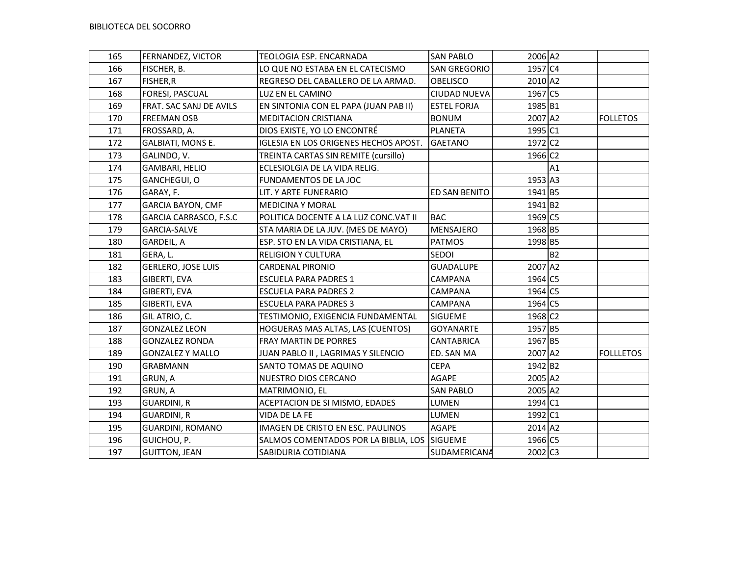BIBLIOTECA DEL SOCORRO

| | | | | | | |
|---|---|---|---|---|---|---|
| 165 | FERNANDEZ, VICTOR | TEOLOGIA ESP. ENCARNADA | SAN PABLO | 2006 | A2 | |
| 166 | FISCHER, B. | LO QUE NO ESTABA EN EL CATECISMO | SAN GREGORIO | 1957 | C4 | |
| 167 | FISHER,R | REGRESO DEL CABALLERO DE LA ARMAD. | OBELISCO | 2010 | A2 | |
| 168 | FORESI, PASCUAL | LUZ EN EL CAMINO | CIUDAD NUEVA | 1967 | C5 | |
| 169 | FRAT. SAC SANJ DE AVILS | EN SINTONIA CON EL PAPA (JUAN PAB II) | ESTEL FORJA | 1985 | B1 | |
| 170 | FREEMAN OSB | MEDITACION CRISTIANA | BONUM | 2007 | A2 | FOLLETOS |
| 171 | FROSSARD, A. | DIOS EXISTE, YO LO ENCONTRÉ | PLANETA | 1995 | C1 | |
| 172 | GALBIATI, MONS E. | IGLESIA EN LOS ORIGENES HECHOS APOST. | GAETANO | 1972 | C2 | |
| 173 | GALINDO, V. | TREINTA CARTAS SIN REMITE (cursillo) | | 1966 | C2 | |
| 174 | GAMBARI, HELIO | ECLESIOLGIA DE LA VIDA RELIG. | | | A1 | |
| 175 | GANCHEGUI, O | FUNDAMENTOS DE LA JOC | | 1953 | A3 | |
| 176 | GARAY, F. | LIT. Y ARTE FUNERARIO | ED SAN BENITO | 1941 | B5 | |
| 177 | GARCIA BAYON, CMF | MEDICINA Y MORAL | | 1941 | B2 | |
| 178 | GARCIA CARRASCO, F.S.C | POLITICA DOCENTE A LA LUZ CONC.VAT II | BAC | 1969 | C5 | |
| 179 | GARCIA-SALVE | STA MARIA DE LA JUV. (MES DE MAYO) | MENSAJERO | 1968 | B5 | |
| 180 | GARDEIL, A | ESP. STO EN LA VIDA CRISTIANA, EL | PATMOS | 1998 | B5 | |
| 181 | GERA, L. | RELIGION Y CULTURA | SEDOI | | B2 | |
| 182 | GERLERO, JOSE LUIS | CARDENAL PIRONIO | GUADALUPE | 2007 | A2 | |
| 183 | GIBERTI, EVA | ESCUELA PARA PADRES 1 | CAMPANA | 1964 | C5 | |
| 184 | GIBERTI, EVA | ESCUELA PARA PADRES 2 | CAMPANA | 1964 | C5 | |
| 185 | GIBERTI, EVA | ESCUELA PARA PADRES 3 | CAMPANA | 1964 | C5 | |
| 186 | GIL ATRIO, C. | TESTIMONIO, EXIGENCIA FUNDAMENTAL | SIGUEME | 1968 | C2 | |
| 187 | GONZALEZ LEON | HOGUERAS MAS ALTAS, LAS (CUENTOS) | GOYANARTE | 1957 | B5 | |
| 188 | GONZALEZ RONDA | FRAY MARTIN DE PORRES | CANTABRICA | 1967 | B5 | |
| 189 | GONZALEZ Y MALLO | JUAN PABLO II , LAGRIMAS Y SILENCIO | ED. SAN MA | 2007 | A2 | FOLLLETOS |
| 190 | GRABMANN | SANTO TOMAS DE AQUINO | CEPA | 1942 | B2 | |
| 191 | GRUN, A | NUESTRO DIOS CERCANO | AGAPE | 2005 | A2 | |
| 192 | GRUN, A | MATRIMONIO, EL | SAN PABLO | 2005 | A2 | |
| 193 | GUARDINI, R | ACEPTACION DE SI MISMO, EDADES | LUMEN | 1994 | C1 | |
| 194 | GUARDINI, R | VIDA DE LA FE | LUMEN | 1992 | C1 | |
| 195 | GUARDINI, ROMANO | IMAGEN DE CRISTO EN ESC. PAULINOS | AGAPE | 2014 | A2 | |
| 196 | GUICHOU, P. | SALMOS COMENTADOS POR LA BIBLIA, LOS | SIGUEME | 1966 | C5 | |
| 197 | GUITTON, JEAN | SABIDURIA COTIDIANA | SUDAMERICANA | 2002 | C3 | |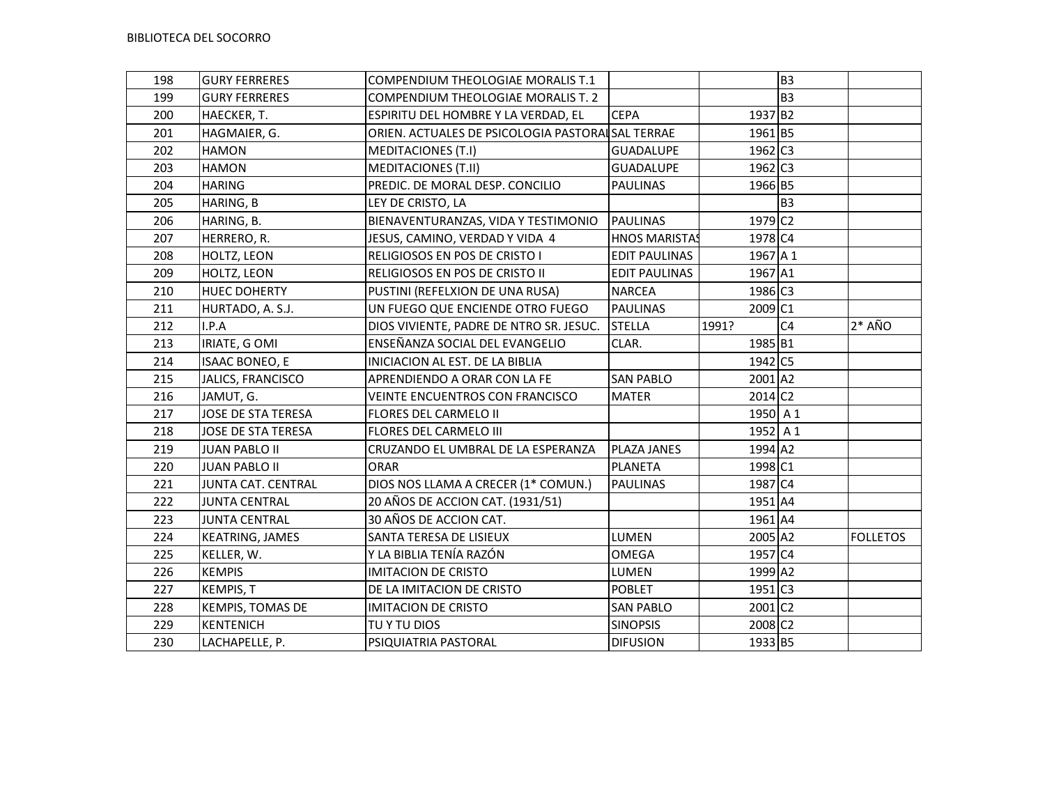BIBLIOTECA DEL SOCORRO

| | | | | | | |
|---|---|---|---|---|---|---|
| 198 | GURY FERRERES | COMPENDIUM THEOLOGIAE MORALIS T.1 | | | B3 | |
| 199 | GURY FERRERES | COMPENDIUM THEOLOGIAE MORALIS T. 2 | | | B3 | |
| 200 | HAECKER, T. | ESPIRITU DEL HOMBRE Y LA VERDAD, EL | CEPA | 1937 | B2 | |
| 201 | HAGMAIER, G. | ORIEN. ACTUALES DE PSICOLOGIA PASTORAL | SAL TERRAE | 1961 | B5 | |
| 202 | HAMON | MEDITACIONES (T.I) | GUADALUPE | 1962 | C3 | |
| 203 | HAMON | MEDITACIONES (T.II) | GUADALUPE | 1962 | C3 | |
| 204 | HARING | PREDIC. DE MORAL DESP. CONCILIO | PAULINAS | 1966 | B5 | |
| 205 | HARING, B | LEY DE CRISTO, LA | | | B3 | |
| 206 | HARING, B. | BIENAVENTURANZAS, VIDA Y TESTIMONIO | PAULINAS | 1979 | C2 | |
| 207 | HERRERO, R. | JESUS, CAMINO, VERDAD Y VIDA 4 | HNOS MARISTAS | 1978 | C4 | |
| 208 | HOLTZ, LEON | RELIGIOSOS EN POS DE CRISTO I | EDIT PAULINAS | 1967 | A 1 | |
| 209 | HOLTZ, LEON | RELIGIOSOS EN POS DE CRISTO II | EDIT PAULINAS | 1967 | A1 | |
| 210 | HUEC DOHERTY | PUSTINI (REFELXION DE UNA RUSA) | NARCEA | 1986 | C3 | |
| 211 | HURTADO, A. S.J. | UN FUEGO QUE ENCIENDE OTRO FUEGO | PAULINAS | 2009 | C1 | |
| 212 | I.P.A | DIOS VIVIENTE, PADRE DE NTRO SR. JESUC. | STELLA | 1991? | C4 | 2* AÑO |
| 213 | IRIATE, G OMI | ENSEÑANZA SOCIAL DEL EVANGELIO | CLAR. | 1985 | B1 | |
| 214 | ISAAC BONEO, E | INICIACION AL EST. DE LA BIBLIA | | 1942 | C5 | |
| 215 | JALICS, FRANCISCO | APRENDIENDO A ORAR CON LA FE | SAN PABLO | 2001 | A2 | |
| 216 | JAMUT, G. | VEINTE ENCUENTROS CON FRANCISCO | MATER | 2014 | C2 | |
| 217 | JOSE DE STA TERESA | FLORES DEL CARMELO II | | 1950 | A 1 | |
| 218 | JOSE DE STA TERESA | FLORES DEL CARMELO III | | 1952 | A 1 | |
| 219 | JUAN PABLO II | CRUZANDO EL UMBRAL DE LA ESPERANZA | PLAZA JANES | 1994 | A2 | |
| 220 | JUAN PABLO II | ORAR | PLANETA | 1998 | C1 | |
| 221 | JUNTA CAT. CENTRAL | DIOS NOS LLAMA A CRECER (1* COMUN.) | PAULINAS | 1987 | C4 | |
| 222 | JUNTA CENTRAL | 20 AÑOS DE ACCION CAT. (1931/51) | | 1951 | A4 | |
| 223 | JUNTA CENTRAL | 30 AÑOS DE ACCION CAT. | | 1961 | A4 | |
| 224 | KEATRING, JAMES | SANTA TERESA DE LISIEUX | LUMEN | 2005 | A2 | FOLLETOS |
| 225 | KELLER, W. | Y LA BIBLIA TENÍA RAZÓN | OMEGA | 1957 | C4 | |
| 226 | KEMPIS | IMITACION DE CRISTO | LUMEN | 1999 | A2 | |
| 227 | KEMPIS, T | DE LA IMITACION DE CRISTO | POBLET | 1951 | C3 | |
| 228 | KEMPIS, TOMAS DE | IMITACION DE CRISTO | SAN PABLO | 2001 | C2 | |
| 229 | KENTENICH | TU Y TU DIOS | SINOPSIS | 2008 | C2 | |
| 230 | LACHAPELLE, P. | PSIQUIATRIA PASTORAL | DIFUSION | 1933 | B5 | |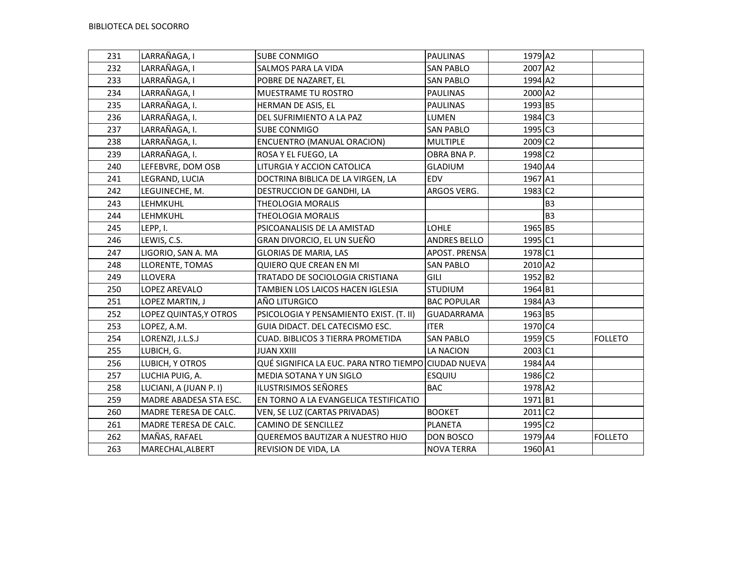| 231 | LARRAÑAGA, I | SUBE CONMIGO | PAULINAS | 1979 | A2 | |
|---|---|---|---|---|---|---|
| 232 | LARRAÑAGA, I | SALMOS PARA LA VIDA | SAN PABLO | 2007 | A2 | |
| 233 | LARRAÑAGA, I | POBRE DE NAZARET, EL | SAN PABLO | 1994 | A2 | |
| 234 | LARRAÑAGA, I | MUESTRAME TU ROSTRO | PAULINAS | 2000 | A2 | |
| 235 | LARRAÑAGA, I. | HERMAN DE ASIS, EL | PAULINAS | 1993 | B5 | |
| 236 | LARRAÑAGA, I. | DEL SUFRIMIENTO A LA PAZ | LUMEN | 1984 | C3 | |
| 237 | LARRAÑAGA, I. | SUBE CONMIGO | SAN PABLO | 1995 | C3 | |
| 238 | LARRAÑAGA, I. | ENCUENTRO (MANUAL ORACION) | MULTIPLE | 2009 | C2 | |
| 239 | LARRAÑAGA, I. | ROSA Y EL FUEGO, LA | OBRA BNA P. | 1998 | C2 | |
| 240 | LEFEBVRE, DOM OSB | LITURGIA Y ACCION CATOLICA | GLADIUM | 1940 | A4 | |
| 241 | LEGRAND, LUCIA | DOCTRINA BIBLICA DE LA VIRGEN, LA | EDV | 1967 | A1 | |
| 242 | LEGUINECHE, M. | DESTRUCCION DE GANDHI, LA | ARGOS VERG. | 1983 | C2 | |
| 243 | LEHMKUHL | THEOLOGIA MORALIS | | | B3 | |
| 244 | LEHMKUHL | THEOLOGIA MORALIS | | | B3 | |
| 245 | LEPP, I. | PSICOANALISIS DE LA AMISTAD | LOHLE | 1965 | B5 | |
| 246 | LEWIS, C.S. | GRAN DIVORCIO, EL UN SUEÑO | ANDRES BELLO | 1995 | C1 | |
| 247 | LIGORIO, SAN A. MA | GLORIAS DE MARIA, LAS | APOST. PRENSA | 1978 | C1 | |
| 248 | LLORENTE, TOMAS | QUIERO QUE CREAN EN MI | SAN PABLO | 2010 | A2 | |
| 249 | LLOVERA | TRATADO DE SOCIOLOGIA CRISTIANA | GILI | 1952 | B2 | |
| 250 | LOPEZ AREVALO | TAMBIEN LOS LAICOS HACEN IGLESIA | STUDIUM | 1964 | B1 | |
| 251 | LOPEZ MARTIN, J | AÑO LITURGICO | BAC POPULAR | 1984 | A3 | |
| 252 | LOPEZ QUINTAS,Y OTROS | PSICOLOGIA Y PENSAMIENTO EXIST. (T. II) | GUADARRAMA | 1963 | B5 | |
| 253 | LOPEZ, A.M. | GUIA DIDACT. DEL CATECISMO ESC. | ITER | 1970 | C4 | |
| 254 | LORENZI, J.L.S.J | CUAD. BIBLICOS 3 TIERRA PROMETIDA | SAN PABLO | 1959 | C5 | FOLLETO |
| 255 | LUBICH, G. | JUAN XXIII | LA NACION | 2003 | C1 | |
| 256 | LUBICH, Y OTROS | QUÉ SIGNIFICA LA EUC. PARA NTRO TIEMPO | CIUDAD NUEVA | 1984 | A4 | |
| 257 | LUCHIA PUIG, A. | MEDIA SOTANA Y UN SIGLO | ESQUIU | 1986 | C2 | |
| 258 | LUCIANI, A (JUAN P. I) | ILUSTRISIMOS SEÑORES | BAC | 1978 | A2 | |
| 259 | MADRE ABADESA STA ESC. | EN TORNO A LA EVANGELICA TESTIFICATIO | | 1971 | B1 | |
| 260 | MADRE TERESA DE CALC. | VEN, SE LUZ (CARTAS PRIVADAS) | BOOKET | 2011 | C2 | |
| 261 | MADRE TERESA DE CALC. | CAMINO DE SENCILLEZ | PLANETA | 1995 | C2 | |
| 262 | MAÑAS, RAFAEL | QUEREMOS BAUTIZAR A NUESTRO HIJO | DON BOSCO | 1979 | A4 | FOLLETO |
| 263 | MARECHAL,ALBERT | REVISION DE VIDA, LA | NOVA TERRA | 1960 | A1 | |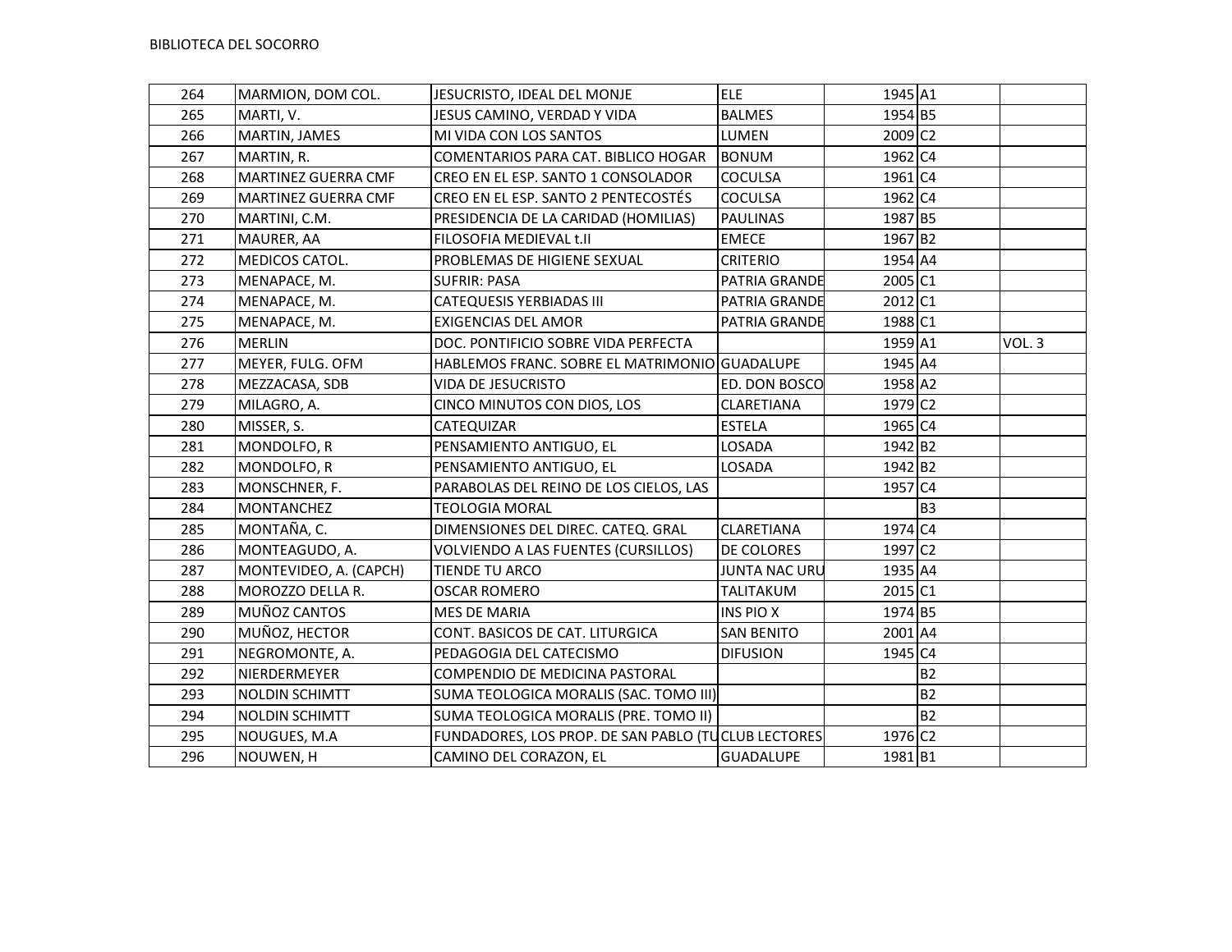BIBLIOTECA DEL SOCORRO

| | | | | | | |
|---|---|---|---|---|---|---|
| 264 | MARMION, DOM COL. | JESUCRISTO, IDEAL DEL MONJE | ELE | 1945 | A1 | |
| 265 | MARTI, V. | JESUS CAMINO, VERDAD Y VIDA | BALMES | 1954 | B5 | |
| 266 | MARTIN, JAMES | MI VIDA CON LOS SANTOS | LUMEN | 2009 | C2 | |
| 267 | MARTIN, R. | COMENTARIOS PARA CAT. BIBLICO HOGAR | BONUM | 1962 | C4 | |
| 268 | MARTINEZ GUERRA CMF | CREO EN EL ESP. SANTO 1 CONSOLADOR | COCULSA | 1961 | C4 | |
| 269 | MARTINEZ GUERRA CMF | CREO EN EL ESP. SANTO 2 PENTECOSTÉS | COCULSA | 1962 | C4 | |
| 270 | MARTINI, C.M. | PRESIDENCIA DE LA CARIDAD (HOMILIAS) | PAULINAS | 1987 | B5 | |
| 271 | MAURER, AA | FILOSOFIA MEDIEVAL t.II | EMECE | 1967 | B2 | |
| 272 | MEDICOS CATOL. | PROBLEMAS DE HIGIENE SEXUAL | CRITERIO | 1954 | A4 | |
| 273 | MENAPACE, M. | SUFRIR: PASA | PATRIA GRANDE | 2005 | C1 | |
| 274 | MENAPACE, M. | CATEQUESIS YERBIADAS III | PATRIA GRANDE | 2012 | C1 | |
| 275 | MENAPACE, M. | EXIGENCIAS DEL AMOR | PATRIA GRANDE | 1988 | C1 | |
| 276 | MERLIN | DOC. PONTIFICIO SOBRE VIDA PERFECTA | | 1959 | A1 | VOL. 3 |
| 277 | MEYER, FULG. OFM | HABLEMOS FRANC. SOBRE EL MATRIMONIO | GUADALUPE | 1945 | A4 | |
| 278 | MEZZACASA, SDB | VIDA DE JESUCRISTO | ED. DON BOSCO | 1958 | A2 | |
| 279 | MILAGRO, A. | CINCO MINUTOS CON DIOS, LOS | CLARETIANA | 1979 | C2 | |
| 280 | MISSER, S. | CATEQUIZAR | ESTELA | 1965 | C4 | |
| 281 | MONDOLFO, R | PENSAMIENTO ANTIGUO, EL | LOSADA | 1942 | B2 | |
| 282 | MONDOLFO, R | PENSAMIENTO ANTIGUO, EL | LOSADA | 1942 | B2 | |
| 283 | MONSCHNER, F. | PARABOLAS DEL REINO DE LOS CIELOS, LAS | | 1957 | C4 | |
| 284 | MONTANCHEZ | TEOLOGIA MORAL | | | B3 | |
| 285 | MONTAÑA, C. | DIMENSIONES DEL DIREC. CATEQ. GRAL | CLARETIANA | 1974 | C4 | |
| 286 | MONTEAGUDO, A. | VOLVIENDO A LAS FUENTES (CURSILLOS) | DE COLORES | 1997 | C2 | |
| 287 | MONTEVIDEO, A. (CAPCH) | TIENDE TU ARCO | JUNTA NAC URU | 1935 | A4 | |
| 288 | MOROZZO DELLA R. | OSCAR ROMERO | TALITAKUM | 2015 | C1 | |
| 289 | MUÑOZ CANTOS | MES DE MARIA | INS PIO X | 1974 | B5 | |
| 290 | MUÑOZ, HECTOR | CONT. BASICOS DE CAT. LITURGICA | SAN BENITO | 2001 | A4 | |
| 291 | NEGROMONTE, A. | PEDAGOGIA DEL CATECISMO | DIFUSION | 1945 | C4 | |
| 292 | NIERDERMEYER | COMPENDIO DE MEDICINA PASTORAL | | | B2 | |
| 293 | NOLDIN SCHIMTT | SUMA TEOLOGICA MORALIS (SAC. TOMO III) | | | B2 | |
| 294 | NOLDIN SCHIMTT | SUMA TEOLOGICA MORALIS (PRE. TOMO II) | | | B2 | |
| 295 | NOUGUES, M.A | FUNDADORES, LOS PROP. DE SAN PABLO (TU | CLUB LECTORES | 1976 | C2 | |
| 296 | NOUWEN, H | CAMINO DEL CORAZON, EL | GUADALUPE | 1981 | B1 | |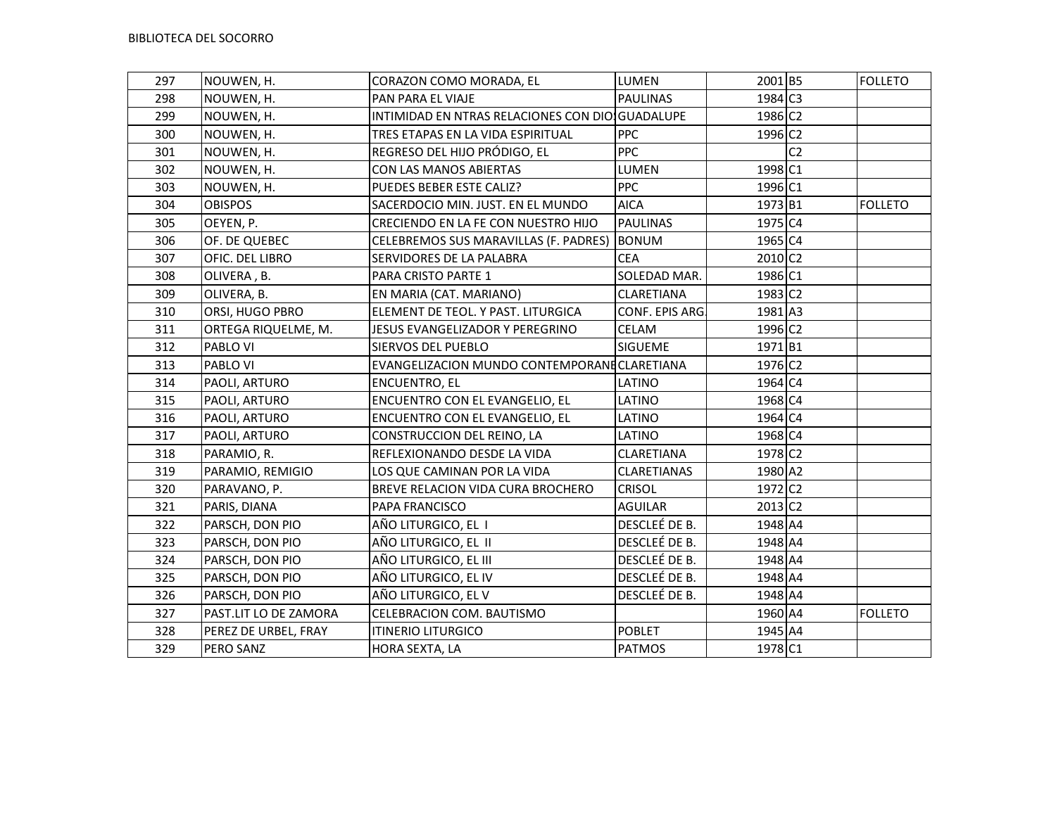BIBLIOTECA DEL SOCORRO

| | | | | | | |
|---|---|---|---|---|---|---|
| 297 | NOUWEN, H. | CORAZON COMO MORADA, EL | LUMEN | 2001 | B5 | FOLLETO |
| 298 | NOUWEN, H. | PAN PARA EL VIAJE | PAULINAS | 1984 | C3 | |
| 299 | NOUWEN, H. | INTIMIDAD EN NTRAS RELACIONES CON DIOS | GUADALUPE | 1986 | C2 | |
| 300 | NOUWEN, H. | TRES ETAPAS EN LA VIDA ESPIRITUAL | PPC | 1996 | C2 | |
| 301 | NOUWEN, H. | REGRESO DEL HIJO PRÓDIGO, EL | PPC | | C2 | |
| 302 | NOUWEN, H. | CON LAS MANOS ABIERTAS | LUMEN | 1998 | C1 | |
| 303 | NOUWEN, H. | PUEDES BEBER ESTE CALIZ? | PPC | 1996 | C1 | |
| 304 | OBISPOS | SACERDOCIO MIN. JUST. EN EL MUNDO | AICA | 1973 | B1 | FOLLETO |
| 305 | OEYEN, P. | CRECIENDO EN LA FE CON NUESTRO HIJO | PAULINAS | 1975 | C4 | |
| 306 | OF. DE QUEBEC | CELEBREMOS SUS MARAVILLAS (F. PADRES) | BONUM | 1965 | C4 | |
| 307 | OFIC. DEL LIBRO | SERVIDORES DE LA PALABRA | CEA | 2010 | C2 | |
| 308 | OLIVERA , B. | PARA CRISTO PARTE 1 | SOLEDAD MAR. | 1986 | C1 | |
| 309 | OLIVERA, B. | EN MARIA (CAT. MARIANO) | CLARETIANA | 1983 | C2 | |
| 310 | ORSI, HUGO PBRO | ELEMENT DE TEOL. Y PAST. LITURGICA | CONF. EPIS ARG. | 1981 | A3 | |
| 311 | ORTEGA RIQUELME, M. | JESUS EVANGELIZADOR Y PEREGRINO | CELAM | 1996 | C2 | |
| 312 | PABLO VI | SIERVOS DEL PUEBLO | SIGUEME | 1971 | B1 | |
| 313 | PABLO VI | EVANGELIZACION MUNDO CONTEMPORANE | CLARETIANA | 1976 | C2 | |
| 314 | PAOLI, ARTURO | ENCUENTRO, EL | LATINO | 1964 | C4 | |
| 315 | PAOLI, ARTURO | ENCUENTRO CON EL EVANGELIO, EL | LATINO | 1968 | C4 | |
| 316 | PAOLI, ARTURO | ENCUENTRO CON EL EVANGELIO, EL | LATINO | 1964 | C4 | |
| 317 | PAOLI, ARTURO | CONSTRUCCION DEL REINO, LA | LATINO | 1968 | C4 | |
| 318 | PARAMIO, R. | REFLEXIONANDO DESDE LA VIDA | CLARETIANA | 1978 | C2 | |
| 319 | PARAMIO, REMIGIO | LOS QUE CAMINAN POR LA VIDA | CLARETIANAS | 1980 | A2 | |
| 320 | PARAVANO, P. | BREVE RELACION VIDA CURA BROCHERO | CRISOL | 1972 | C2 | |
| 321 | PARIS, DIANA | PAPA FRANCISCO | AGUILAR | 2013 | C2 | |
| 322 | PARSCH, DON PIO | AÑO LITURGICO, EL I | DESCLEÉ DE B. | 1948 | A4 | |
| 323 | PARSCH, DON PIO | AÑO LITURGICO, EL II | DESCLEÉ DE B. | 1948 | A4 | |
| 324 | PARSCH, DON PIO | AÑO LITURGICO, EL III | DESCLEÉ DE B. | 1948 | A4 | |
| 325 | PARSCH, DON PIO | AÑO LITURGICO, EL IV | DESCLEÉ DE B. | 1948 | A4 | |
| 326 | PARSCH, DON PIO | AÑO LITURGICO, EL V | DESCLEÉ DE B. | 1948 | A4 | |
| 327 | PAST.LIT LO DE ZAMORA | CELEBRACION COM. BAUTISMO | | 1960 | A4 | FOLLETO |
| 328 | PEREZ DE URBEL, FRAY | ITINERIO LITURGICO | POBLET | 1945 | A4 | |
| 329 | PERO SANZ | HORA SEXTA, LA | PATMOS | 1978 | C1 | |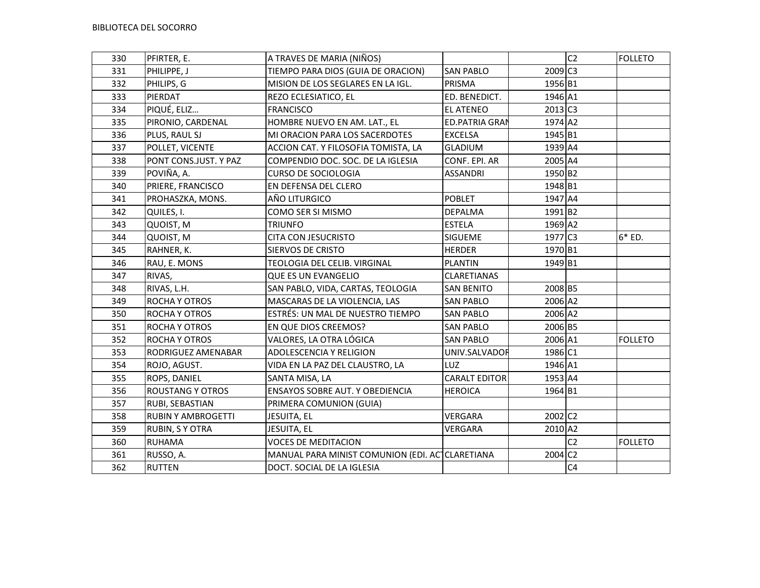| | | | | | | |
|---|---|---|---|---|---|---|
| 330 | PFIRTER, E. | A TRAVES DE MARIA (NIÑOS) | | | C2 | FOLLETO |
| 331 | PHILIPPE, J | TIEMPO PARA DIOS (GUIA DE ORACION) | SAN PABLO | 2009 | C3 | |
| 332 | PHILIPS, G | MISION DE LOS SEGLARES EN LA IGL. | PRISMA | 1956 | B1 | |
| 333 | PIERDAT | REZO ECLESIATICO, EL | ED. BENEDICT. | 1946 | A1 | |
| 334 | PIQUÉ, ELIZ… | FRANCISCO | EL ATENEO | 2013 | C3 | |
| 335 | PIRONIO, CARDENAL | HOMBRE NUEVO EN AM. LAT., EL | ED.PATRIA GRAN | 1974 | A2 | |
| 336 | PLUS, RAUL SJ | MI ORACION PARA LOS SACERDOTES | EXCELSA | 1945 | B1 | |
| 337 | POLLET, VICENTE | ACCION CAT. Y FILOSOFIA TOMISTA, LA | GLADIUM | 1939 | A4 | |
| 338 | PONT CONS.JUST. Y PAZ | COMPENDIO DOC. SOC. DE LA IGLESIA | CONF. EPI. AR | 2005 | A4 | |
| 339 | POVIÑA, A. | CURSO DE SOCIOLOGIA | ASSANDRI | 1950 | B2 | |
| 340 | PRIERE, FRANCISCO | EN DEFENSA DEL CLERO | | 1948 | B1 | |
| 341 | PROHASZKA, MONS. | AÑO LITURGICO | POBLET | 1947 | A4 | |
| 342 | QUILES, I. | COMO SER SI MISMO | DEPALMA | 1991 | B2 | |
| 343 | QUOIST, M | TRIUNFO | ESTELA | 1969 | A2 | |
| 344 | QUOIST, M | CITA CON JESUCRISTO | SIGUEME | 1977 | C3 | 6* ED. |
| 345 | RAHNER, K. | SIERVOS DE CRISTO | HERDER | 1970 | B1 | |
| 346 | RAU, E. MONS | TEOLOGIA DEL CELIB. VIRGINAL | PLANTIN | 1949 | B1 | |
| 347 | RIVAS, | QUE ES UN EVANGELIO | CLARETIANAS | | | |
| 348 | RIVAS, L.H. | SAN PABLO, VIDA, CARTAS, TEOLOGIA | SAN BENITO | 2008 | B5 | |
| 349 | ROCHA Y OTROS | MASCARAS DE LA VIOLENCIA, LAS | SAN PABLO | 2006 | A2 | |
| 350 | ROCHA Y OTROS | ESTRÉS: UN MAL DE NUESTRO TIEMPO | SAN PABLO | 2006 | A2 | |
| 351 | ROCHA Y OTROS | EN QUE DIOS CREEMOS? | SAN PABLO | 2006 | B5 | |
| 352 | ROCHA Y OTROS | VALORES, LA OTRA LÓGICA | SAN PABLO | 2006 | A1 | FOLLETO |
| 353 | RODRIGUEZ AMENABAR | ADOLESCENCIA Y RELIGION | UNIV.SALVADOR | 1986 | C1 | |
| 354 | ROJO, AGUST. | VIDA EN LA PAZ DEL CLAUSTRO, LA | LUZ | 1946 | A1 | |
| 355 | ROPS, DANIEL | SANTA MISA, LA | CARALT EDITOR | 1953 | A4 | |
| 356 | ROUSTANG Y OTROS | ENSAYOS SOBRE AUT. Y OBEDIENCIA | HEROICA | 1964 | B1 | |
| 357 | RUBI, SEBASTIAN | PRIMERA COMUNION (GUIA) | | | | |
| 358 | RUBIN Y AMBROGETTI | JESUITA, EL | VERGARA | 2002 | C2 | |
| 359 | RUBIN, S Y OTRA | JESUITA, EL | VERGARA | 2010 | A2 | |
| 360 | RUHAMA | VOCES DE MEDITACION | | | C2 | FOLLETO |
| 361 | RUSSO, A. | MANUAL PARA MINIST COMUNION (EDI. ACT | CLARETIANA | 2004 | C2 | |
| 362 | RUTTEN | DOCT. SOCIAL DE LA IGLESIA | | | C4 | |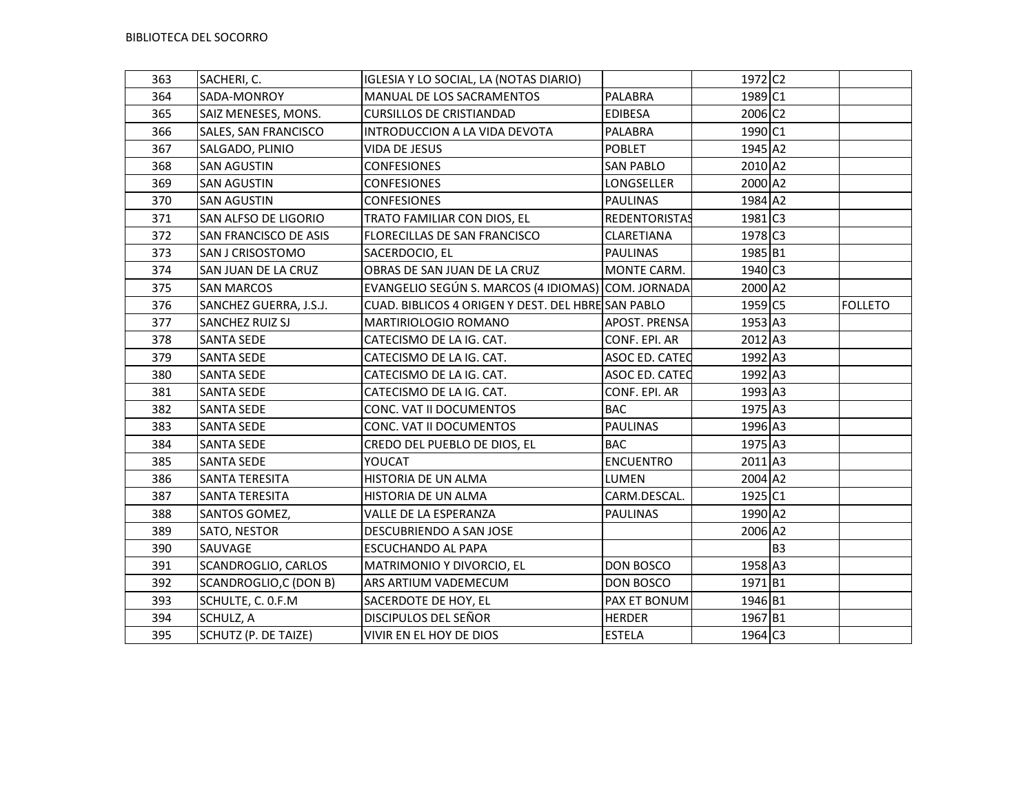BIBLIOTECA DEL SOCORRO

| | | | | | | |
|---|---|---|---|---|---|---|
| 363 | SACHERI, C. | IGLESIA Y LO SOCIAL, LA (NOTAS DIARIO) | | 1972 | C2 | |
| 364 | SADA-MONROY | MANUAL DE LOS SACRAMENTOS | PALABRA | 1989 | C1 | |
| 365 | SAIZ MENESES, MONS. | CURSILLOS DE CRISTIANDAD | EDIBESA | 2006 | C2 | |
| 366 | SALES, SAN FRANCISCO | INTRODUCCION A LA VIDA DEVOTA | PALABRA | 1990 | C1 | |
| 367 | SALGADO, PLINIO | VIDA DE JESUS | POBLET | 1945 | A2 | |
| 368 | SAN AGUSTIN | CONFESIONES | SAN PABLO | 2010 | A2 | |
| 369 | SAN AGUSTIN | CONFESIONES | LONGSELLER | 2000 | A2 | |
| 370 | SAN AGUSTIN | CONFESIONES | PAULINAS | 1984 | A2 | |
| 371 | SAN ALFSO DE LIGORIO | TRATO FAMILIAR CON DIOS, EL | REDENTORISTAS | 1981 | C3 | |
| 372 | SAN FRANCISCO DE ASIS | FLORECILLAS DE SAN FRANCISCO | CLARETIANA | 1978 | C3 | |
| 373 | SAN J CRISOSTOMO | SACERDOCIO, EL | PAULINAS | 1985 | B1 | |
| 374 | SAN JUAN DE LA CRUZ | OBRAS DE SAN JUAN DE LA CRUZ | MONTE CARM. | 1940 | C3 | |
| 375 | SAN MARCOS | EVANGELIO SEGÚN S. MARCOS (4 IDIOMAS) | COM. JORNADA | 2000 | A2 | |
| 376 | SANCHEZ GUERRA, J.S.J. | CUAD. BIBLICOS 4 ORIGEN Y DEST. DEL HBRE | SAN PABLO | 1959 | C5 | FOLLETO |
| 377 | SANCHEZ RUIZ SJ | MARTIRIOLOGIO ROMANO | APOST. PRENSA | 1953 | A3 | |
| 378 | SANTA SEDE | CATECISMO DE LA IG. CAT. | CONF. EPI. AR | 2012 | A3 | |
| 379 | SANTA SEDE | CATECISMO DE LA IG. CAT. | ASOC ED. CATEC | 1992 | A3 | |
| 380 | SANTA SEDE | CATECISMO DE LA IG. CAT. | ASOC ED. CATEC | 1992 | A3 | |
| 381 | SANTA SEDE | CATECISMO DE LA IG. CAT. | CONF. EPI. AR | 1993 | A3 | |
| 382 | SANTA SEDE | CONC. VAT II DOCUMENTOS | BAC | 1975 | A3 | |
| 383 | SANTA SEDE | CONC. VAT II DOCUMENTOS | PAULINAS | 1996 | A3 | |
| 384 | SANTA SEDE | CREDO DEL PUEBLO DE DIOS, EL | BAC | 1975 | A3 | |
| 385 | SANTA SEDE | YOUCAT | ENCUENTRO | 2011 | A3 | |
| 386 | SANTA TERESITA | HISTORIA DE UN ALMA | LUMEN | 2004 | A2 | |
| 387 | SANTA TERESITA | HISTORIA DE UN ALMA | CARM.DESCAL. | 1925 | C1 | |
| 388 | SANTOS GOMEZ, | VALLE DE LA ESPERANZA | PAULINAS | 1990 | A2 | |
| 389 | SATO, NESTOR | DESCUBRIENDO A SAN JOSE | | 2006 | A2 | |
| 390 | SAUVAGE | ESCUCHANDO AL PAPA | | | B3 | |
| 391 | SCANDROGLIO, CARLOS | MATRIMONIO Y DIVORCIO, EL | DON BOSCO | 1958 | A3 | |
| 392 | SCANDROGLIO,C (DON B) | ARS ARTIUM VADEMECUM | DON BOSCO | 1971 | B1 | |
| 393 | SCHULTE, C. 0.F.M | SACERDOTE DE HOY, EL | PAX ET BONUM | 1946 | B1 | |
| 394 | SCHULZ, A | DISCIPULOS DEL SEÑOR | HERDER | 1967 | B1 | |
| 395 | SCHUTZ (P. DE TAIZE) | VIVIR EN EL HOY DE DIOS | ESTELA | 1964 | C3 | |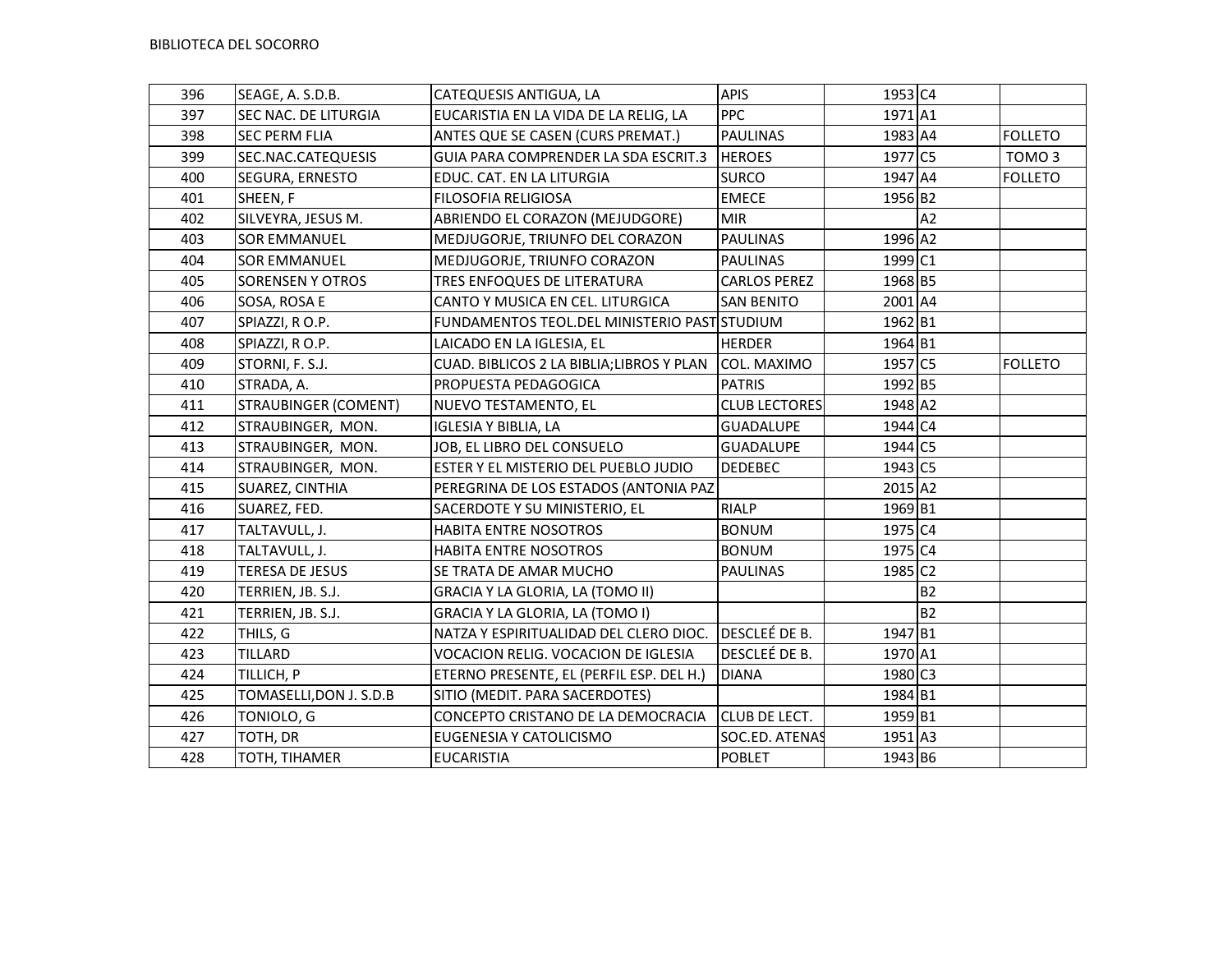BIBLIOTECA DEL SOCORRO

| | | | | | | |
|---|---|---|---|---|---|---|
| 396 | SEAGE, A. S.D.B. | CATEQUESIS ANTIGUA, LA | APIS | 1953 | C4 | |
| 397 | SEC NAC. DE LITURGIA | EUCARISTIA EN LA VIDA DE LA RELIG, LA | PPC | 1971 | A1 | |
| 398 | SEC PERM FLIA | ANTES QUE SE CASEN (CURS PREMAT.) | PAULINAS | 1983 | A4 | FOLLETO |
| 399 | SEC.NAC.CATEQUESIS | GUIA PARA COMPRENDER LA SDA ESCRIT.3 | HEROES | 1977 | C5 | TOMO 3 |
| 400 | SEGURA, ERNESTO | EDUC. CAT. EN LA LITURGIA | SURCO | 1947 | A4 | FOLLETO |
| 401 | SHEEN, F | FILOSOFIA RELIGIOSA | EMECE | 1956 | B2 | |
| 402 | SILVEYRA, JESUS M. | ABRIENDO EL CORAZON (MEJUDGORE) | MIR | | A2 | |
| 403 | SOR EMMANUEL | MEDJUGORJE, TRIUNFO DEL CORAZON | PAULINAS | 1996 | A2 | |
| 404 | SOR EMMANUEL | MEDJUGORJE, TRIUNFO CORAZON | PAULINAS | 1999 | C1 | |
| 405 | SORENSEN Y OTROS | TRES ENFOQUES DE LITERATURA | CARLOS PEREZ | 1968 | B5 | |
| 406 | SOSA, ROSA E | CANTO Y MUSICA EN CEL. LITURGICA | SAN BENITO | 2001 | A4 | |
| 407 | SPIAZZI, R O.P. | FUNDAMENTOS TEOL.DEL MINISTERIO PAST | STUDIUM | 1962 | B1 | |
| 408 | SPIAZZI, R O.P. | LAICADO EN LA IGLESIA, EL | HERDER | 1964 | B1 | |
| 409 | STORNI, F. S.J. | CUAD. BIBLICOS 2 LA BIBLIA;LIBROS Y PLAN | COL. MAXIMO | 1957 | C5 | FOLLETO |
| 410 | STRADA, A. | PROPUESTA PEDAGOGICA | PATRIS | 1992 | B5 | |
| 411 | STRAUBINGER (COMENT) | NUEVO TESTAMENTO, EL | CLUB LECTORES | 1948 | A2 | |
| 412 | STRAUBINGER, MON. | IGLESIA Y BIBLIA, LA | GUADALUPE | 1944 | C4 | |
| 413 | STRAUBINGER, MON. | JOB, EL LIBRO DEL CONSUELO | GUADALUPE | 1944 | C5 | |
| 414 | STRAUBINGER, MON. | ESTER Y EL MISTERIO DEL PUEBLO JUDIO | DEDEBEC | 1943 | C5 | |
| 415 | SUAREZ, CINTHIA | PEREGRINA DE LOS ESTADOS (ANTONIA PAZ | | 2015 | A2 | |
| 416 | SUAREZ, FED. | SACERDOTE Y SU MINISTERIO, EL | RIALP | 1969 | B1 | |
| 417 | TALTAVULL, J. | HABITA ENTRE NOSOTROS | BONUM | 1975 | C4 | |
| 418 | TALTAVULL, J. | HABITA ENTRE NOSOTROS | BONUM | 1975 | C4 | |
| 419 | TERESA DE JESUS | SE TRATA DE AMAR MUCHO | PAULINAS | 1985 | C2 | |
| 420 | TERRIEN, JB. S.J. | GRACIA Y LA GLORIA, LA (TOMO II) | | | B2 | |
| 421 | TERRIEN, JB. S.J. | GRACIA Y LA GLORIA, LA (TOMO I) | | | B2 | |
| 422 | THILS, G | NATZA Y ESPIRITUALIDAD DEL CLERO DIOC. | DESCLEÉ DE B. | 1947 | B1 | |
| 423 | TILLARD | VOCACION RELIG. VOCACION DE IGLESIA | DESCLEÉ DE B. | 1970 | A1 | |
| 424 | TILLICH, P | ETERNO PRESENTE, EL (PERFIL ESP. DEL H.) | DIANA | 1980 | C3 | |
| 425 | TOMASELLI,DON J. S.D.B | SITIO (MEDIT. PARA SACERDOTES) | | 1984 | B1 | |
| 426 | TONIOLO, G | CONCEPTO CRISTANO DE LA DEMOCRACIA | CLUB DE LECT. | 1959 | B1 | |
| 427 | TOTH, DR | EUGENESIA Y CATOLICISMO | SOC.ED. ATENAS | 1951 | A3 | |
| 428 | TOTH, TIHAMER | EUCARISTIA | POBLET | 1943 | B6 | |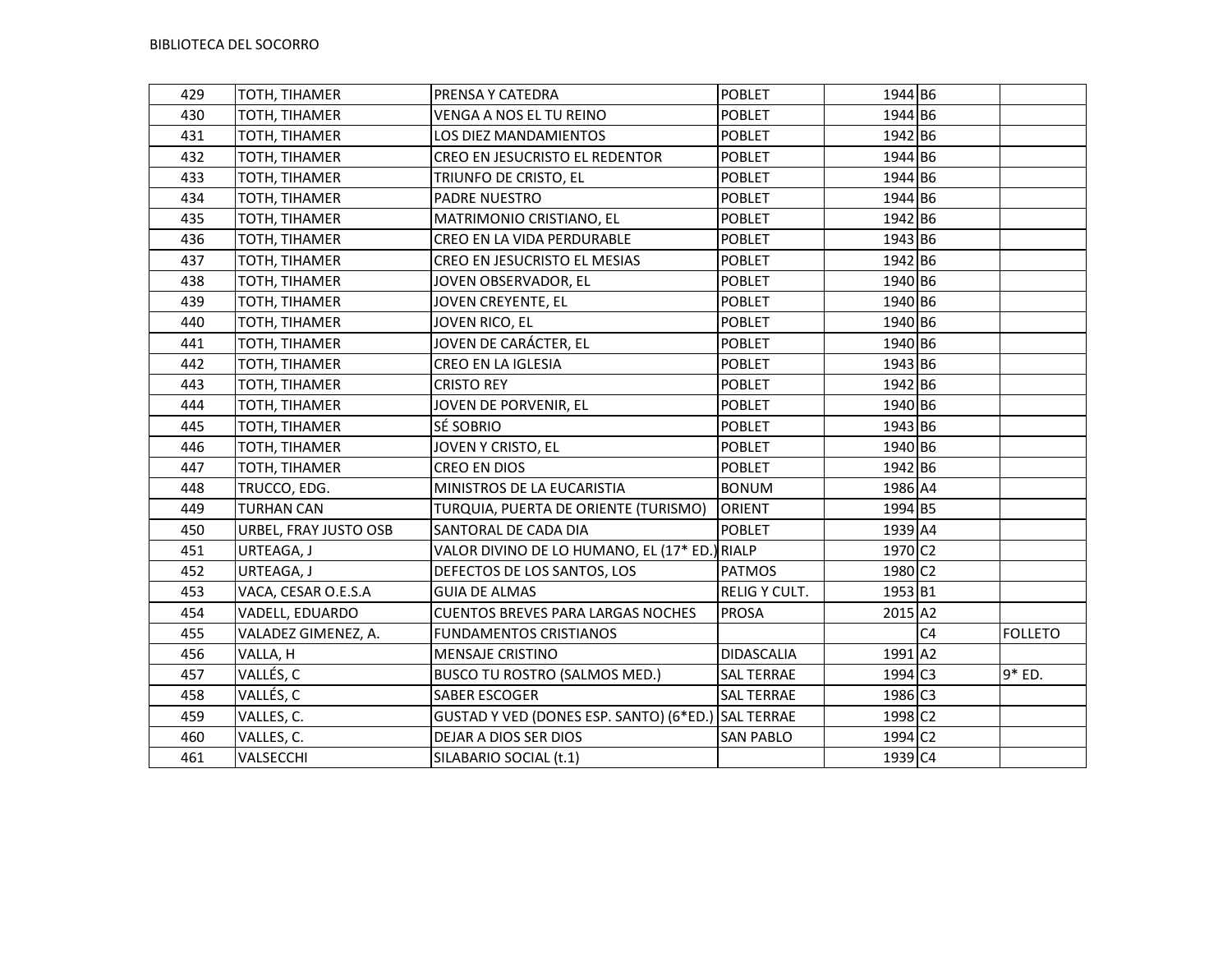BIBLIOTECA DEL SOCORRO

| | | | | | | |
|---|---|---|---|---|---|---|
| 429 | TOTH, TIHAMER | PRENSA Y CATEDRA | POBLET | 1944 | B6 | |
| 430 | TOTH, TIHAMER | VENGA A NOS EL TU REINO | POBLET | 1944 | B6 | |
| 431 | TOTH, TIHAMER | LOS DIEZ MANDAMIENTOS | POBLET | 1942 | B6 | |
| 432 | TOTH, TIHAMER | CREO EN JESUCRISTO EL REDENTOR | POBLET | 1944 | B6 | |
| 433 | TOTH, TIHAMER | TRIUNFO DE CRISTO, EL | POBLET | 1944 | B6 | |
| 434 | TOTH, TIHAMER | PADRE NUESTRO | POBLET | 1944 | B6 | |
| 435 | TOTH, TIHAMER | MATRIMONIO CRISTIANO, EL | POBLET | 1942 | B6 | |
| 436 | TOTH, TIHAMER | CREO EN LA VIDA PERDURABLE | POBLET | 1943 | B6 | |
| 437 | TOTH, TIHAMER | CREO EN JESUCRISTO EL MESIAS | POBLET | 1942 | B6 | |
| 438 | TOTH, TIHAMER | JOVEN OBSERVADOR, EL | POBLET | 1940 | B6 | |
| 439 | TOTH, TIHAMER | JOVEN CREYENTE, EL | POBLET | 1940 | B6 | |
| 440 | TOTH, TIHAMER | JOVEN RICO, EL | POBLET | 1940 | B6 | |
| 441 | TOTH, TIHAMER | JOVEN DE CARÁCTER, EL | POBLET | 1940 | B6 | |
| 442 | TOTH, TIHAMER | CREO EN LA IGLESIA | POBLET | 1943 | B6 | |
| 443 | TOTH, TIHAMER | CRISTO REY | POBLET | 1942 | B6 | |
| 444 | TOTH, TIHAMER | JOVEN DE PORVENIR, EL | POBLET | 1940 | B6 | |
| 445 | TOTH, TIHAMER | SÉ SOBRIO | POBLET | 1943 | B6 | |
| 446 | TOTH, TIHAMER | JOVEN Y CRISTO, EL | POBLET | 1940 | B6 | |
| 447 | TOTH, TIHAMER | CREO EN DIOS | POBLET | 1942 | B6 | |
| 448 | TRUCCO, EDG. | MINISTROS DE LA EUCARISTIA | BONUM | 1986 | A4 | |
| 449 | TURHAN CAN | TURQUIA, PUERTA DE ORIENTE (TURISMO) | ORIENT | 1994 | B5 | |
| 450 | URBEL, FRAY JUSTO OSB | SANTORAL DE CADA DIA | POBLET | 1939 | A4 | |
| 451 | URTEAGA, J | VALOR DIVINO DE LO HUMANO, EL (17* ED.) | RIALP | 1970 | C2 | |
| 452 | URTEAGA, J | DEFECTOS DE LOS SANTOS, LOS | PATMOS | 1980 | C2 | |
| 453 | VACA, CESAR O.E.S.A | GUIA DE ALMAS | RELIG Y CULT. | 1953 | B1 | |
| 454 | VADELL, EDUARDO | CUENTOS BREVES PARA LARGAS NOCHES | PROSA | 2015 | A2 | |
| 455 | VALADEZ GIMENEZ, A. | FUNDAMENTOS CRISTIANOS | | | C4 | FOLLETO |
| 456 | VALLA, H | MENSAJE CRISTINO | DIDASCALIA | 1991 | A2 | |
| 457 | VALLÉS, C | BUSCO TU ROSTRO (SALMOS MED.) | SAL TERRAE | 1994 | C3 | 9* ED. |
| 458 | VALLÉS, C | SABER ESCOGER | SAL TERRAE | 1986 | C3 | |
| 459 | VALLES, C. | GUSTAD Y VED (DONES ESP. SANTO) (6*ED.) | SAL TERRAE | 1998 | C2 | |
| 460 | VALLES, C. | DEJAR A DIOS SER DIOS | SAN PABLO | 1994 | C2 | |
| 461 | VALSECCHI | SILABARIO SOCIAL (t.1) | | 1939 | C4 | |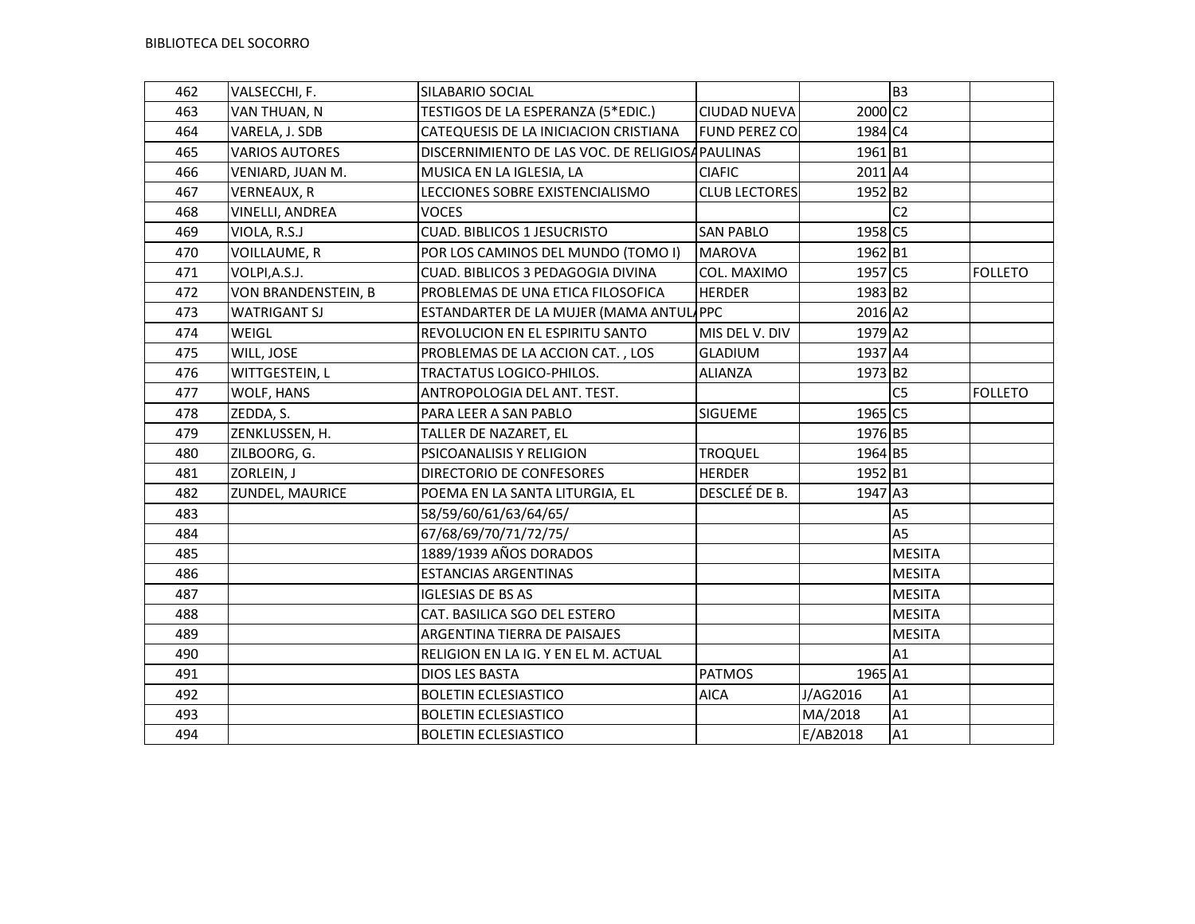BIBLIOTECA DEL SOCORRO

| | | | | | | |
|---|---|---|---|---|---|---|
| 462 | VALSECCHI, F. | SILABARIO SOCIAL | | | B3 | |
| 463 | VAN THUAN, N | TESTIGOS DE LA ESPERANZA (5*EDIC.) | CIUDAD NUEVA | 2000 | C2 | |
| 464 | VARELA, J. SDB | CATEQUESIS DE LA INICIACION CRISTIANA | FUND PEREZ CO | 1984 | C4 | |
| 465 | VARIOS AUTORES | DISCERNIMIENTO DE LAS VOC. DE RELIGIOSA | PAULINAS | 1961 | B1 | |
| 466 | VENIARD, JUAN M. | MUSICA EN LA IGLESIA, LA | CIAFIC | 2011 | A4 | |
| 467 | VERNEAUX, R | LECCIONES SOBRE EXISTENCIALISMO | CLUB LECTORES | 1952 | B2 | |
| 468 | VINELLI, ANDREA | VOCES | | | C2 | |
| 469 | VIOLA, R.S.J | CUAD. BIBLICOS 1 JESUCRISTO | SAN PABLO | 1958 | C5 | |
| 470 | VOILLAUME, R | POR LOS CAMINOS DEL MUNDO (TOMO I) | MAROVA | 1962 | B1 | |
| 471 | VOLPI,A.S.J. | CUAD. BIBLICOS 3 PEDAGOGIA DIVINA | COL. MAXIMO | 1957 | C5 | FOLLETO |
| 472 | VON BRANDENSTEIN, B | PROBLEMAS DE UNA ETICA FILOSOFICA | HERDER | 1983 | B2 | |
| 473 | WATRIGANT SJ | ESTANDARTER DE LA MUJER (MAMA ANTULA | PPC | 2016 | A2 | |
| 474 | WEIGL | REVOLUCION EN EL ESPIRITU SANTO | MIS DEL V. DIV | 1979 | A2 | |
| 475 | WILL, JOSE | PROBLEMAS DE LA ACCION CAT. , LOS | GLADIUM | 1937 | A4 | |
| 476 | WITTGESTEIN, L | TRACTATUS LOGICO-PHILOS. | ALIANZA | 1973 | B2 | |
| 477 | WOLF, HANS | ANTROPOLOGIA DEL ANT. TEST. | | | C5 | FOLLETO |
| 478 | ZEDDA, S. | PARA LEER A SAN PABLO | SIGUEME | 1965 | C5 | |
| 479 | ZENKLUSSEN, H. | TALLER DE NAZARET, EL | | 1976 | B5 | |
| 480 | ZILBOORG, G. | PSICOANALISIS Y RELIGION | TROQUEL | 1964 | B5 | |
| 481 | ZORLEIN, J | DIRECTORIO DE CONFESORES | HERDER | 1952 | B1 | |
| 482 | ZUNDEL, MAURICE | POEMA EN LA SANTA LITURGIA, EL | DESCLEÉ DE B. | 1947 | A3 | |
| 483 | | 58/59/60/61/63/64/65/ | | | A5 | |
| 484 | | 67/68/69/70/71/72/75/ | | | A5 | |
| 485 | | 1889/1939 AÑOS DORADOS | | | MESITA | |
| 486 | | ESTANCIAS ARGENTINAS | | | MESITA | |
| 487 | | IGLESIAS DE BS AS | | | MESITA | |
| 488 | | CAT. BASILICA SGO DEL ESTERO | | | MESITA | |
| 489 | | ARGENTINA TIERRA DE PAISAJES | | | MESITA | |
| 490 | | RELIGION EN LA IG. Y EN EL M. ACTUAL | | | A1 | |
| 491 | | DIOS LES BASTA | PATMOS | 1965 | A1 | |
| 492 | | BOLETIN ECLESIASTICO | AICA | J/AG2016 | A1 | |
| 493 | | BOLETIN ECLESIASTICO | | MA/2018 | A1 | |
| 494 | | BOLETIN ECLESIASTICO | | E/AB2018 | A1 | |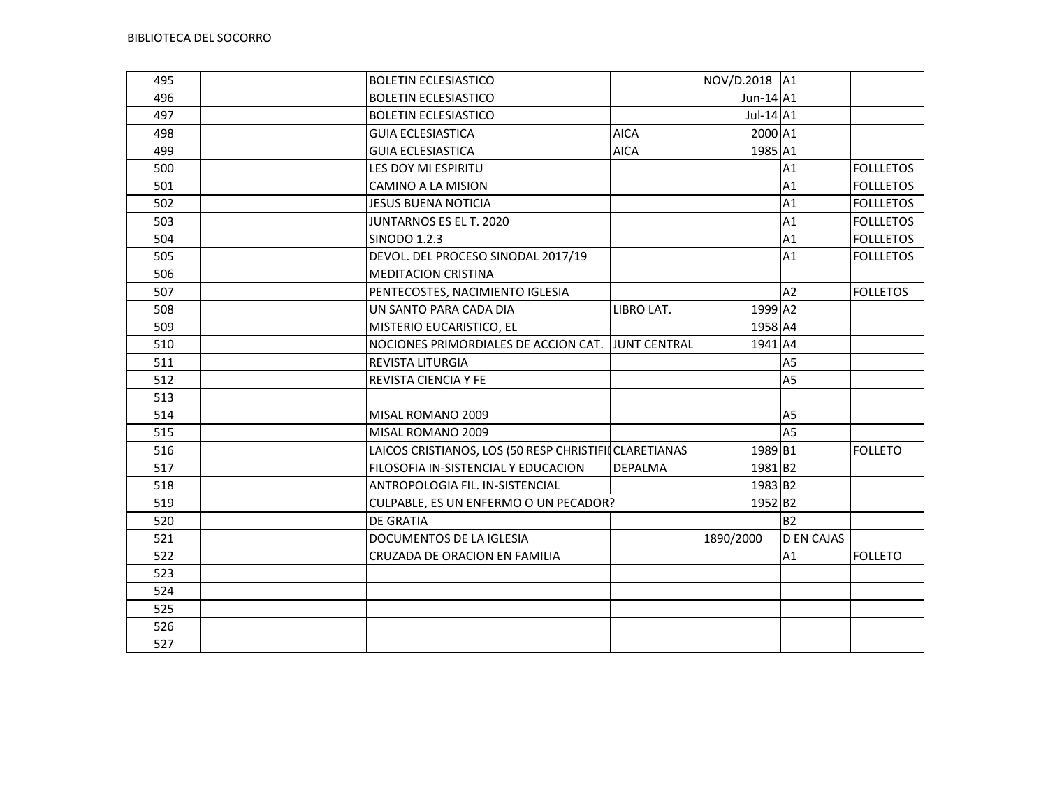| | | | | | | |
|---|---|---|---|---|---|---|
| 495 | | BOLETIN ECLESIASTICO | | NOV/D.2018 | A1 | |
| 496 | | BOLETIN ECLESIASTICO | | Jun-14 | A1 | |
| 497 | | BOLETIN ECLESIASTICO | | Jul-14 | A1 | |
| 498 | | GUIA ECLESIASTICA | AICA | 2000 | A1 | |
| 499 | | GUIA ECLESIASTICA | AICA | 1985 | A1 | |
| 500 | | LES DOY MI ESPIRITU | | | A1 | FOLLLETOS |
| 501 | | CAMINO A LA MISION | | | A1 | FOLLLETOS |
| 502 | | JESUS BUENA NOTICIA | | | A1 | FOLLLETOS |
| 503 | | JUNTARNOS ES EL T. 2020 | | | A1 | FOLLLETOS |
| 504 | | SINODO 1.2.3 | | | A1 | FOLLLETOS |
| 505 | | DEVOL. DEL PROCESO SINODAL 2017/19 | | | A1 | FOLLLETOS |
| 506 | | MEDITACION CRISTINA | | | | |
| 507 | | PENTECOSTES, NACIMIENTO IGLESIA | | | A2 | FOLLETOS |
| 508 | | UN SANTO PARA CADA DIA | LIBRO LAT. | 1999 | A2 | |
| 509 | | MISTERIO EUCARISTICO, EL | | 1958 | A4 | |
| 510 | | NOCIONES PRIMORDIALES DE ACCION CAT. | JUNT CENTRAL | 1941 | A4 | |
| 511 | | REVISTA LITURGIA | | | A5 | |
| 512 | | REVISTA CIENCIA Y FE | | | A5 | |
| 513 | | | | | | |
| 514 | | MISAL ROMANO 2009 | | | A5 | |
| 515 | | MISAL ROMANO 2009 | | | A5 | |
| 516 | | LAICOS CRISTIANOS, LOS (50 RESP CHRISTIFI | CLARETIANAS | 1989 | B1 | FOLLETO |
| 517 | | FILOSOFIA IN-SISTENCIAL Y EDUCACION | DEPALMA | 1981 | B2 | |
| 518 | | ANTROPOLOGIA FIL. IN-SISTENCIAL | | 1983 | B2 | |
| 519 | | CULPABLE, ES UN ENFERMO O UN PECADOR? | | 1952 | B2 | |
| 520 | | DE GRATIA | | | B2 | |
| 521 | | DOCUMENTOS DE LA IGLESIA | | 1890/2000 | D EN CAJAS | |
| 522 | | CRUZADA DE ORACION EN FAMILIA | | | A1 | FOLLETO |
| 523 | | | | | | |
| 524 | | | | | | |
| 525 | | | | | | |
| 526 | | | | | | |
| 527 | | | | | | |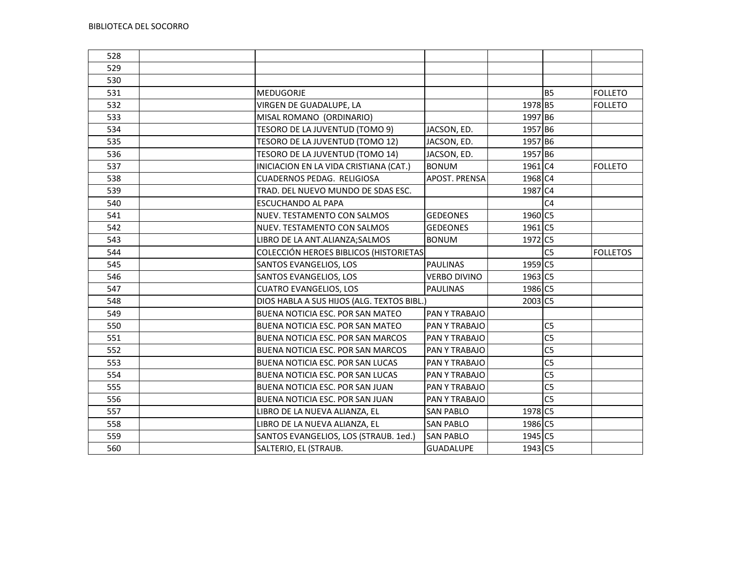| | | | | | | |
|---|---|---|---|---|---|---|
| 528 | | | | | | |
| 529 | | | | | | |
| 530 | | | | | | |
| 531 | | MEDUGORJE | | | B5 | FOLLETO |
| 532 | | VIRGEN DE GUADALUPE, LA | | 1978 | B5 | FOLLETO |
| 533 | | MISAL ROMANO (ORDINARIO) | | 1997 | B6 | |
| 534 | | TESORO DE LA JUVENTUD (TOMO 9) | JACSON, ED. | 1957 | B6 | |
| 535 | | TESORO DE LA JUVENTUD (TOMO 12) | JACSON, ED. | 1957 | B6 | |
| 536 | | TESORO DE LA JUVENTUD (TOMO 14) | JACSON, ED. | 1957 | B6 | |
| 537 | | INICIACION EN LA VIDA CRISTIANA (CAT.) | BONUM | 1961 | C4 | FOLLETO |
| 538 | | CUADERNOS PEDAG. RELIGIOSA | APOST. PRENSA | 1968 | C4 | |
| 539 | | TRAD. DEL NUEVO MUNDO DE SDAS ESC. | | 1987 | C4 | |
| 540 | | ESCUCHANDO AL PAPA | | | C4 | |
| 541 | | NUEV. TESTAMENTO CON SALMOS | GEDEONES | 1960 | C5 | |
| 542 | | NUEV. TESTAMENTO CON SALMOS | GEDEONES | 1961 | C5 | |
| 543 | | LIBRO DE LA ANT.ALIANZA;SALMOS | BONUM | 1972 | C5 | |
| 544 | | COLECCIÓN HEROES BIBLICOS (HISTORIETAS | | | C5 | FOLLETOS |
| 545 | | SANTOS EVANGELIOS, LOS | PAULINAS | 1959 | C5 | |
| 546 | | SANTOS EVANGELIOS, LOS | VERBO DIVINO | 1963 | C5 | |
| 547 | | CUATRO EVANGELIOS, LOS | PAULINAS | 1986 | C5 | |
| 548 | | DIOS HABLA A SUS HIJOS (ALG. TEXTOS BIBL.) | | 2003 | C5 | |
| 549 | | BUENA NOTICIA ESC. POR SAN MATEO | PAN Y TRABAJO | | | |
| 550 | | BUENA NOTICIA ESC. POR SAN MATEO | PAN Y TRABAJO | | C5 | |
| 551 | | BUENA NOTICIA ESC. POR SAN MARCOS | PAN Y TRABAJO | | C5 | |
| 552 | | BUENA NOTICIA ESC. POR SAN MARCOS | PAN Y TRABAJO | | C5 | |
| 553 | | BUENA NOTICIA ESC. POR SAN LUCAS | PAN Y TRABAJO | | C5 | |
| 554 | | BUENA NOTICIA ESC. POR SAN LUCAS | PAN Y TRABAJO | | C5 | |
| 555 | | BUENA NOTICIA ESC. POR SAN JUAN | PAN Y TRABAJO | | C5 | |
| 556 | | BUENA NOTICIA ESC. POR SAN JUAN | PAN Y TRABAJO | | C5 | |
| 557 | | LIBRO DE LA NUEVA ALIANZA, EL | SAN PABLO | 1978 | C5 | |
| 558 | | LIBRO DE LA NUEVA ALIANZA, EL | SAN PABLO | 1986 | C5 | |
| 559 | | SANTOS EVANGELIOS, LOS (STRAUB. 1ed.) | SAN PABLO | 1945 | C5 | |
| 560 | | SALTERIO, EL (STRAUB. | GUADALUPE | 1943 | C5 | |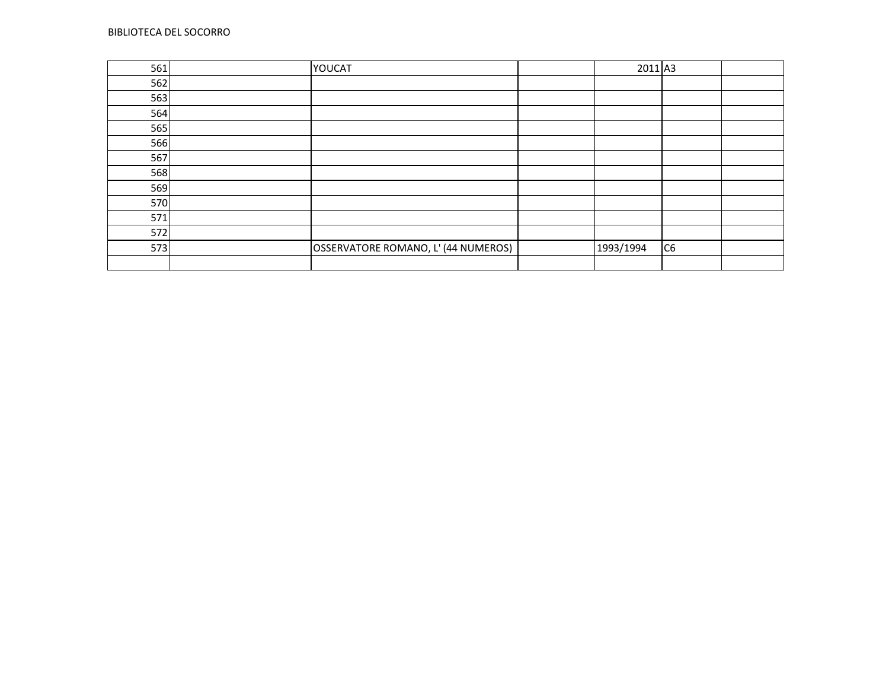BIBLIOTECA DEL SOCORRO

| | | | | | | |
|---|---|---|---|---|---|---|
| 561 | | YOUCAT | | 2011 | A3 | |
| 562 | | | | | | |
| 563 | | | | | | |
| 564 | | | | | | |
| 565 | | | | | | |
| 566 | | | | | | |
| 567 | | | | | | |
| 568 | | | | | | |
| 569 | | | | | | |
| 570 | | | | | | |
| 571 | | | | | | |
| 572 | | | | | | |
| 573 | | OSSERVATORE ROMANO, L' (44 NUMEROS) | | 1993/1994 | C6 | |
| | | | | | | |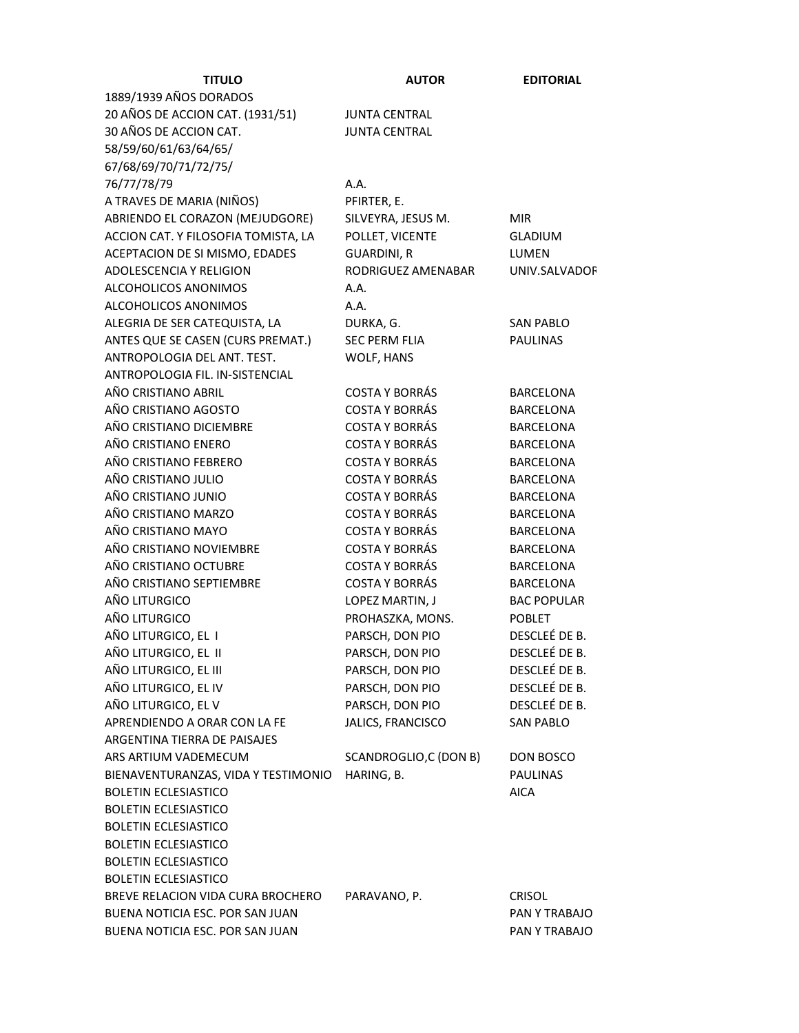| TITULO | AUTOR | EDITORIAL |
|---|---|---|
| 1889/1939 AÑOS DORADOS | | |
| 20 AÑOS DE ACCION CAT. (1931/51) | JUNTA CENTRAL | |
| 30 AÑOS DE ACCION CAT. | JUNTA CENTRAL | |
| 58/59/60/61/63/64/65/ | | |
| 67/68/69/70/71/72/75/ | | |
| 76/77/78/79 | A.A. | |
| A TRAVES DE MARIA (NIÑOS) | PFIRTER, E. | |
| ABRIENDO EL CORAZON (MEJUDGORE) | SILVEYRA, JESUS M. | MIR |
| ACCION CAT. Y FILOSOFIA TOMISTA, LA | POLLET, VICENTE | GLADIUM |
| ACEPTACION DE SI MISMO, EDADES | GUARDINI, R | LUMEN |
| ADOLESCENCIA Y RELIGION | RODRIGUEZ AMENABAR | UNIV.SALVADOR |
| ALCOHOLICOS ANONIMOS | A.A. | |
| ALCOHOLICOS ANONIMOS | A.A. | |
| ALEGRIA DE SER CATEQUISTA, LA | DURKA, G. | SAN PABLO |
| ANTES QUE SE CASEN (CURS PREMAT.) | SEC PERM FLIA | PAULINAS |
| ANTROPOLOGIA DEL ANT. TEST. | WOLF, HANS | |
| ANTROPOLOGIA FIL. IN-SISTENCIAL | | |
| AÑO CRISTIANO ABRIL | COSTA Y BORRÁS | BARCELONA |
| AÑO CRISTIANO AGOSTO | COSTA Y BORRÁS | BARCELONA |
| AÑO CRISTIANO DICIEMBRE | COSTA Y BORRÁS | BARCELONA |
| AÑO CRISTIANO ENERO | COSTA Y BORRÁS | BARCELONA |
| AÑO CRISTIANO FEBRERO | COSTA Y BORRÁS | BARCELONA |
| AÑO CRISTIANO JULIO | COSTA Y BORRÁS | BARCELONA |
| AÑO CRISTIANO JUNIO | COSTA Y BORRÁS | BARCELONA |
| AÑO CRISTIANO MARZO | COSTA Y BORRÁS | BARCELONA |
| AÑO CRISTIANO MAYO | COSTA Y BORRÁS | BARCELONA |
| AÑO CRISTIANO NOVIEMBRE | COSTA Y BORRÁS | BARCELONA |
| AÑO CRISTIANO OCTUBRE | COSTA Y BORRÁS | BARCELONA |
| AÑO CRISTIANO SEPTIEMBRE | COSTA Y BORRÁS | BARCELONA |
| AÑO LITURGICO | LOPEZ MARTIN, J | BAC POPULAR |
| AÑO LITURGICO | PROHASZKA, MONS. | POBLET |
| AÑO LITURGICO, EL I | PARSCH, DON PIO | DESCLEÉ DE B. |
| AÑO LITURGICO, EL II | PARSCH, DON PIO | DESCLEÉ DE B. |
| AÑO LITURGICO, EL III | PARSCH, DON PIO | DESCLEÉ DE B. |
| AÑO LITURGICO, EL IV | PARSCH, DON PIO | DESCLEÉ DE B. |
| AÑO LITURGICO, EL V | PARSCH, DON PIO | DESCLEÉ DE B. |
| APRENDIENDO A ORAR CON LA FE | JALICS, FRANCISCO | SAN PABLO |
| ARGENTINA TIERRA DE PAISAJES | | |
| ARS ARTIUM VADEMECUM | SCANDROGLIO,C (DON B) | DON BOSCO |
| BIENAVENTURANZAS, VIDA Y TESTIMONIO | HARING, B. | PAULINAS |
| BOLETIN ECLESIASTICO | | AICA |
| BOLETIN ECLESIASTICO | | |
| BOLETIN ECLESIASTICO | | |
| BOLETIN ECLESIASTICO | | |
| BOLETIN ECLESIASTICO | | |
| BOLETIN ECLESIASTICO | | |
| BREVE RELACION VIDA CURA BROCHERO | PARAVANO, P. | CRISOL |
| BUENA NOTICIA ESC. POR SAN JUAN | | PAN Y TRABAJO |
| BUENA NOTICIA ESC. POR SAN JUAN | | PAN Y TRABAJO |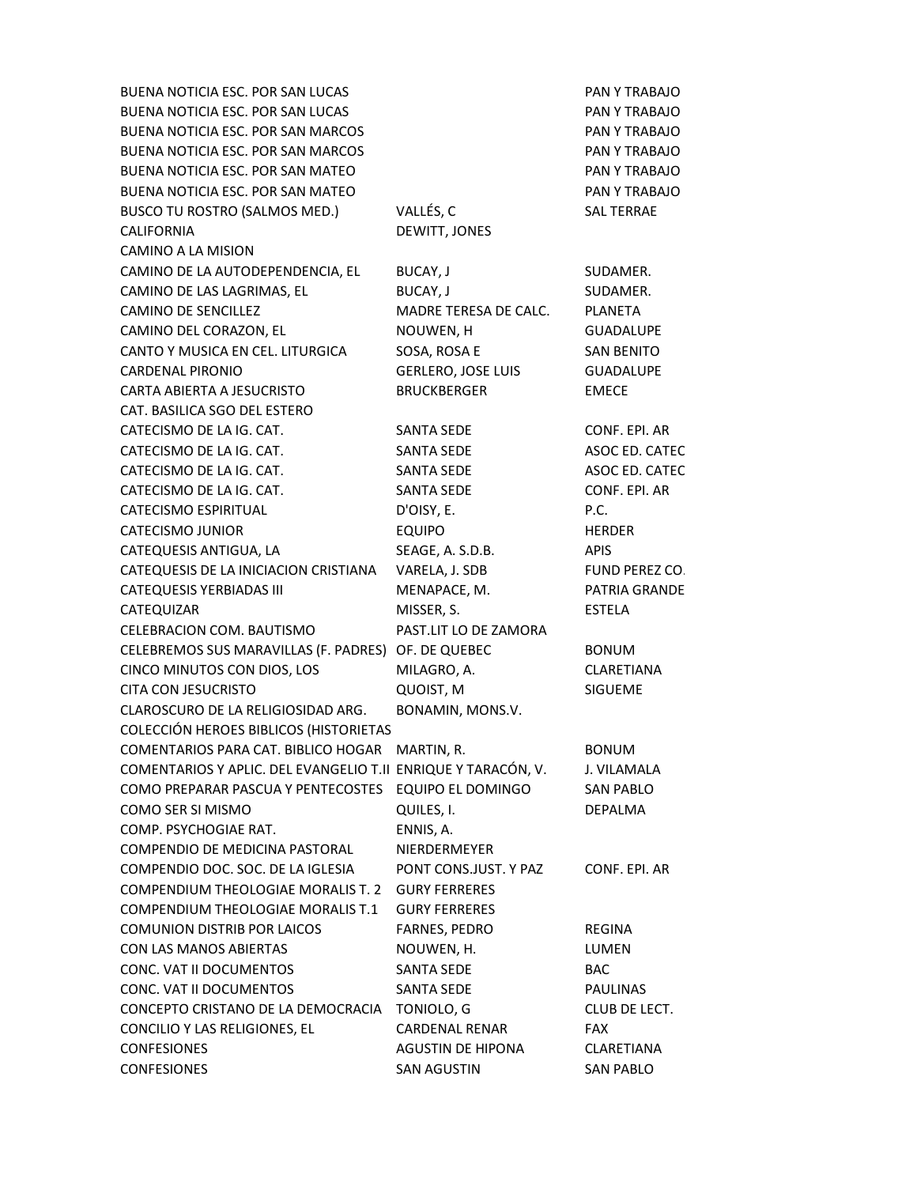| | | |
|---|---|---|
| BUENA NOTICIA ESC. POR SAN LUCAS | | PAN Y TRABAJO |
| BUENA NOTICIA ESC. POR SAN LUCAS | | PAN Y TRABAJO |
| BUENA NOTICIA ESC. POR SAN MARCOS | | PAN Y TRABAJO |
| BUENA NOTICIA ESC. POR SAN MARCOS | | PAN Y TRABAJO |
| BUENA NOTICIA ESC. POR SAN MATEO | | PAN Y TRABAJO |
| BUENA NOTICIA ESC. POR SAN MATEO | | PAN Y TRABAJO |
| BUSCO TU ROSTRO (SALMOS MED.) | VALLÉS, C | SAL TERRAE |
| CALIFORNIA | DEWITT, JONES | |
| CAMINO A LA MISION | | |
| CAMINO DE LA AUTODEPENDENCIA, EL | BUCAY, J | SUDAMER. |
| CAMINO DE LAS LAGRIMAS, EL | BUCAY, J | SUDAMER. |
| CAMINO DE SENCILLEZ | MADRE TERESA DE CALC. | PLANETA |
| CAMINO DEL CORAZON, EL | NOUWEN, H | GUADALUPE |
| CANTO Y MUSICA EN CEL. LITURGICA | SOSA, ROSA E | SAN BENITO |
| CARDENAL PIRONIO | GERLERO, JOSE LUIS | GUADALUPE |
| CARTA ABIERTA A JESUCRISTO | BRUCKBERGER | EMECE |
| CAT. BASILICA SGO DEL ESTERO | | |
| CATECISMO DE LA IG. CAT. | SANTA SEDE | CONF. EPI. AR |
| CATECISMO DE LA IG. CAT. | SANTA SEDE | ASOC ED. CATEC |
| CATECISMO DE LA IG. CAT. | SANTA SEDE | ASOC ED. CATEC |
| CATECISMO DE LA IG. CAT. | SANTA SEDE | CONF. EPI. AR |
| CATECISMO ESPIRITUAL | D'OISY, E. | P.C. |
| CATECISMO JUNIOR | EQUIPO | HERDER |
| CATEQUESIS ANTIGUA, LA | SEAGE, A. S.D.B. | APIS |
| CATEQUESIS DE LA INICIACION CRISTIANA | VARELA, J. SDB | FUND PEREZ CO. |
| CATEQUESIS YERBIADAS III | MENAPACE, M. | PATRIA GRANDE |
| CATEQUIZAR | MISSER, S. | ESTELA |
| CELEBRACION COM. BAUTISMO | PAST.LIT LO DE ZAMORA | |
| CELEBREMOS SUS MARAVILLAS (F. PADRES) | OF. DE QUEBEC | BONUM |
| CINCO MINUTOS CON DIOS, LOS | MILAGRO, A. | CLARETIANA |
| CITA CON JESUCRISTO | QUOIST, M | SIGUEME |
| CLAROSCURO DE LA RELIGIOSIDAD ARG. | BONAMIN, MONS.V. | |
| COLECCIÓN HEROES BIBLICOS (HISTORIETAS | | |
| COMENTARIOS PARA CAT. BIBLICO HOGAR | MARTIN, R. | BONUM |
| COMENTARIOS Y APLIC. DEL EVANGELIO T.II | ENRIQUE Y TARACÓN, V. | J. VILAMALA |
| COMO PREPARAR PASCUA Y PENTECOSTES | EQUIPO EL DOMINGO | SAN PABLO |
| COMO SER SI MISMO | QUILES, I. | DEPALMA |
| COMP. PSYCHOGIAE RAT. | ENNIS, A. | |
| COMPENDIO DE MEDICINA PASTORAL | NIERDERMEYER | |
| COMPENDIO DOC. SOC. DE LA IGLESIA | PONT CONS.JUST. Y PAZ | CONF. EPI. AR |
| COMPENDIUM THEOLOGIAE MORALIS T. 2 | GURY FERRERES | |
| COMPENDIUM THEOLOGIAE MORALIS T.1 | GURY FERRERES | |
| COMUNION DISTRIB POR LAICOS | FARNES, PEDRO | REGINA |
| CON LAS MANOS ABIERTAS | NOUWEN, H. | LUMEN |
| CONC. VAT II DOCUMENTOS | SANTA SEDE | BAC |
| CONC. VAT II DOCUMENTOS | SANTA SEDE | PAULINAS |
| CONCEPTO CRISTANO DE LA DEMOCRACIA | TONIOLO, G | CLUB DE LECT. |
| CONCILIO Y LAS RELIGIONES, EL | CARDENAL RENAR | FAX |
| CONFESIONES | AGUSTIN DE HIPONA | CLARETIANA |
| CONFESIONES | SAN AGUSTIN | SAN PABLO |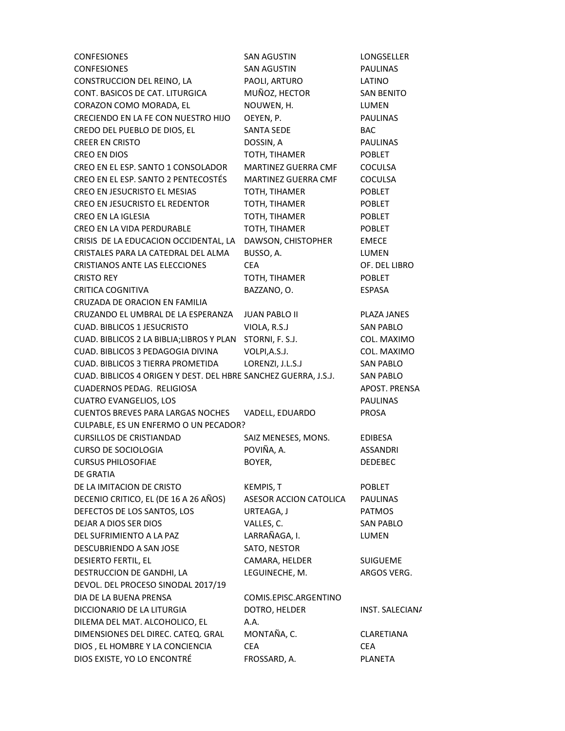| | | |
|---|---|---|
| CONFESIONES | SAN AGUSTIN | LONGSELLER |
| CONFESIONES | SAN AGUSTIN | PAULINAS |
| CONSTRUCCION DEL REINO, LA | PAOLI, ARTURO | LATINO |
| CONT. BASICOS DE CAT. LITURGICA | MUÑOZ, HECTOR | SAN BENITO |
| CORAZON COMO MORADA, EL | NOUWEN, H. | LUMEN |
| CRECIENDO EN LA FE CON NUESTRO HIJO | OEYEN, P. | PAULINAS |
| CREDO DEL PUEBLO DE DIOS, EL | SANTA SEDE | BAC |
| CREER EN CRISTO | DOSSIN, A | PAULINAS |
| CREO EN DIOS | TOTH, TIHAMER | POBLET |
| CREO EN EL ESP. SANTO 1 CONSOLADOR | MARTINEZ GUERRA CMF | COCULSA |
| CREO EN EL ESP. SANTO 2 PENTECOSTÉS | MARTINEZ GUERRA CMF | COCULSA |
| CREO EN JESUCRISTO EL MESIAS | TOTH, TIHAMER | POBLET |
| CREO EN JESUCRISTO EL REDENTOR | TOTH, TIHAMER | POBLET |
| CREO EN LA IGLESIA | TOTH, TIHAMER | POBLET |
| CREO EN LA VIDA PERDURABLE | TOTH, TIHAMER | POBLET |
| CRISIS DE LA EDUCACION OCCIDENTAL, LA | DAWSON, CHISTOPHER | EMECE |
| CRISTALES PARA LA CATEDRAL DEL ALMA | BUSSO, A. | LUMEN |
| CRISTIANOS ANTE LAS ELECCIONES | CEA | OF. DEL LIBRO |
| CRISTO REY | TOTH, TIHAMER | POBLET |
| CRITICA COGNITIVA | BAZZANO, O. | ESPASA |
| CRUZADA DE ORACION EN FAMILIA | | |
| CRUZANDO EL UMBRAL DE LA ESPERANZA | JUAN PABLO II | PLAZA JANES |
| CUAD. BIBLICOS 1 JESUCRISTO | VIOLA, R.S.J | SAN PABLO |
| CUAD. BIBLICOS 2 LA BIBLIA;LIBROS Y PLAN | STORNI, F. S.J. | COL. MAXIMO |
| CUAD. BIBLICOS 3 PEDAGOGIA DIVINA | VOLPI,A.S.J. | COL. MAXIMO |
| CUAD. BIBLICOS 3 TIERRA PROMETIDA | LORENZI, J.L.S.J | SAN PABLO |
| CUAD. BIBLICOS 4 ORIGEN Y DEST. DEL HBRE | SANCHEZ GUERRA, J.S.J. | SAN PABLO |
| CUADERNOS PEDAG. RELIGIOSA | | APOST. PRENSA |
| CUATRO EVANGELIOS, LOS | | PAULINAS |
| CUENTOS BREVES PARA LARGAS NOCHES | VADELL, EDUARDO | PROSA |
| CULPABLE, ES UN ENFERMO O UN PECADOR? | | |
| CURSILLOS DE CRISTIANDAD | SAIZ MENESES, MONS. | EDIBESA |
| CURSO DE SOCIOLOGIA | POVIÑA, A. | ASSANDRI |
| CURSUS PHILOSOFIAE | BOYER, | DEDEBEC |
| DE GRATIA | | |
| DE LA IMITACION DE CRISTO | KEMPIS, T | POBLET |
| DECENIO CRITICO, EL (DE 16 A 26 AÑOS) | ASESOR ACCION CATOLICA | PAULINAS |
| DEFECTOS DE LOS SANTOS, LOS | URTEAGA, J | PATMOS |
| DEJAR A DIOS SER DIOS | VALLES, C. | SAN PABLO |
| DEL SUFRIMIENTO A LA PAZ | LARRAÑAGA, I. | LUMEN |
| DESCUBRIENDO A SAN JOSE | SATO, NESTOR | |
| DESIERTO FERTIL, EL | CAMARA, HELDER | SUIGUEME |
| DESTRUCCION DE GANDHI, LA | LEGUINECHE, M. | ARGOS VERG. |
| DEVOL. DEL PROCESO SINODAL 2017/19 | | |
| DIA DE LA BUENA PRENSA | COMIS.EPISC.ARGENTINO | |
| DICCIONARIO DE LA LITURGIA | DOTRO, HELDER | INST. SALECIANA |
| DILEMA DEL MAT. ALCOHOLICO, EL | A.A. | |
| DIMENSIONES DEL DIREC. CATEQ. GRAL | MONTAÑA, C. | CLARETIANA |
| DIOS , EL HOMBRE Y LA CONCIENCIA | CEA | CEA |
| DIOS EXISTE, YO LO ENCONTRÉ | FROSSARD, A. | PLANETA |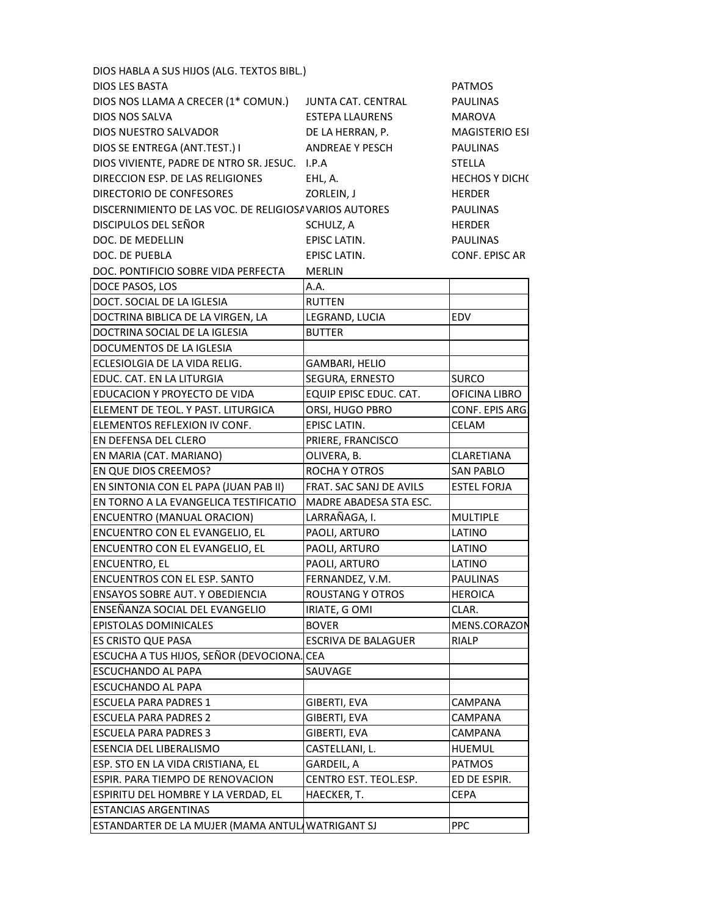| | | |
|---|---|---|
| DIOS HABLA A SUS HIJOS (ALG. TEXTOS BIBL.) | | |
| DIOS LES BASTA | | PATMOS |
| DIOS NOS LLAMA A CRECER (1* COMUN.) | JUNTA CAT. CENTRAL | PAULINAS |
| DIOS NOS SALVA | ESTEPA LLAURENS | MAROVA |
| DIOS NUESTRO SALVADOR | DE LA HERRAN, P. | MAGISTERIO ESI |
| DIOS SE ENTREGA (ANT.TEST.) I | ANDREAE Y PESCH | PAULINAS |
| DIOS VIVIENTE, PADRE DE NTRO SR. JESUC. | I.P.A | STELLA |
| DIRECCION ESP. DE LAS RELIGIONES | EHL, A. | HECHOS Y DICHO |
| DIRECTORIO DE CONFESORES | ZORLEIN, J | HERDER |
| DISCERNIMIENTO DE LAS VOC. DE RELIGIOSA | VARIOS AUTORES | PAULINAS |
| DISCIPULOS DEL SEÑOR | SCHULZ, A | HERDER |
| DOC. DE MEDELLIN | EPISC LATIN. | PAULINAS |
| DOC. DE PUEBLA | EPISC LATIN. | CONF. EPISC AR |
| DOC. PONTIFICIO SOBRE VIDA PERFECTA | MERLIN | |
| DOCE PASOS, LOS | A.A. | |
| DOCT. SOCIAL DE LA IGLESIA | RUTTEN | |
| DOCTRINA BIBLICA DE LA VIRGEN, LA | LEGRAND, LUCIA | EDV |
| DOCTRINA SOCIAL DE LA IGLESIA | BUTTER | |
| DOCUMENTOS DE LA IGLESIA | | |
| ECLESIOLGIA DE LA VIDA RELIG. | GAMBARI, HELIO | |
| EDUC. CAT. EN LA LITURGIA | SEGURA, ERNESTO | SURCO |
| EDUCACION Y PROYECTO DE VIDA | EQUIP EPISC EDUC. CAT. | OFICINA LIBRO |
| ELEMENT DE TEOL. Y PAST. LITURGICA | ORSI, HUGO PBRO | CONF. EPIS ARG |
| ELEMENTOS REFLEXION IV CONF. | EPISC LATIN. | CELAM |
| EN DEFENSA DEL CLERO | PRIERE, FRANCISCO | |
| EN MARIA (CAT. MARIANO) | OLIVERA, B. | CLARETIANA |
| EN QUE DIOS CREEMOS? | ROCHA Y OTROS | SAN PABLO |
| EN SINTONIA CON EL PAPA (JUAN PAB II) | FRAT. SAC SANJ DE AVILS | ESTEL FORJA |
| EN TORNO A LA EVANGELICA TESTIFICATIO | MADRE ABADESA STA ESC. | |
| ENCUENTRO (MANUAL ORACION) | LARRAÑAGA, I. | MULTIPLE |
| ENCUENTRO CON EL EVANGELIO, EL | PAOLI, ARTURO | LATINO |
| ENCUENTRO CON EL EVANGELIO, EL | PAOLI, ARTURO | LATINO |
| ENCUENTRO, EL | PAOLI, ARTURO | LATINO |
| ENCUENTROS CON EL ESP. SANTO | FERNANDEZ, V.M. | PAULINAS |
| ENSAYOS SOBRE AUT. Y OBEDIENCIA | ROUSTANG Y OTROS | HEROICA |
| ENSEÑANZA SOCIAL DEL EVANGELIO | IRIATE, G OMI | CLAR. |
| EPISTOLAS DOMINICALES | BOVER | MENS.CORAZON |
| ES CRISTO QUE PASA | ESCRIVA DE BALAGUER | RIALP |
| ESCUCHA A TUS HIJOS, SEÑOR (DEVOCIONA. | CEA | |
| ESCUCHANDO AL PAPA | SAUVAGE | |
| ESCUCHANDO AL PAPA | | |
| ESCUELA PARA PADRES 1 | GIBERTI, EVA | CAMPANA |
| ESCUELA PARA PADRES 2 | GIBERTI, EVA | CAMPANA |
| ESCUELA PARA PADRES 3 | GIBERTI, EVA | CAMPANA |
| ESENCIA DEL LIBERALISMO | CASTELLANI, L. | HUEMUL |
| ESP. STO EN LA VIDA CRISTIANA, EL | GARDEIL, A | PATMOS |
| ESPIR. PARA TIEMPO DE RENOVACION | CENTRO EST. TEOL.ESP. | ED DE ESPIR. |
| ESPIRITU DEL HOMBRE Y LA VERDAD, EL | HAECKER, T. | CEPA |
| ESTANCIAS ARGENTINAS | | |
| ESTANDARTER DE LA MUJER (MAMA ANTULA | WATRIGANT SJ | PPC |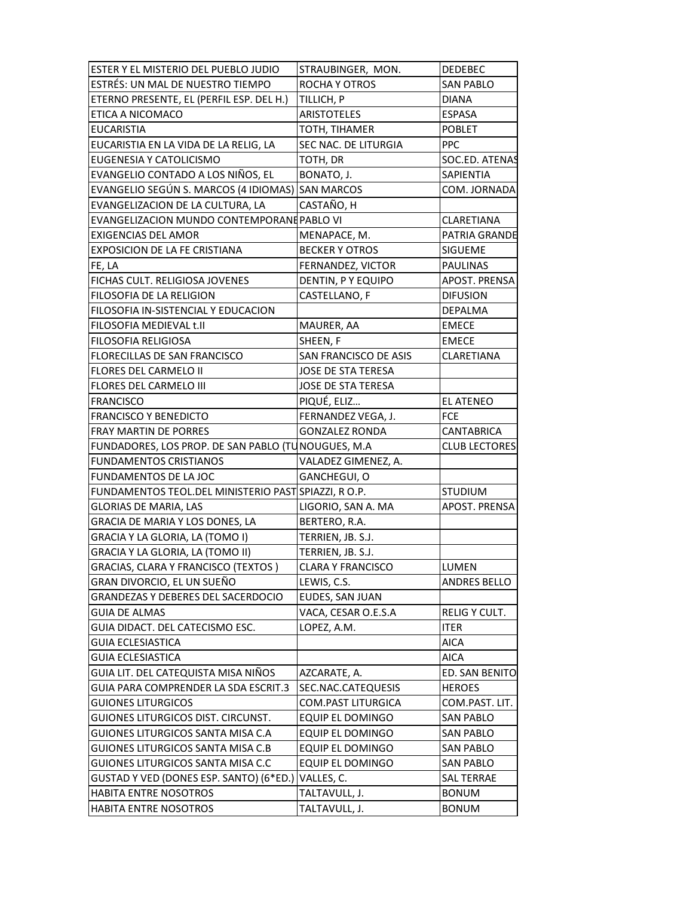| | | |
|---|---|---|
| ESTER Y EL MISTERIO DEL PUEBLO JUDIO | STRAUBINGER, MON. | DEDEBEC |
| ESTRÉS: UN MAL DE NUESTRO TIEMPO | ROCHA Y OTROS | SAN PABLO |
| ETERNO PRESENTE, EL (PERFIL ESP. DEL H.) | TILLICH, P | DIANA |
| ETICA A NICOMACO | ARISTOTELES | ESPASA |
| EUCARISTIA | TOTH, TIHAMER | POBLET |
| EUCARISTIA EN LA VIDA DE LA RELIG, LA | SEC NAC. DE LITURGIA | PPC |
| EUGENESIA Y CATOLICISMO | TOTH, DR | SOC.ED. ATENAS |
| EVANGELIO CONTADO A LOS NIÑOS, EL | BONATO, J. | SAPIENTIA |
| EVANGELIO SEGÚN S. MARCOS (4 IDIOMAS) | SAN MARCOS | COM. JORNADA |
| EVANGELIZACION DE LA CULTURA, LA | CASTAÑO, H | |
| EVANGELIZACION MUNDO CONTEMPORANE | PABLO VI | CLARETIANA |
| EXIGENCIAS DEL AMOR | MENAPACE, M. | PATRIA GRANDE |
| EXPOSICION DE LA FE CRISTIANA | BECKER Y OTROS | SIGUEME |
| FE, LA | FERNANDEZ, VICTOR | PAULINAS |
| FICHAS CULT. RELIGIOSA JOVENES | DENTIN, P Y EQUIPO | APOST. PRENSA |
| FILOSOFIA DE LA RELIGION | CASTELLANO, F | DIFUSION |
| FILOSOFIA IN-SISTENCIAL Y EDUCACION | | DEPALMA |
| FILOSOFIA MEDIEVAL t.II | MAURER, AA | EMECE |
| FILOSOFIA RELIGIOSA | SHEEN, F | EMECE |
| FLORECILLAS DE SAN FRANCISCO | SAN FRANCISCO DE ASIS | CLARETIANA |
| FLORES DEL CARMELO II | JOSE DE STA TERESA | |
| FLORES DEL CARMELO III | JOSE DE STA TERESA | |
| FRANCISCO | PIQUÉ, ELIZ... | EL ATENEO |
| FRANCISCO Y BENEDICTO | FERNANDEZ VEGA, J. | FCE |
| FRAY MARTIN DE PORRES | GONZALEZ RONDA | CANTABRICA |
| FUNDADORES, LOS PROP. DE SAN PABLO (TU | NOUGUES, M.A | CLUB LECTORES |
| FUNDAMENTOS CRISTIANOS | VALADEZ GIMENEZ, A. | |
| FUNDAMENTOS DE LA JOC | GANCHEGUI, O | |
| FUNDAMENTOS TEOL.DEL MINISTERIO PAST | SPIAZZI, R O.P. | STUDIUM |
| GLORIAS DE MARIA, LAS | LIGORIO, SAN A. MA | APOST. PRENSA |
| GRACIA DE MARIA Y LOS DONES, LA | BERTERO, R.A. | |
| GRACIA Y LA GLORIA, LA (TOMO I) | TERRIEN, JB. S.J. | |
| GRACIA Y LA GLORIA, LA (TOMO II) | TERRIEN, JB. S.J. | |
| GRACIAS, CLARA Y FRANCISCO (TEXTOS ) | CLARA Y FRANCISCO | LUMEN |
| GRAN DIVORCIO, EL UN SUEÑO | LEWIS, C.S. | ANDRES BELLO |
| GRANDEZAS Y DEBERES DEL SACERDOCIO | EUDES, SAN JUAN | |
| GUIA DE ALMAS | VACA, CESAR O.E.S.A | RELIG Y CULT. |
| GUIA DIDACT. DEL CATECISMO ESC. | LOPEZ, A.M. | ITER |
| GUIA ECLESIASTICA | | AICA |
| GUIA ECLESIASTICA | | AICA |
| GUIA LIT. DEL CATEQUISTA MISA NIÑOS | AZCARATE, A. | ED. SAN BENITO |
| GUIA PARA COMPRENDER LA SDA ESCRIT.3 | SEC.NAC.CATEQUESIS | HEROES |
| GUIONES LITURGICOS | COM.PAST LITURGICA | COM.PAST. LIT. |
| GUIONES LITURGICOS DIST. CIRCUNST. | EQUIP EL DOMINGO | SAN PABLO |
| GUIONES LITURGICOS SANTA MISA C.A | EQUIP EL DOMINGO | SAN PABLO |
| GUIONES LITURGICOS SANTA MISA C.B | EQUIP EL DOMINGO | SAN PABLO |
| GUIONES LITURGICOS SANTA MISA C.C | EQUIP EL DOMINGO | SAN PABLO |
| GUSTAD Y VED (DONES ESP. SANTO) (6*ED.) | VALLES, C. | SAL TERRAE |
| HABITA ENTRE NOSOTROS | TALTAVULL, J. | BONUM |
| HABITA ENTRE NOSOTROS | TALTAVULL, J. | BONUM |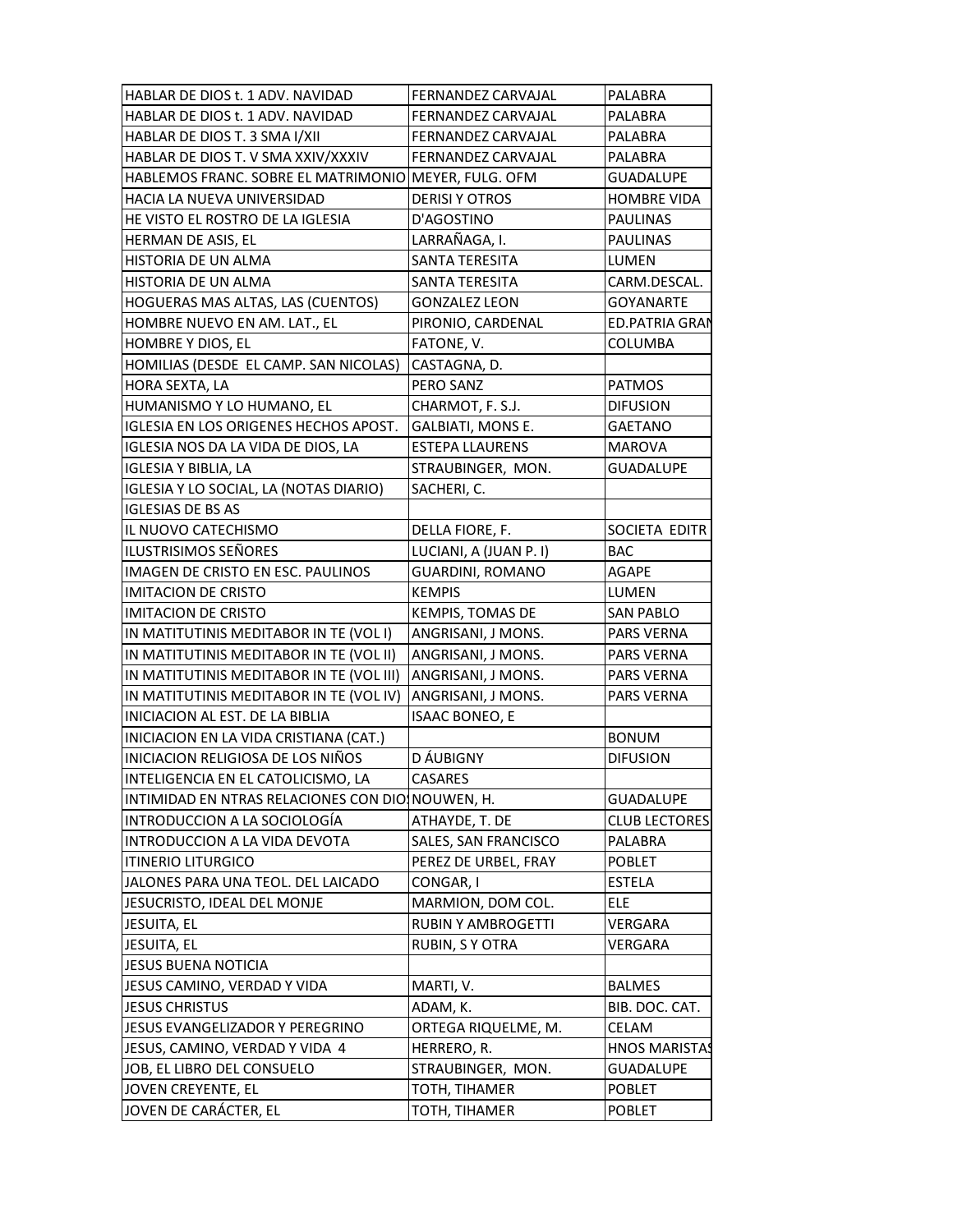| | | |
|---|---|---|
| HABLAR DE DIOS t. 1 ADV. NAVIDAD | FERNANDEZ CARVAJAL | PALABRA |
| HABLAR DE DIOS t. 1 ADV. NAVIDAD | FERNANDEZ CARVAJAL | PALABRA |
| HABLAR DE DIOS T. 3 SMA I/XII | FERNANDEZ CARVAJAL | PALABRA |
| HABLAR DE DIOS T. V SMA XXIV/XXXIV | FERNANDEZ CARVAJAL | PALABRA |
| HABLEMOS FRANC. SOBRE EL MATRIMONIO | MEYER, FULG. OFM | GUADALUPE |
| HACIA LA NUEVA UNIVERSIDAD | DERISI Y OTROS | HOMBRE VIDA |
| HE VISTO EL ROSTRO DE LA IGLESIA | D'AGOSTINO | PAULINAS |
| HERMAN DE ASIS, EL | LARRAÑAGA, I. | PAULINAS |
| HISTORIA DE UN ALMA | SANTA TERESITA | LUMEN |
| HISTORIA DE UN ALMA | SANTA TERESITA | CARM.DESCAL. |
| HOGUERAS MAS ALTAS, LAS (CUENTOS) | GONZALEZ LEON | GOYANARTE |
| HOMBRE NUEVO EN AM. LAT., EL | PIRONIO, CARDENAL | ED.PATRIA GRAN |
| HOMBRE Y DIOS, EL | FATONE, V. | COLUMBA |
| HOMILIAS (DESDE EL CAMP. SAN NICOLAS) | CASTAGNA, D. | |
| HORA SEXTA, LA | PERO SANZ | PATMOS |
| HUMANISMO Y LO HUMANO, EL | CHARMOT, F. S.J. | DIFUSION |
| IGLESIA EN LOS ORIGENES HECHOS APOST. | GALBIATI, MONS E. | GAETANO |
| IGLESIA NOS DA LA VIDA DE DIOS, LA | ESTEPA LLAURENS | MAROVA |
| IGLESIA Y BIBLIA, LA | STRAUBINGER, MON. | GUADALUPE |
| IGLESIA Y LO SOCIAL, LA (NOTAS DIARIO) | SACHERI, C. | |
| IGLESIAS DE BS AS | | |
| IL NUOVO CATECHISMO | DELLA FIORE, F. | SOCIETA EDITR |
| ILUSTRISIMOS SEÑORES | LUCIANI, A (JUAN P. I) | BAC |
| IMAGEN DE CRISTO EN ESC. PAULINOS | GUARDINI, ROMANO | AGAPE |
| IMITACION DE CRISTO | KEMPIS | LUMEN |
| IMITACION DE CRISTO | KEMPIS, TOMAS DE | SAN PABLO |
| IN MATITUTINIS MEDITABOR IN TE (VOL I) | ANGRISANI, J MONS. | PARS VERNA |
| IN MATITUTINIS MEDITABOR IN TE (VOL II) | ANGRISANI, J MONS. | PARS VERNA |
| IN MATITUTINIS MEDITABOR IN TE (VOL III) | ANGRISANI, J MONS. | PARS VERNA |
| IN MATITUTINIS MEDITABOR IN TE (VOL IV) | ANGRISANI, J MONS. | PARS VERNA |
| INICIACION AL EST. DE LA BIBLIA | ISAAC BONEO, E | |
| INICIACION EN LA VIDA CRISTIANA (CAT.) | | BONUM |
| INICIACION RELIGIOSA DE LOS NIÑOS | D ÁUBIGNY | DIFUSION |
| INTELIGENCIA EN EL CATOLICISMO, LA | CASARES | |
| INTIMIDAD EN NTRAS RELACIONES CON DIOS | NOUWEN, H. | GUADALUPE |
| INTRODUCCION A LA SOCIOLOGÍA | ATHAYDE, T. DE | CLUB LECTORES |
| INTRODUCCION A LA VIDA DEVOTA | SALES, SAN FRANCISCO | PALABRA |
| ITINERIO LITURGICO | PEREZ DE URBEL, FRAY | POBLET |
| JALONES PARA UNA TEOL. DEL LAICADO | CONGAR, I | ESTELA |
| JESUCRISTO, IDEAL DEL MONJE | MARMION, DOM COL. | ELE |
| JESUITA, EL | RUBIN Y AMBROGETTI | VERGARA |
| JESUITA, EL | RUBIN, S Y OTRA | VERGARA |
| JESUS BUENA NOTICIA | | |
| JESUS CAMINO, VERDAD Y VIDA | MARTI, V. | BALMES |
| JESUS CHRISTUS | ADAM, K. | BIB. DOC. CAT. |
| JESUS EVANGELIZADOR Y PEREGRINO | ORTEGA RIQUELME, M. | CELAM |
| JESUS, CAMINO, VERDAD Y VIDA 4 | HERRERO, R. | HNOS MARISTAS |
| JOB, EL LIBRO DEL CONSUELO | STRAUBINGER, MON. | GUADALUPE |
| JOVEN CREYENTE, EL | TOTH, TIHAMER | POBLET |
| JOVEN DE CARÁCTER, EL | TOTH, TIHAMER | POBLET |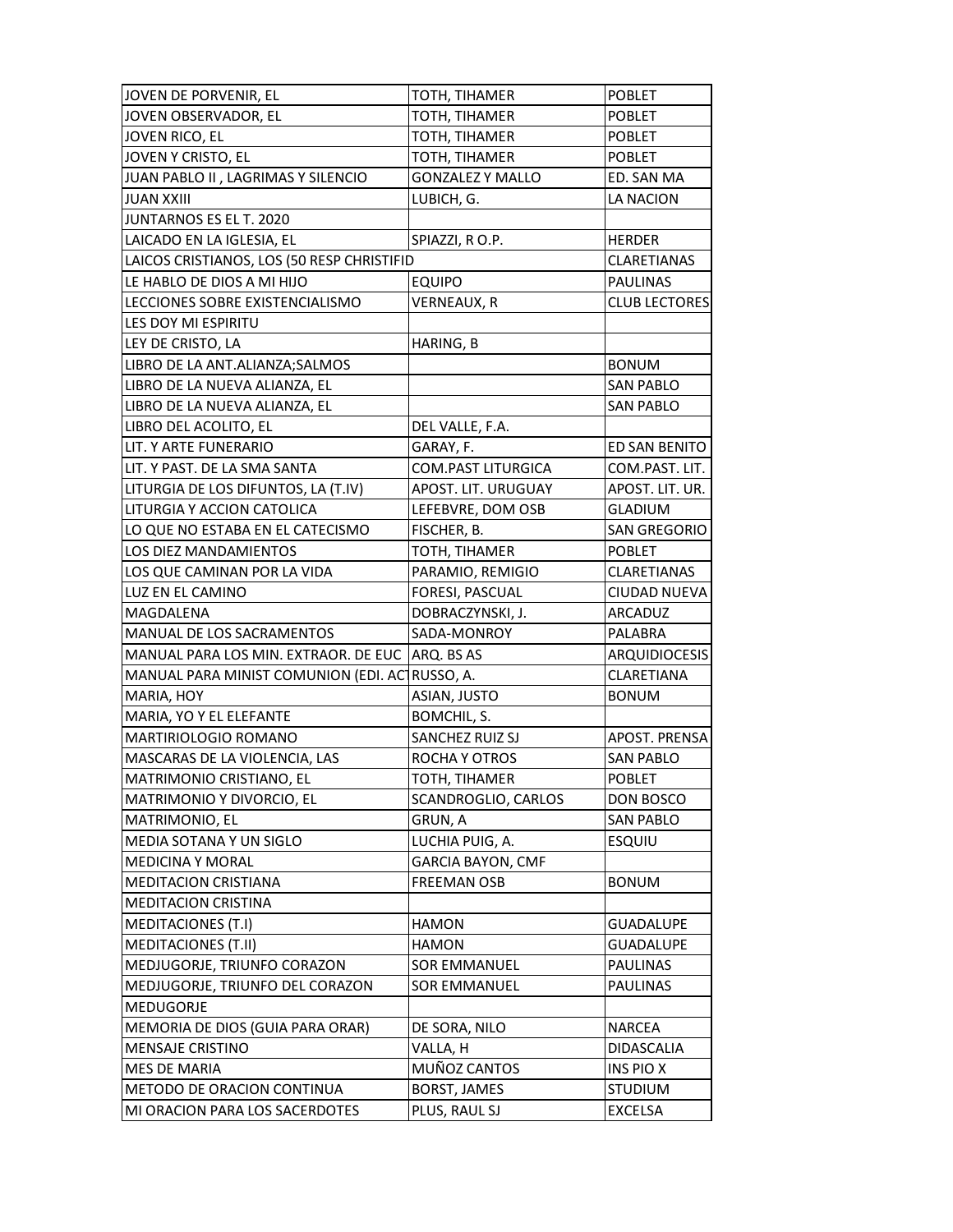| | | |
|---|---|---|
| JOVEN DE PORVENIR, EL | TOTH, TIHAMER | POBLET |
| JOVEN OBSERVADOR, EL | TOTH, TIHAMER | POBLET |
| JOVEN RICO, EL | TOTH, TIHAMER | POBLET |
| JOVEN Y CRISTO, EL | TOTH, TIHAMER | POBLET |
| JUAN PABLO II , LAGRIMAS Y SILENCIO | GONZALEZ Y MALLO | ED. SAN MA |
| JUAN XXIII | LUBICH, G. | LA NACION |
| JUNTARNOS ES EL T. 2020 | | |
| LAICADO EN LA IGLESIA, EL | SPIAZZI, R O.P. | HERDER |
| LAICOS CRISTIANOS, LOS (50 RESP CHRISTIFID | | CLARETIANAS |
| LE HABLO DE DIOS A MI HIJO | EQUIPO | PAULINAS |
| LECCIONES SOBRE EXISTENCIALISMO | VERNEAUX, R | CLUB LECTORES |
| LES DOY MI ESPIRITU | | |
| LEY DE CRISTO, LA | HARING, B | |
| LIBRO DE LA ANT.ALIANZA;SALMOS | | BONUM |
| LIBRO DE LA NUEVA ALIANZA, EL | | SAN PABLO |
| LIBRO DE LA NUEVA ALIANZA, EL | | SAN PABLO |
| LIBRO DEL ACOLITO, EL | DEL VALLE, F.A. | |
| LIT. Y ARTE FUNERARIO | GARAY, F. | ED SAN BENITO |
| LIT. Y PAST. DE LA SMA SANTA | COM.PAST LITURGICA | COM.PAST. LIT. |
| LITURGIA DE LOS DIFUNTOS, LA (T.IV) | APOST. LIT. URUGUAY | APOST. LIT. UR. |
| LITURGIA Y ACCION CATOLICA | LEFEBVRE, DOM OSB | GLADIUM |
| LO QUE NO ESTABA EN EL CATECISMO | FISCHER, B. | SAN GREGORIO |
| LOS DIEZ MANDAMIENTOS | TOTH, TIHAMER | POBLET |
| LOS QUE CAMINAN POR LA VIDA | PARAMIO, REMIGIO | CLARETIANAS |
| LUZ EN EL CAMINO | FORESI, PASCUAL | CIUDAD NUEVA |
| MAGDALENA | DOBRACZYNSKI, J. | ARCADUZ |
| MANUAL DE LOS SACRAMENTOS | SADA-MONROY | PALABRA |
| MANUAL PARA LOS MIN. EXTRAOR. DE EUC | ARQ. BS AS | ARQUIDIOCESIS |
| MANUAL PARA MINIST COMUNION (EDI. ACT | RUSSO, A. | CLARETIANA |
| MARIA, HOY | ASIAN, JUSTO | BONUM |
| MARIA, YO Y EL ELEFANTE | BOMCHIL, S. | |
| MARTIRIOLOGIO ROMANO | SANCHEZ RUIZ SJ | APOST. PRENSA |
| MASCARAS DE LA VIOLENCIA, LAS | ROCHA Y OTROS | SAN PABLO |
| MATRIMONIO CRISTIANO, EL | TOTH, TIHAMER | POBLET |
| MATRIMONIO Y DIVORCIO, EL | SCANDROGLIO, CARLOS | DON BOSCO |
| MATRIMONIO, EL | GRUN, A | SAN PABLO |
| MEDIA SOTANA Y UN SIGLO | LUCHIA PUIG, A. | ESQUIU |
| MEDICINA Y MORAL | GARCIA BAYON, CMF | |
| MEDITACION CRISTIANA | FREEMAN OSB | BONUM |
| MEDITACION CRISTINA | | |
| MEDITACIONES (T.I) | HAMON | GUADALUPE |
| MEDITACIONES (T.II) | HAMON | GUADALUPE |
| MEDJUGORJE, TRIUNFO CORAZON | SOR EMMANUEL | PAULINAS |
| MEDJUGORJE, TRIUNFO DEL CORAZON | SOR EMMANUEL | PAULINAS |
| MEDUGORJE | | |
| MEMORIA DE DIOS (GUIA PARA ORAR) | DE SORA, NILO | NARCEA |
| MENSAJE CRISTINO | VALLA, H | DIDASCALIA |
| MES DE MARIA | MUÑOZ CANTOS | INS PIO X |
| METODO DE ORACION CONTINUA | BORST, JAMES | STUDIUM |
| MI ORACION PARA LOS SACERDOTES | PLUS, RAUL SJ | EXCELSA |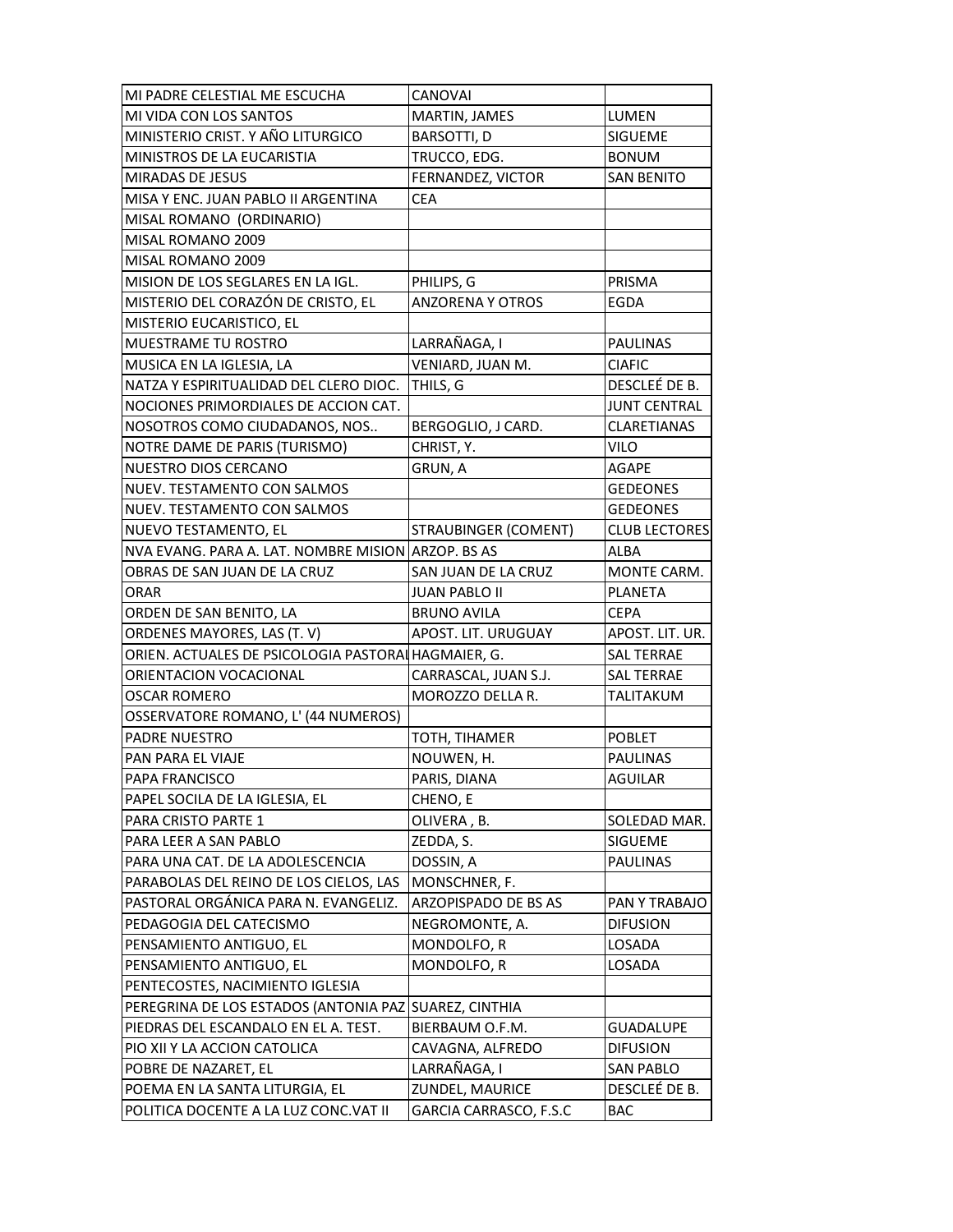| | | |
|---|---|---|
| MI PADRE CELESTIAL ME ESCUCHA | CANOVAI | |
| MI VIDA CON LOS SANTOS | MARTIN, JAMES | LUMEN |
| MINISTERIO CRIST. Y AÑO LITURGICO | BARSOTTI, D | SIGUEME |
| MINISTROS DE LA EUCARISTIA | TRUCCO, EDG. | BONUM |
| MIRADAS DE JESUS | FERNANDEZ, VICTOR | SAN BENITO |
| MISA Y ENC. JUAN PABLO II ARGENTINA | CEA | |
| MISAL ROMANO  (ORDINARIO) | | |
| MISAL ROMANO 2009 | | |
| MISAL ROMANO 2009 | | |
| MISION DE LOS SEGLARES EN LA IGL. | PHILIPS, G | PRISMA |
| MISTERIO DEL CORAZÓN DE CRISTO, EL | ANZORENA Y OTROS | EGDA |
| MISTERIO EUCARISTICO, EL | | |
| MUESTRAME TU ROSTRO | LARRAÑAGA, I | PAULINAS |
| MUSICA EN LA IGLESIA, LA | VENIARD, JUAN M. | CIAFIC |
| NATZA Y ESPIRITUALIDAD DEL CLERO DIOC. | THILS, G | DESCLEÉ DE B. |
| NOCIONES PRIMORDIALES DE ACCION CAT. | | JUNT CENTRAL |
| NOSOTROS COMO CIUDADANOS, NOS.. | BERGOGLIO, J CARD. | CLARETIANAS |
| NOTRE DAME DE PARIS (TURISMO) | CHRIST, Y. | VILO |
| NUESTRO DIOS CERCANO | GRUN, A | AGAPE |
| NUEV. TESTAMENTO CON SALMOS | | GEDEONES |
| NUEV. TESTAMENTO CON SALMOS | | GEDEONES |
| NUEVO TESTAMENTO, EL | STRAUBINGER (COMENT) | CLUB LECTORES |
| NVA EVANG. PARA A. LAT. NOMBRE MISION | ARZOP. BS AS | ALBA |
| OBRAS DE SAN JUAN DE LA CRUZ | SAN JUAN DE LA CRUZ | MONTE CARM. |
| ORAR | JUAN PABLO II | PLANETA |
| ORDEN DE SAN BENITO, LA | BRUNO AVILA | CEPA |
| ORDENES MAYORES, LAS (T. V) | APOST. LIT. URUGUAY | APOST. LIT. UR. |
| ORIEN. ACTUALES DE PSICOLOGIA PASTORAL | HAGMAIER, G. | SAL TERRAE |
| ORIENTACION VOCACIONAL | CARRASCAL, JUAN S.J. | SAL TERRAE |
| OSCAR ROMERO | MOROZZO DELLA R. | TALITAKUM |
| OSSERVATORE ROMANO, L' (44 NUMEROS) | | |
| PADRE NUESTRO | TOTH, TIHAMER | POBLET |
| PAN PARA EL VIAJE | NOUWEN, H. | PAULINAS |
| PAPA FRANCISCO | PARIS, DIANA | AGUILAR |
| PAPEL SOCILA DE LA IGLESIA, EL | CHENO, E | |
| PARA CRISTO PARTE 1 | OLIVERA , B. | SOLEDAD MAR. |
| PARA LEER A SAN PABLO | ZEDDA, S. | SIGUEME |
| PARA UNA CAT. DE LA ADOLESCENCIA | DOSSIN, A | PAULINAS |
| PARABOLAS DEL REINO DE LOS CIELOS, LAS | MONSCHNER, F. | |
| PASTORAL ORGÁNICA PARA N. EVANGELIZ. | ARZOPISPADO DE BS AS | PAN Y TRABAJO |
| PEDAGOGIA DEL CATECISMO | NEGROMONTE, A. | DIFUSION |
| PENSAMIENTO ANTIGUO, EL | MONDOLFO, R | LOSADA |
| PENSAMIENTO ANTIGUO, EL | MONDOLFO, R | LOSADA |
| PENTECOSTES, NACIMIENTO IGLESIA | | |
| PEREGRINA DE LOS ESTADOS (ANTONIA PAZ | SUAREZ, CINTHIA | |
| PIEDRAS DEL ESCANDALO EN EL A. TEST. | BIERBAUM O.F.M. | GUADALUPE |
| PIO XII Y LA ACCION CATOLICA | CAVAGNA, ALFREDO | DIFUSION |
| POBRE DE NAZARET, EL | LARRAÑAGA, I | SAN PABLO |
| POEMA EN LA SANTA LITURGIA, EL | ZUNDEL, MAURICE | DESCLEÉ DE B. |
| POLITICA DOCENTE A LA LUZ CONC.VAT II | GARCIA CARRASCO, F.S.C | BAC |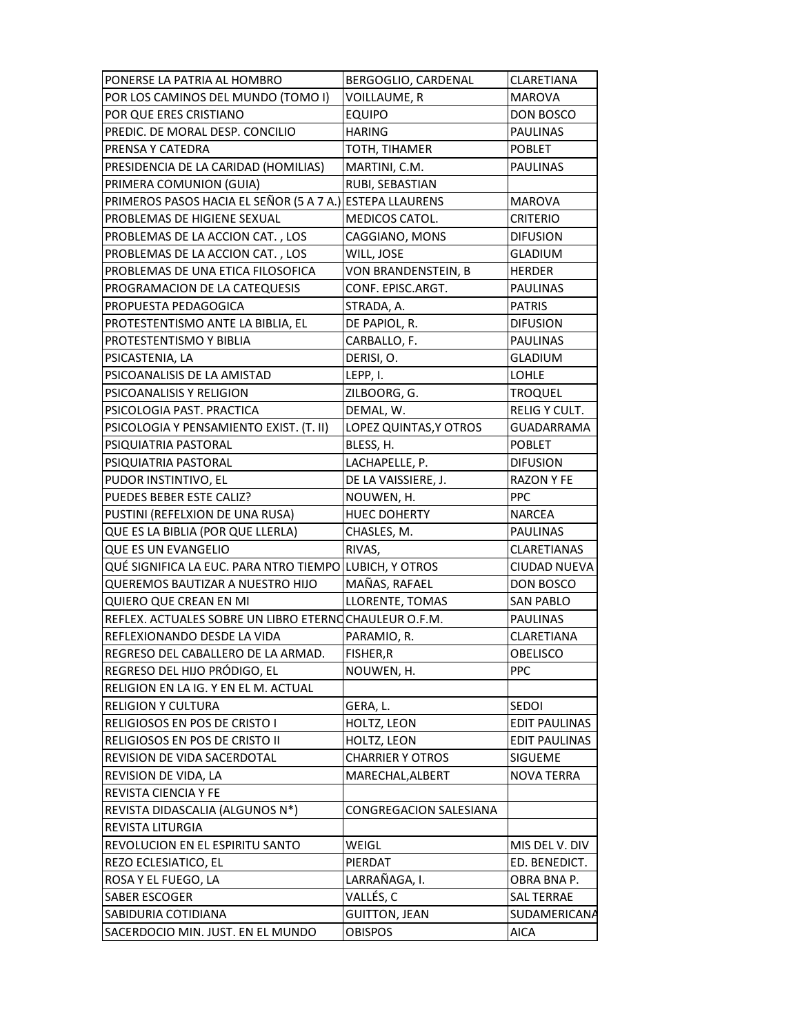| | | |
|---|---|---|
| PONERSE LA PATRIA AL HOMBRO | BERGOGLIO, CARDENAL | CLARETIANA |
| POR LOS CAMINOS DEL MUNDO (TOMO I) | VOILLAUME, R | MAROVA |
| POR QUE ERES CRISTIANO | EQUIPO | DON BOSCO |
| PREDIC. DE MORAL DESP. CONCILIO | HARING | PAULINAS |
| PRENSA Y CATEDRA | TOTH, TIHAMER | POBLET |
| PRESIDENCIA DE LA CARIDAD (HOMILIAS) | MARTINI, C.M. | PAULINAS |
| PRIMERA COMUNION (GUIA) | RUBI, SEBASTIAN | |
| PRIMEROS PASOS HACIA EL SEÑOR (5 A 7 A.) | ESTEPA LLAURENS | MAROVA |
| PROBLEMAS DE HIGIENE SEXUAL | MEDICOS CATOL. | CRITERIO |
| PROBLEMAS DE LA ACCION CAT. , LOS | CAGGIANO, MONS | DIFUSION |
| PROBLEMAS DE LA ACCION CAT. , LOS | WILL, JOSE | GLADIUM |
| PROBLEMAS DE UNA ETICA FILOSOFICA | VON BRANDENSTEIN, B | HERDER |
| PROGRAMACION DE LA CATEQUESIS | CONF. EPISC.ARGT. | PAULINAS |
| PROPUESTA PEDAGOGICA | STRADA, A. | PATRIS |
| PROTESTENTISMO ANTE LA BIBLIA, EL | DE PAPIOL, R. | DIFUSION |
| PROTESTENTISMO Y BIBLIA | CARBALLO, F. | PAULINAS |
| PSICASTENIA, LA | DERISI, O. | GLADIUM |
| PSICOANALISIS DE LA AMISTAD | LEPP, I. | LOHLE |
| PSICOANALISIS Y RELIGION | ZILBOORG, G. | TROQUEL |
| PSICOLOGIA PAST. PRACTICA | DEMAL, W. | RELIG Y CULT. |
| PSICOLOGIA Y PENSAMIENTO EXIST. (T. II) | LOPEZ QUINTAS,Y OTROS | GUADARRAMA |
| PSIQUIATRIA PASTORAL | BLESS, H. | POBLET |
| PSIQUIATRIA PASTORAL | LACHAPELLE, P. | DIFUSION |
| PUDOR INSTINTIVO, EL | DE LA VAISSIERE, J. | RAZON Y FE |
| PUEDES BEBER ESTE CALIZ? | NOUWEN, H. | PPC |
| PUSTINI (REFELXION DE UNA RUSA) | HUEC DOHERTY | NARCEA |
| QUE ES LA BIBLIA (POR QUE LLERLA) | CHASLES, M. | PAULINAS |
| QUE ES UN EVANGELIO | RIVAS, | CLARETIANAS |
| QUÉ SIGNIFICA LA EUC. PARA NTRO TIEMPO | LUBICH, Y OTROS | CIUDAD NUEVA |
| QUEREMOS BAUTIZAR A NUESTRO HIJO | MAÑAS, RAFAEL | DON BOSCO |
| QUIERO QUE CREAN EN MI | LLORENTE, TOMAS | SAN PABLO |
| REFLEX. ACTUALES SOBRE UN LIBRO ETERNO | CHAULEUR O.F.M. | PAULINAS |
| REFLEXIONANDO DESDE LA VIDA | PARAMIO, R. | CLARETIANA |
| REGRESO DEL CABALLERO DE LA ARMAD. | FISHER,R | OBELISCO |
| REGRESO DEL HIJO PRÓDIGO, EL | NOUWEN, H. | PPC |
| RELIGION EN LA IG. Y EN EL M. ACTUAL | | |
| RELIGION Y CULTURA | GERA, L. | SEDOI |
| RELIGIOSOS EN POS DE CRISTO I | HOLTZ, LEON | EDIT PAULINAS |
| RELIGIOSOS EN POS DE CRISTO II | HOLTZ, LEON | EDIT PAULINAS |
| REVISION DE VIDA SACERDOTAL | CHARRIER Y OTROS | SIGUEME |
| REVISION DE VIDA, LA | MARECHAL,ALBERT | NOVA TERRA |
| REVISTA CIENCIA Y FE | | |
| REVISTA DIDASCALIA (ALGUNOS N*) | CONGREGACION SALESIANA | |
| REVISTA LITURGIA | | |
| REVOLUCION EN EL ESPIRITU SANTO | WEIGL | MIS DEL V. DIV |
| REZO ECLESIATICO, EL | PIERDAT | ED. BENEDICT. |
| ROSA Y EL FUEGO, LA | LARRAÑAGA, I. | OBRA BNA P. |
| SABER ESCOGER | VALLÉS, C | SAL TERRAE |
| SABIDURIA COTIDIANA | GUITTON, JEAN | SUDAMERICANA |
| SACERDOCIO MIN. JUST. EN EL MUNDO | OBISPOS | AICA |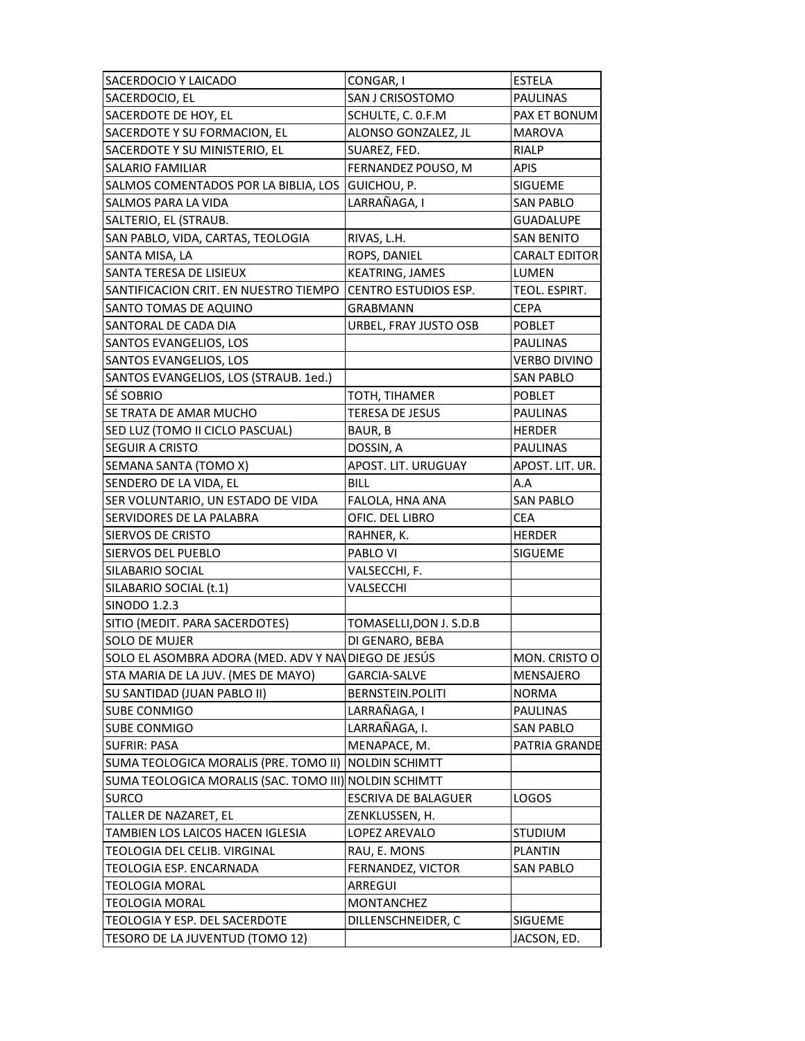| SACERDOCIO Y LAICADO | CONGAR, I | ESTELA |
|---|---|---|
| SACERDOCIO, EL | SAN J CRISOSTOMO | PAULINAS |
| SACERDOTE DE HOY, EL | SCHULTE, C. 0.F.M | PAX ET BONUM |
| SACERDOTE Y SU FORMACION, EL | ALONSO GONZALEZ, JL | MAROVA |
| SACERDOTE Y SU MINISTERIO, EL | SUAREZ, FED. | RIALP |
| SALARIO FAMILIAR | FERNANDEZ POUSO, M | APIS |
| SALMOS COMENTADOS POR LA BIBLIA, LOS | GUICHOU, P. | SIGUEME |
| SALMOS PARA LA VIDA | LARRAÑAGA, I | SAN PABLO |
| SALTERIO, EL (STRAUB. | | GUADALUPE |
| SAN PABLO, VIDA, CARTAS, TEOLOGIA | RIVAS, L.H. | SAN BENITO |
| SANTA MISA, LA | ROPS, DANIEL | CARALT EDITOR |
| SANTA TERESA DE LISIEUX | KEATRING, JAMES | LUMEN |
| SANTIFICACION CRIT. EN NUESTRO TIEMPO | CENTRO ESTUDIOS ESP. | TEOL. ESPIRT. |
| SANTO TOMAS DE AQUINO | GRABMANN | CEPA |
| SANTORAL DE CADA DIA | URBEL, FRAY JUSTO OSB | POBLET |
| SANTOS EVANGELIOS, LOS | | PAULINAS |
| SANTOS EVANGELIOS, LOS | | VERBO DIVINO |
| SANTOS EVANGELIOS, LOS (STRAUB. 1ed.) | | SAN PABLO |
| SÉ SOBRIO | TOTH, TIHAMER | POBLET |
| SE TRATA DE AMAR MUCHO | TERESA DE JESUS | PAULINAS |
| SED LUZ (TOMO II CICLO PASCUAL) | BAUR, B | HERDER |
| SEGUIR A CRISTO | DOSSIN, A | PAULINAS |
| SEMANA SANTA (TOMO X) | APOST. LIT. URUGUAY | APOST. LIT. UR. |
| SENDERO DE LA VIDA, EL | BILL | A.A |
| SER VOLUNTARIO, UN ESTADO DE VIDA | FALOLA, HNA ANA | SAN PABLO |
| SERVIDORES DE LA PALABRA | OFIC. DEL LIBRO | CEA |
| SIERVOS DE CRISTO | RAHNER, K. | HERDER |
| SIERVOS DEL PUEBLO | PABLO VI | SIGUEME |
| SILABARIO SOCIAL | VALSECCHI, F. | |
| SILABARIO SOCIAL (t.1) | VALSECCHI | |
| SINODO 1.2.3 | | |
| SITIO (MEDIT. PARA SACERDOTES) | TOMASELLI,DON J. S.D.B | |
| SOLO DE MUJER | DI GENARO, BEBA | |
| SOLO EL ASOMBRA ADORA (MED. ADV Y NA\ | DIEGO DE JESÚS | MON. CRISTO O |
| STA MARIA DE LA JUV. (MES DE MAYO) | GARCIA-SALVE | MENSAJERO |
| SU SANTIDAD (JUAN PABLO II) | BERNSTEIN.POLITI | NORMA |
| SUBE CONMIGO | LARRAÑAGA, I | PAULINAS |
| SUBE CONMIGO | LARRAÑAGA, I. | SAN PABLO |
| SUFRIR: PASA | MENAPACE, M. | PATRIA GRANDE |
| SUMA TEOLOGICA MORALIS (PRE. TOMO II) | NOLDIN SCHIMTT | |
| SUMA TEOLOGICA MORALIS (SAC. TOMO III) | NOLDIN SCHIMTT | |
| SURCO | ESCRIVA DE BALAGUER | LOGOS |
| TALLER DE NAZARET, EL | ZENKLUSSEN, H. | |
| TAMBIEN LOS LAICOS HACEN IGLESIA | LOPEZ AREVALO | STUDIUM |
| TEOLOGIA DEL CELIB. VIRGINAL | RAU, E. MONS | PLANTIN |
| TEOLOGIA ESP. ENCARNADA | FERNANDEZ, VICTOR | SAN PABLO |
| TEOLOGIA MORAL | ARREGUI | |
| TEOLOGIA MORAL | MONTANCHEZ | |
| TEOLOGIA Y ESP. DEL SACERDOTE | DILLENSCHNEIDER, C | SIGUEME |
| TESORO DE LA JUVENTUD (TOMO 12) | | JACSON, ED. |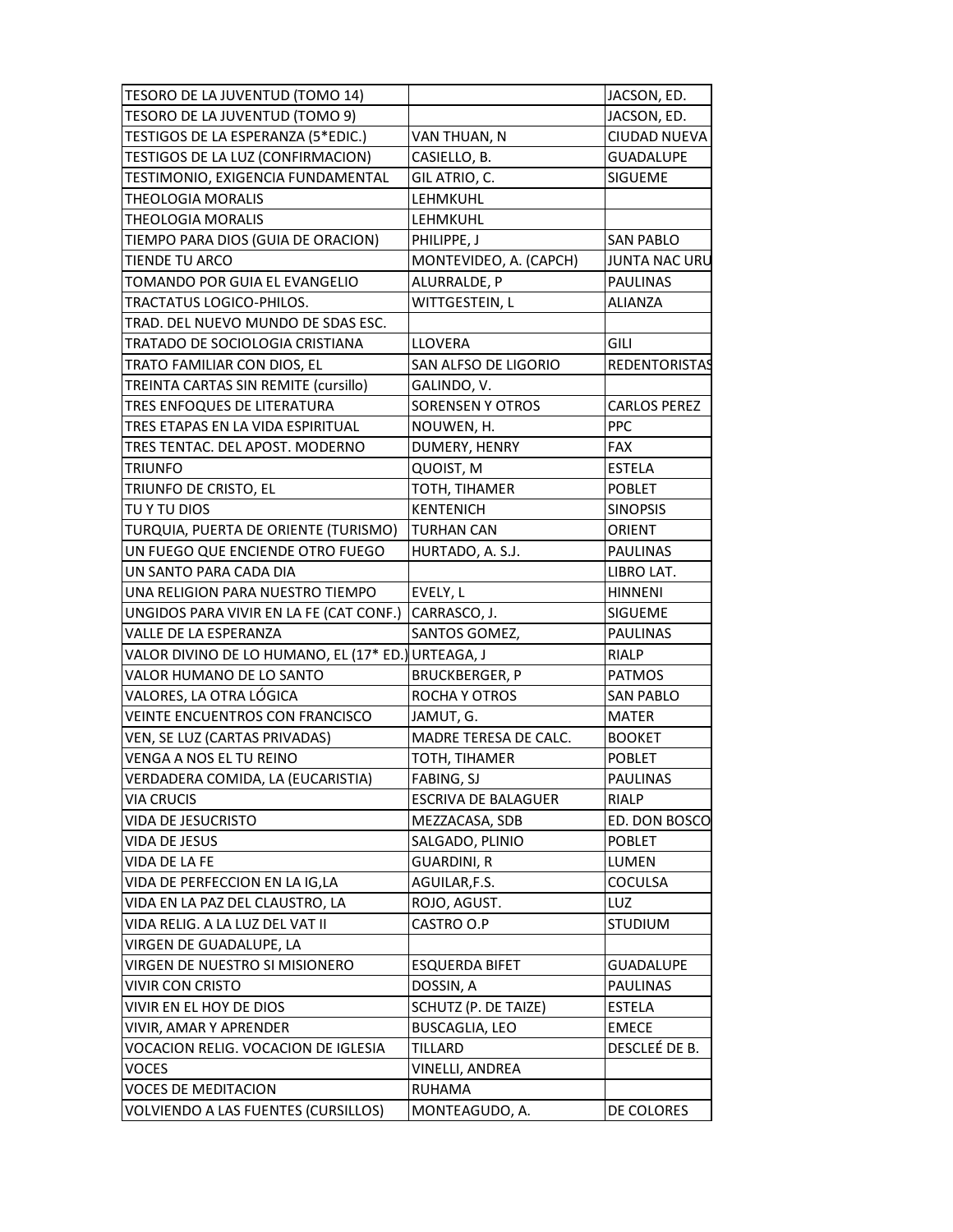| | | |
|---|---|---|
| TESORO DE LA JUVENTUD (TOMO 14) | | JACSON, ED. |
| TESORO DE LA JUVENTUD (TOMO 9) | | JACSON, ED. |
| TESTIGOS DE LA ESPERANZA (5*EDIC.) | VAN THUAN, N | CIUDAD NUEVA |
| TESTIGOS DE LA LUZ (CONFIRMACION) | CASIELLO, B. | GUADALUPE |
| TESTIMONIO, EXIGENCIA FUNDAMENTAL | GIL ATRIO, C. | SIGUEME |
| THEOLOGIA MORALIS | LEHMKUHL | |
| THEOLOGIA MORALIS | LEHMKUHL | |
| TIEMPO PARA DIOS (GUIA DE ORACION) | PHILIPPE, J | SAN PABLO |
| TIENDE TU ARCO | MONTEVIDEO, A. (CAPCH) | JUNTA NAC URU |
| TOMANDO POR GUIA EL EVANGELIO | ALURRALDE, P | PAULINAS |
| TRACTATUS LOGICO-PHILOS. | WITTGESTEIN, L | ALIANZA |
| TRAD. DEL NUEVO MUNDO DE SDAS ESC. | | |
| TRATADO DE SOCIOLOGIA CRISTIANA | LLOVERA | GILI |
| TRATO FAMILIAR CON DIOS, EL | SAN ALFSO DE LIGORIO | REDENTORISTAS |
| TREINTA CARTAS SIN REMITE (cursillo) | GALINDO, V. | |
| TRES ENFOQUES DE LITERATURA | SORENSEN Y OTROS | CARLOS PEREZ |
| TRES ETAPAS EN LA VIDA ESPIRITUAL | NOUWEN, H. | PPC |
| TRES TENTAC. DEL APOST. MODERNO | DUMERY, HENRY | FAX |
| TRIUNFO | QUOIST, M | ESTELA |
| TRIUNFO DE CRISTO, EL | TOTH, TIHAMER | POBLET |
| TU Y TU DIOS | KENTENICH | SINOPSIS |
| TURQUIA, PUERTA DE ORIENTE (TURISMO) | TURHAN CAN | ORIENT |
| UN FUEGO QUE ENCIENDE OTRO FUEGO | HURTADO, A. S.J. | PAULINAS |
| UN SANTO PARA CADA DIA | | LIBRO LAT. |
| UNA RELIGION PARA NUESTRO TIEMPO | EVELY, L | HINNENI |
| UNGIDOS PARA VIVIR EN LA FE (CAT CONF.) | CARRASCO, J. | SIGUEME |
| VALLE DE LA ESPERANZA | SANTOS GOMEZ, | PAULINAS |
| VALOR DIVINO DE LO HUMANO, EL (17* ED.) | URTEAGA, J | RIALP |
| VALOR HUMANO DE LO SANTO | BRUCKBERGER, P | PATMOS |
| VALORES, LA OTRA LÓGICA | ROCHA Y OTROS | SAN PABLO |
| VEINTE ENCUENTROS CON FRANCISCO | JAMUT, G. | MATER |
| VEN, SE LUZ (CARTAS PRIVADAS) | MADRE TERESA DE CALC. | BOOKET |
| VENGA A NOS EL TU REINO | TOTH, TIHAMER | POBLET |
| VERDADERA COMIDA, LA (EUCARISTIA) | FABING, SJ | PAULINAS |
| VIA CRUCIS | ESCRIVA DE BALAGUER | RIALP |
| VIDA DE JESUCRISTO | MEZZACASA, SDB | ED. DON BOSCO |
| VIDA DE JESUS | SALGADO, PLINIO | POBLET |
| VIDA DE LA FE | GUARDINI, R | LUMEN |
| VIDA DE PERFECCION EN LA IG,LA | AGUILAR,F.S. | COCULSA |
| VIDA EN LA PAZ DEL CLAUSTRO, LA | ROJO, AGUST. | LUZ |
| VIDA RELIG. A LA LUZ DEL VAT II | CASTRO O.P | STUDIUM |
| VIRGEN DE GUADALUPE, LA | | |
| VIRGEN DE NUESTRO SI MISIONERO | ESQUERDA BIFET | GUADALUPE |
| VIVIR CON CRISTO | DOSSIN, A | PAULINAS |
| VIVIR EN EL HOY DE DIOS | SCHUTZ (P. DE TAIZE) | ESTELA |
| VIVIR, AMAR Y APRENDER | BUSCAGLIA, LEO | EMECE |
| VOCACION RELIG. VOCACION DE IGLESIA | TILLARD | DESCLEÉ DE B. |
| VOCES | VINELLI, ANDREA | |
| VOCES DE MEDITACION | RUHAMA | |
| VOLVIENDO A LAS FUENTES (CURSILLOS) | MONTEAGUDO, A. | DE COLORES |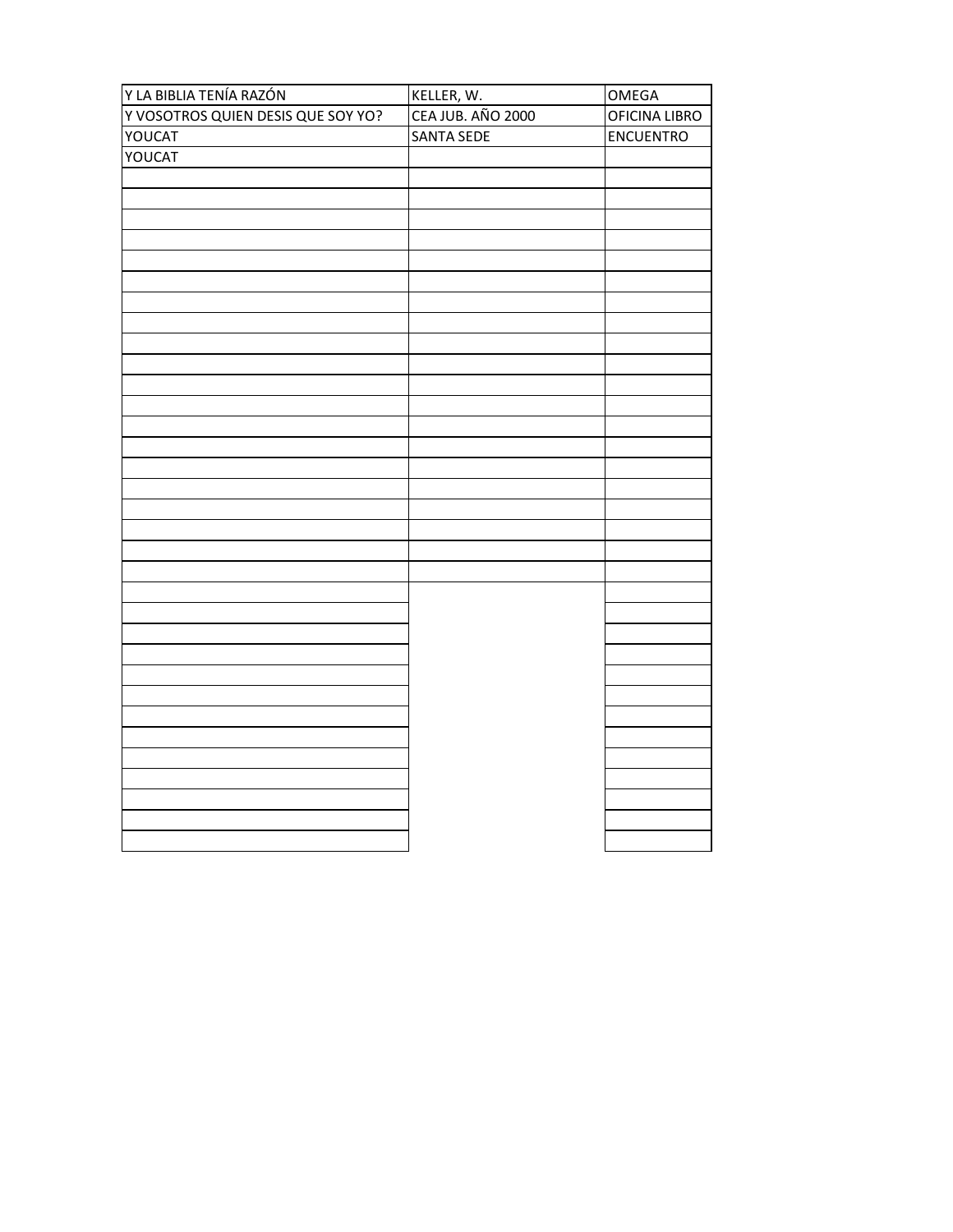| Y LA BIBLIA TENÍA RAZÓN | KELLER, W. | OMEGA |
| --- | --- | --- |
| Y VOSOTROS QUIEN DESIS QUE SOY YO? | CEA JUB. AÑO 2000 | OFICINA LIBRO |
| YOUCAT | SANTA SEDE | ENCUENTRO |
| YOUCAT | | |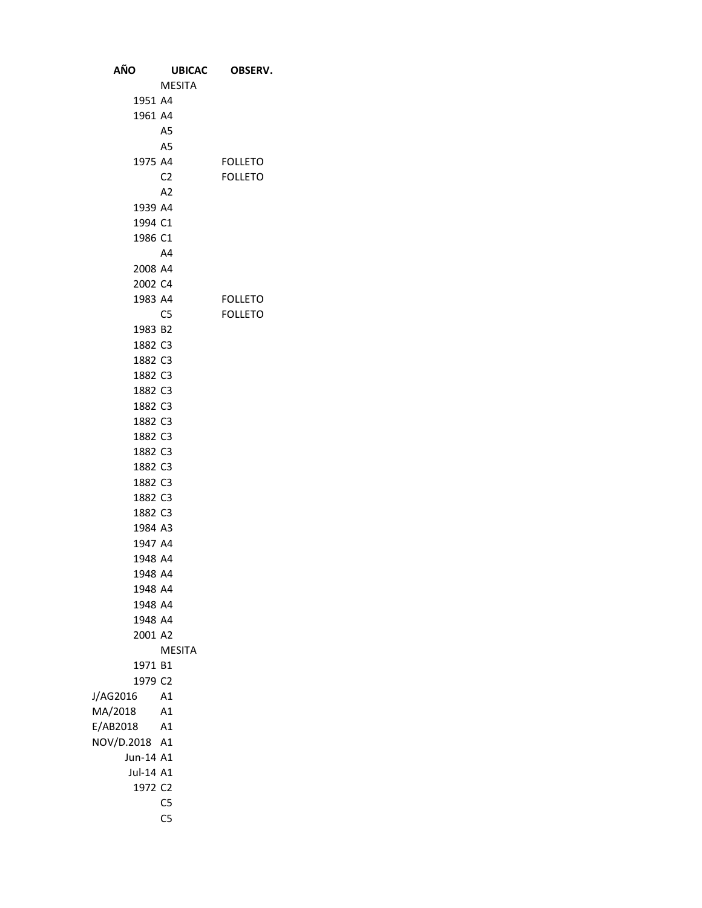| AÑO | UBICAC | OBSERV. |
|---|---|---|
| | MESITA | |
| 1951 | A4 | |
| 1961 | A4 | |
| | A5 | |
| | A5 | |
| 1975 | A4 | FOLLETO |
| | C2 | FOLLETO |
| | A2 | |
| 1939 | A4 | |
| 1994 | C1 | |
| 1986 | C1 | |
| | A4 | |
| 2008 | A4 | |
| 2002 | C4 | |
| 1983 | A4 | FOLLETO |
| | C5 | FOLLETO |
| 1983 | B2 | |
| 1882 | C3 | |
| 1882 | C3 | |
| 1882 | C3 | |
| 1882 | C3 | |
| 1882 | C3 | |
| 1882 | C3 | |
| 1882 | C3 | |
| 1882 | C3 | |
| 1882 | C3 | |
| 1882 | C3 | |
| 1882 | C3 | |
| 1882 | C3 | |
| 1984 | A3 | |
| 1947 | A4 | |
| 1948 | A4 | |
| 1948 | A4 | |
| 1948 | A4 | |
| 1948 | A4 | |
| 1948 | A4 | |
| 2001 | A2 | |
| | MESITA | |
| 1971 | B1 | |
| 1979 | C2 | |
| J/AG2016 | A1 | |
| MA/2018 | A1 | |
| E/AB2018 | A1 | |
| NOV/D.2018 | A1 | |
| Jun-14 | A1 | |
| Jul-14 | A1 | |
| 1972 | C2 | |
| | C5 | |
| | C5 | |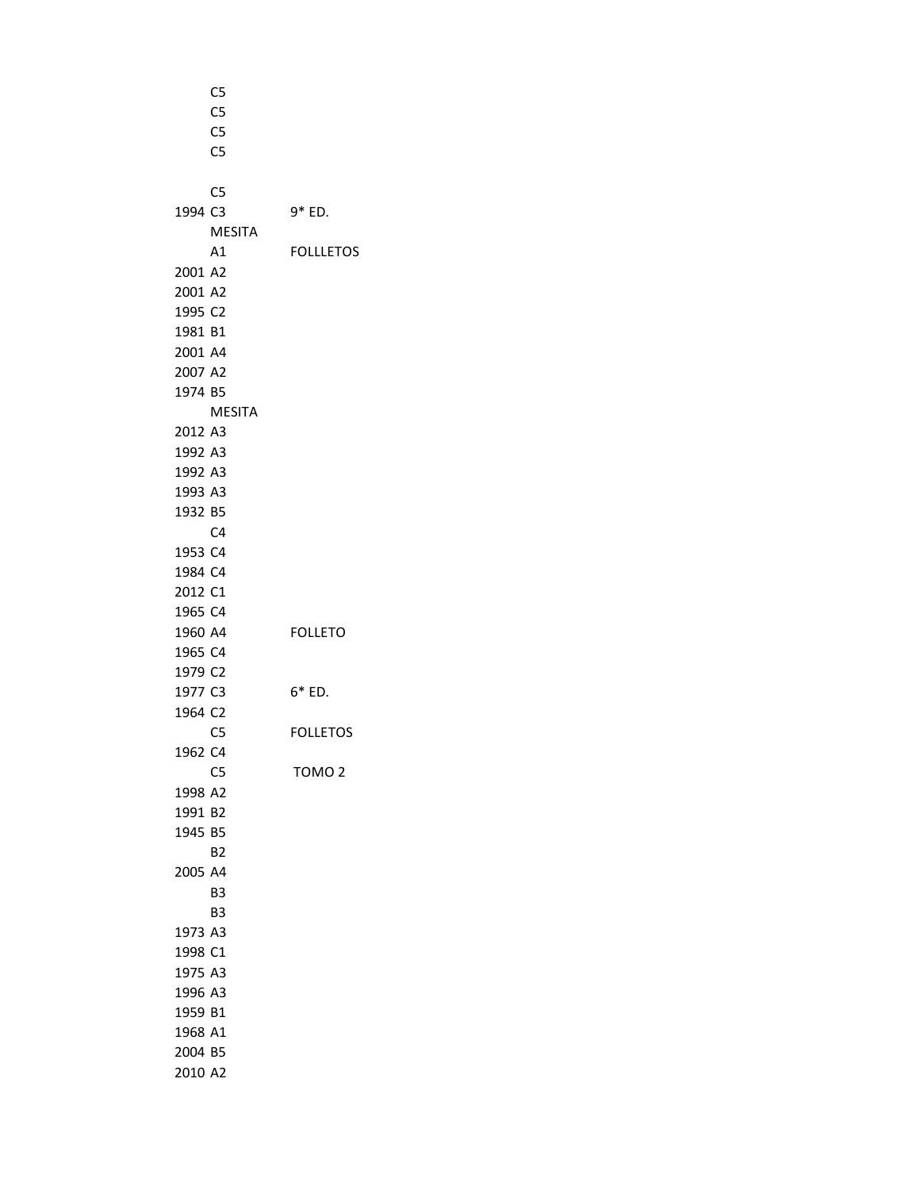| | | |
|---|---|---|
| | C5 | |
| | C5 | |
| | C5 | |
| | C5 | |
| | | |
| | C5 | |
| 1994 | C3 | 9* ED. |
| | MESITA | |
| | A1 | FOLLLETOS |
| 2001 | A2 | |
| 2001 | A2 | |
| 1995 | C2 | |
| 1981 | B1 | |
| 2001 | A4 | |
| 2007 | A2 | |
| 1974 | B5 | |
| | MESITA | |
| 2012 | A3 | |
| 1992 | A3 | |
| 1992 | A3 | |
| 1993 | A3 | |
| 1932 | B5 | |
| | C4 | |
| 1953 | C4 | |
| 1984 | C4 | |
| 2012 | C1 | |
| 1965 | C4 | |
| 1960 | A4 | FOLLETO |
| 1965 | C4 | |
| 1979 | C2 | |
| 1977 | C3 | 6* ED. |
| 1964 | C2 | |
| | C5 | FOLLETOS |
| 1962 | C4 | |
| | C5 | TOMO 2 |
| 1998 | A2 | |
| 1991 | B2 | |
| 1945 | B5 | |
| | B2 | |
| 2005 | A4 | |
| | B3 | |
| | B3 | |
| 1973 | A3 | |
| 1998 | C1 | |
| 1975 | A3 | |
| 1996 | A3 | |
| 1959 | B1 | |
| 1968 | A1 | |
| 2004 | B5 | |
| 2010 | A2 | |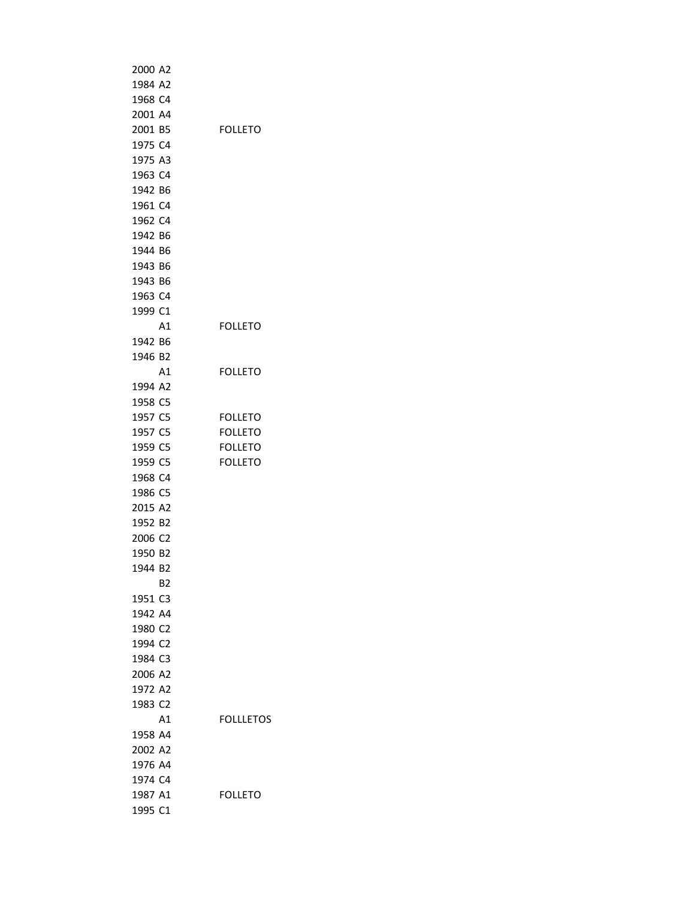| | | |
|---|---|---|
| 2000 | A2 | |
| 1984 | A2 | |
| 1968 | C4 | |
| 2001 | A4 | |
| 2001 | B5 | FOLLETO |
| 1975 | C4 | |
| 1975 | A3 | |
| 1963 | C4 | |
| 1942 | B6 | |
| 1961 | C4 | |
| 1962 | C4 | |
| 1942 | B6 | |
| 1944 | B6 | |
| 1943 | B6 | |
| 1943 | B6 | |
| 1963 | C4 | |
| 1999 | C1 | |
| | A1 | FOLLETO |
| 1942 | B6 | |
| 1946 | B2 | |
| | A1 | FOLLETO |
| 1994 | A2 | |
| 1958 | C5 | |
| 1957 | C5 | FOLLETO |
| 1957 | C5 | FOLLETO |
| 1959 | C5 | FOLLETO |
| 1959 | C5 | FOLLETO |
| 1968 | C4 | |
| 1986 | C5 | |
| 2015 | A2 | |
| 1952 | B2 | |
| 2006 | C2 | |
| 1950 | B2 | |
| 1944 | B2 | |
| | B2 | |
| 1951 | C3 | |
| 1942 | A4 | |
| 1980 | C2 | |
| 1994 | C2 | |
| 1984 | C3 | |
| 2006 | A2 | |
| 1972 | A2 | |
| 1983 | C2 | |
| | A1 | FOLLLETOS |
| 1958 | A4 | |
| 2002 | A2 | |
| 1976 | A4 | |
| 1974 | C4 | |
| 1987 | A1 | FOLLETO |
| 1995 | C1 | |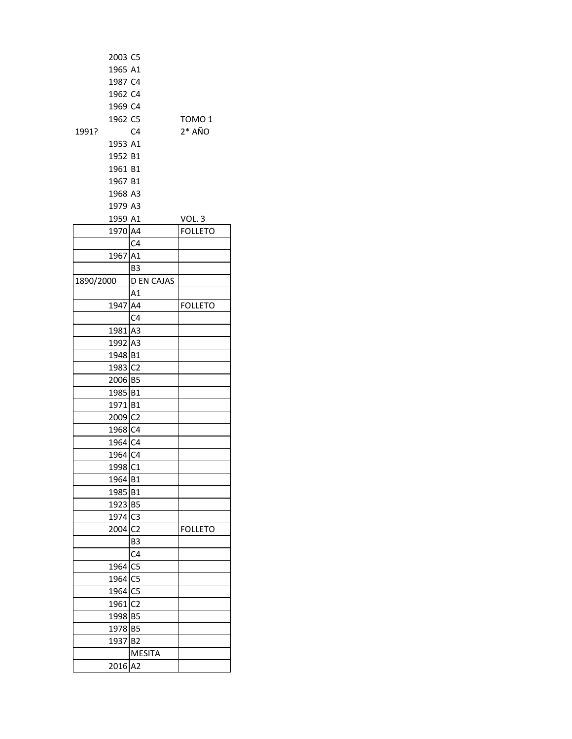| | | |
|---|---|---|
| 2003 | C5 | |
| 1965 | A1 | |
| 1987 | C4 | |
| 1962 | C4 | |
| 1969 | C4 | |
| 1962 | C5 | TOMO 1 |
| 1991? | C4 | 2* AÑO |
| 1953 | A1 | |
| 1952 | B1 | |
| 1961 | B1 | |
| 1967 | B1 | |
| 1968 | A3 | |
| 1979 | A3 | |
| 1959 | A1 | VOL. 3 |
| 1970 | A4 | FOLLETO |
| | C4 | |
| 1967 | A1 | |
| | B3 | |
| 1890/2000 | D EN CAJAS | |
| | A1 | |
| 1947 | A4 | FOLLETO |
| | C4 | |
| 1981 | A3 | |
| 1992 | A3 | |
| 1948 | B1 | |
| 1983 | C2 | |
| 2006 | B5 | |
| 1985 | B1 | |
| 1971 | B1 | |
| 2009 | C2 | |
| 1968 | C4 | |
| 1964 | C4 | |
| 1964 | C4 | |
| 1998 | C1 | |
| 1964 | B1 | |
| 1985 | B1 | |
| 1923 | B5 | |
| 1974 | C3 | |
| 2004 | C2 | FOLLETO |
| | B3 | |
| | C4 | |
| 1964 | C5 | |
| 1964 | C5 | |
| 1964 | C5 | |
| 1961 | C2 | |
| 1998 | B5 | |
| 1978 | B5 | |
| 1937 | B2 | |
| | MESITA | |
| 2016 | A2 | |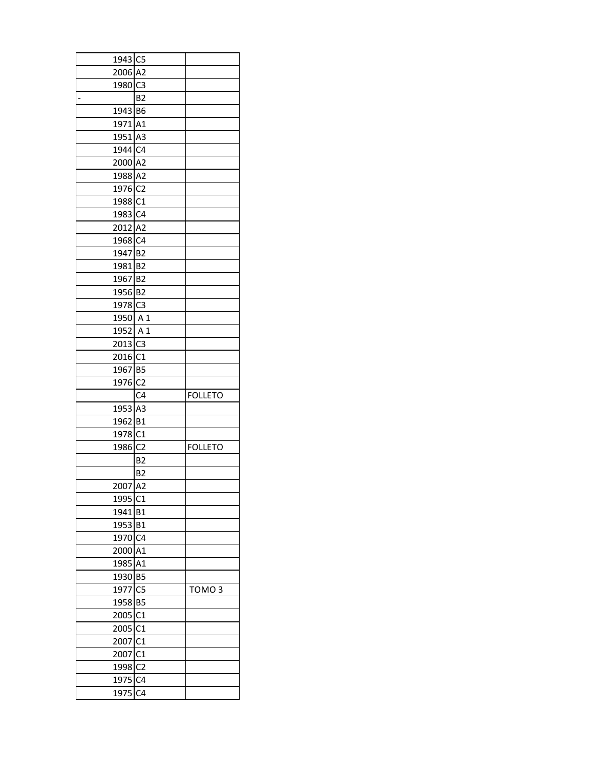| | | |
|---|---|---|
| 1943 | C5 | |
| 2006 | A2 | |
| 1980 | C3 | |
| - | B2 | |
| 1943 | B6 | |
| 1971 | A1 | |
| 1951 | A3 | |
| 1944 | C4 | |
| 2000 | A2 | |
| 1988 | A2 | |
| 1976 | C2 | |
| 1988 | C1 | |
| 1983 | C4 | |
| 2012 | A2 | |
| 1968 | C4 | |
| 1947 | B2 | |
| 1981 | B2 | |
| 1967 | B2 | |
| 1956 | B2 | |
| 1978 | C3 | |
| 1950 | A 1 | |
| 1952 | A 1 | |
| 2013 | C3 | |
| 2016 | C1 | |
| 1967 | B5 | |
| 1976 | C2 | |
| | C4 | FOLLETO |
| 1953 | A3 | |
| 1962 | B1 | |
| 1978 | C1 | |
| 1986 | C2 | FOLLETO |
| | B2 | |
| | B2 | |
| 2007 | A2 | |
| 1995 | C1 | |
| 1941 | B1 | |
| 1953 | B1 | |
| 1970 | C4 | |
| 2000 | A1 | |
| 1985 | A1 | |
| 1930 | B5 | |
| 1977 | C5 | TOMO 3 |
| 1958 | B5 | |
| 2005 | C1 | |
| 2005 | C1 | |
| 2007 | C1 | |
| 2007 | C1 | |
| 1998 | C2 | |
| 1975 | C4 | |
| 1975 | C4 | |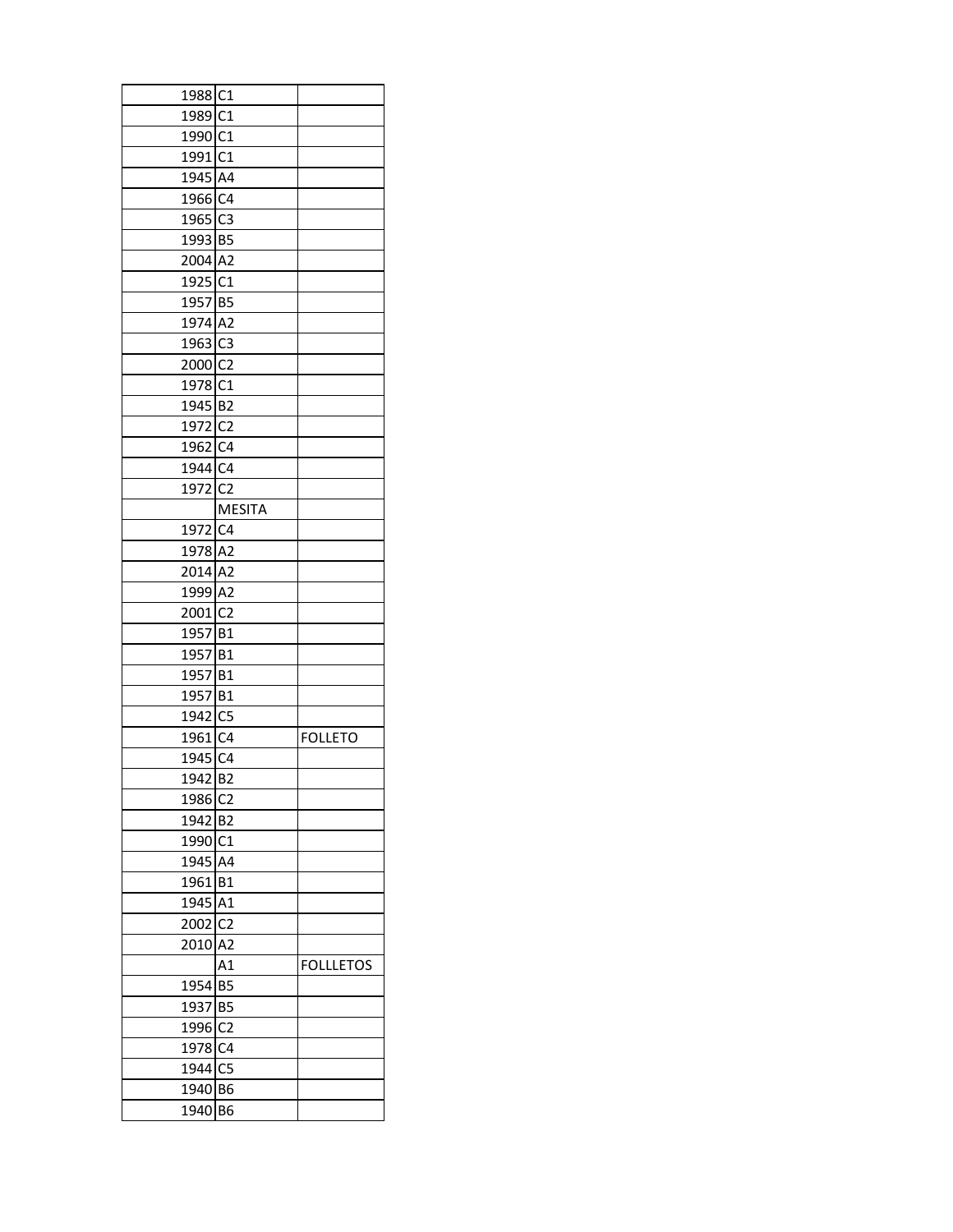| | | |
|---|---|---|
| 1988 | C1 | |
| 1989 | C1 | |
| 1990 | C1 | |
| 1991 | C1 | |
| 1945 | A4 | |
| 1966 | C4 | |
| 1965 | C3 | |
| 1993 | B5 | |
| 2004 | A2 | |
| 1925 | C1 | |
| 1957 | B5 | |
| 1974 | A2 | |
| 1963 | C3 | |
| 2000 | C2 | |
| 1978 | C1 | |
| 1945 | B2 | |
| 1972 | C2 | |
| 1962 | C4 | |
| 1944 | C4 | |
| 1972 | C2 | |
| | MESITA | |
| 1972 | C4 | |
| 1978 | A2 | |
| 2014 | A2 | |
| 1999 | A2 | |
| 2001 | C2 | |
| 1957 | B1 | |
| 1957 | B1 | |
| 1957 | B1 | |
| 1957 | B1 | |
| 1942 | C5 | |
| 1961 | C4 | FOLLETO |
| 1945 | C4 | |
| 1942 | B2 | |
| 1986 | C2 | |
| 1942 | B2 | |
| 1990 | C1 | |
| 1945 | A4 | |
| 1961 | B1 | |
| 1945 | A1 | |
| 2002 | C2 | |
| 2010 | A2 | |
| | A1 | FOLLLETOS |
| 1954 | B5 | |
| 1937 | B5 | |
| 1996 | C2 | |
| 1978 | C4 | |
| 1944 | C5 | |
| 1940 | B6 | |
| 1940 | B6 | |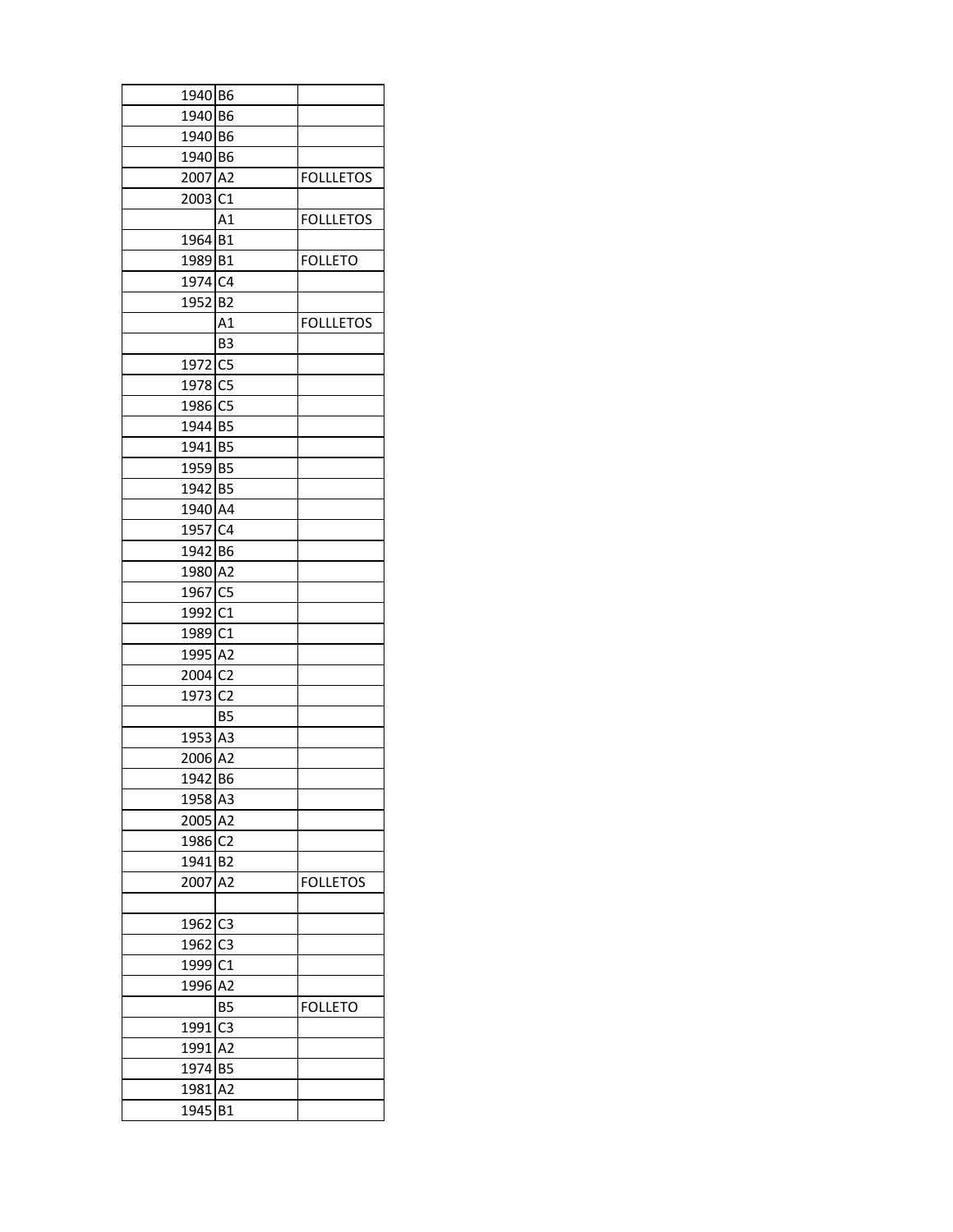| | | |
|---|---|---|
| 1940 | B6 | |
| 1940 | B6 | |
| 1940 | B6 | |
| 1940 | B6 | |
| 2007 | A2 | FOLLLETOS |
| 2003 | C1 | |
| | A1 | FOLLLETOS |
| 1964 | B1 | |
| 1989 | B1 | FOLLETO |
| 1974 | C4 | |
| 1952 | B2 | |
| | A1 | FOLLLETOS |
| | B3 | |
| 1972 | C5 | |
| 1978 | C5 | |
| 1986 | C5 | |
| 1944 | B5 | |
| 1941 | B5 | |
| 1959 | B5 | |
| 1942 | B5 | |
| 1940 | A4 | |
| 1957 | C4 | |
| 1942 | B6 | |
| 1980 | A2 | |
| 1967 | C5 | |
| 1992 | C1 | |
| 1989 | C1 | |
| 1995 | A2 | |
| 2004 | C2 | |
| 1973 | C2 | |
| | B5 | |
| 1953 | A3 | |
| 2006 | A2 | |
| 1942 | B6 | |
| 1958 | A3 | |
| 2005 | A2 | |
| 1986 | C2 | |
| 1941 | B2 | |
| 2007 | A2 | FOLLETOS |
| | | |
| 1962 | C3 | |
| 1962 | C3 | |
| 1999 | C1 | |
| 1996 | A2 | |
| | B5 | FOLLETO |
| 1991 | C3 | |
| 1991 | A2 | |
| 1974 | B5 | |
| 1981 | A2 | |
| 1945 | B1 | |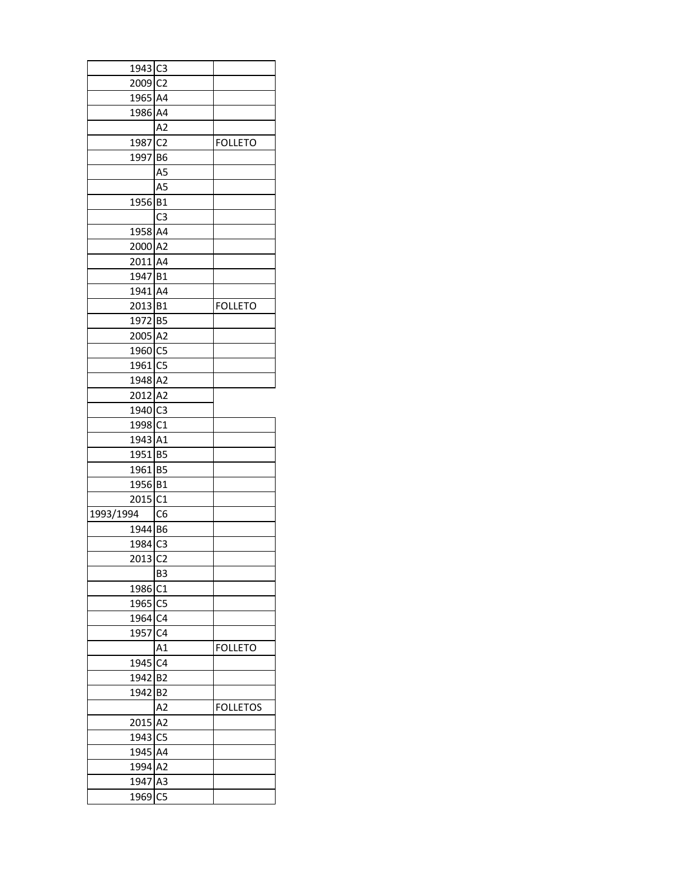| | | |
|---|---|---|
| 1943 | C3 | |
| 2009 | C2 | |
| 1965 | A4 | |
| 1986 | A4 | |
| | A2 | |
| 1987 | C2 | FOLLETO |
| 1997 | B6 | |
| | A5 | |
| | A5 | |
| 1956 | B1 | |
| | C3 | |
| 1958 | A4 | |
| 2000 | A2 | |
| 2011 | A4 | |
| 1947 | B1 | |
| 1941 | A4 | |
| 2013 | B1 | FOLLETO |
| 1972 | B5 | |
| 2005 | A2 | |
| 1960 | C5 | |
| 1961 | C5 | |
| 1948 | A2 | |
| 2012 | A2 | |
| 1940 | C3 | |
| 1998 | C1 | |
| 1943 | A1 | |
| 1951 | B5 | |
| 1961 | B5 | |
| 1956 | B1 | |
| 2015 | C1 | |
| 1993/1994 | C6 | |
| 1944 | B6 | |
| 1984 | C3 | |
| 2013 | C2 | |
| | B3 | |
| 1986 | C1 | |
| 1965 | C5 | |
| 1964 | C4 | |
| 1957 | C4 | |
| | A1 | FOLLETO |
| 1945 | C4 | |
| 1942 | B2 | |
| 1942 | B2 | |
| | A2 | FOLLETOS |
| 2015 | A2 | |
| 1943 | C5 | |
| 1945 | A4 | |
| 1994 | A2 | |
| 1947 | A3 | |
| 1969 | C5 | |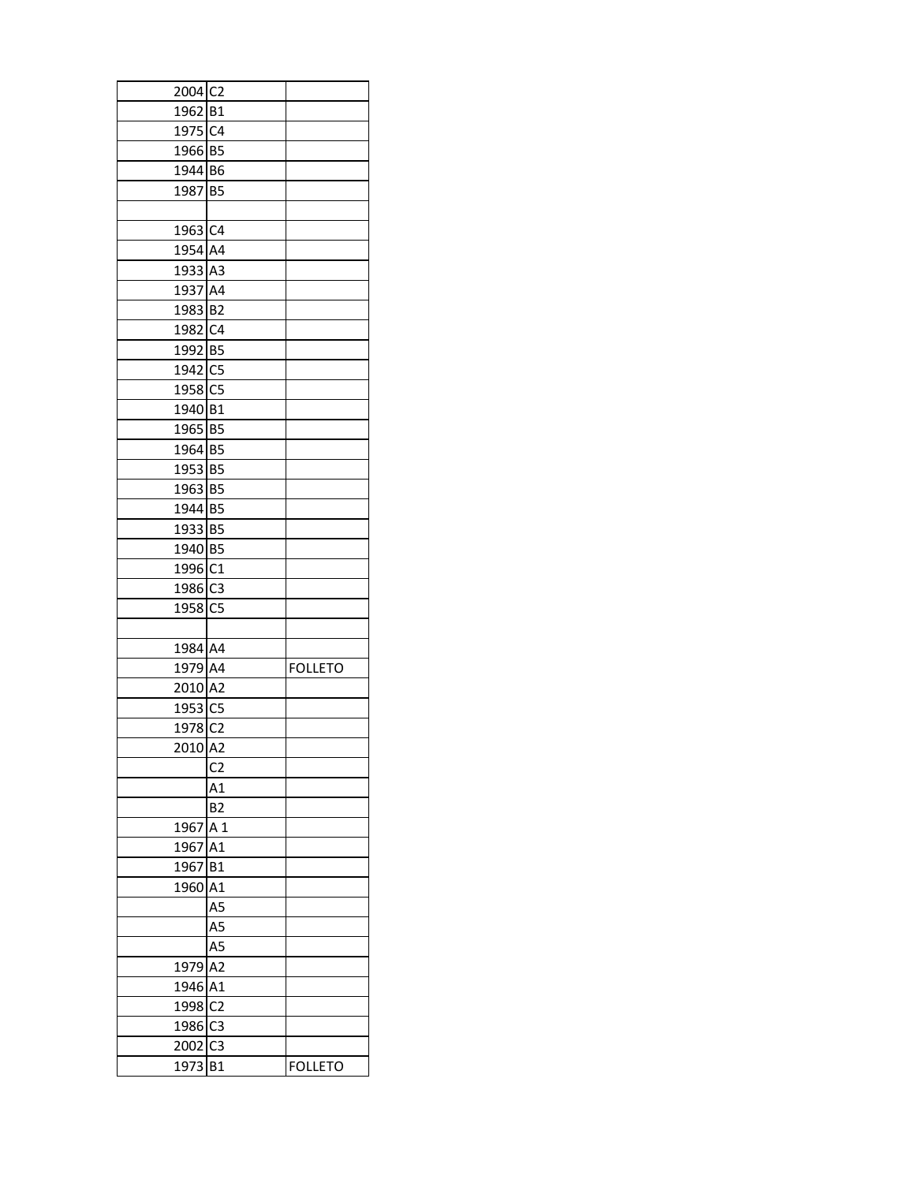| | | |
|---|---|---|
| 2004 | C2 | |
| 1962 | B1 | |
| 1975 | C4 | |
| 1966 | B5 | |
| 1944 | B6 | |
| 1987 | B5 | |
| | | |
| 1963 | C4 | |
| 1954 | A4 | |
| 1933 | A3 | |
| 1937 | A4 | |
| 1983 | B2 | |
| 1982 | C4 | |
| 1992 | B5 | |
| 1942 | C5 | |
| 1958 | C5 | |
| 1940 | B1 | |
| 1965 | B5 | |
| 1964 | B5 | |
| 1953 | B5 | |
| 1963 | B5 | |
| 1944 | B5 | |
| 1933 | B5 | |
| 1940 | B5 | |
| 1996 | C1 | |
| 1986 | C3 | |
| 1958 | C5 | |
| | | |
| 1984 | A4 | |
| 1979 | A4 | FOLLETO |
| 2010 | A2 | |
| 1953 | C5 | |
| 1978 | C2 | |
| 2010 | A2 | |
| | C2 | |
| | A1 | |
| | B2 | |
| 1967 | A 1 | |
| 1967 | A1 | |
| 1967 | B1 | |
| 1960 | A1 | |
| | A5 | |
| | A5 | |
| | A5 | |
| 1979 | A2 | |
| 1946 | A1 | |
| 1998 | C2 | |
| 1986 | C3 | |
| 2002 | C3 | |
| 1973 | B1 | FOLLETO |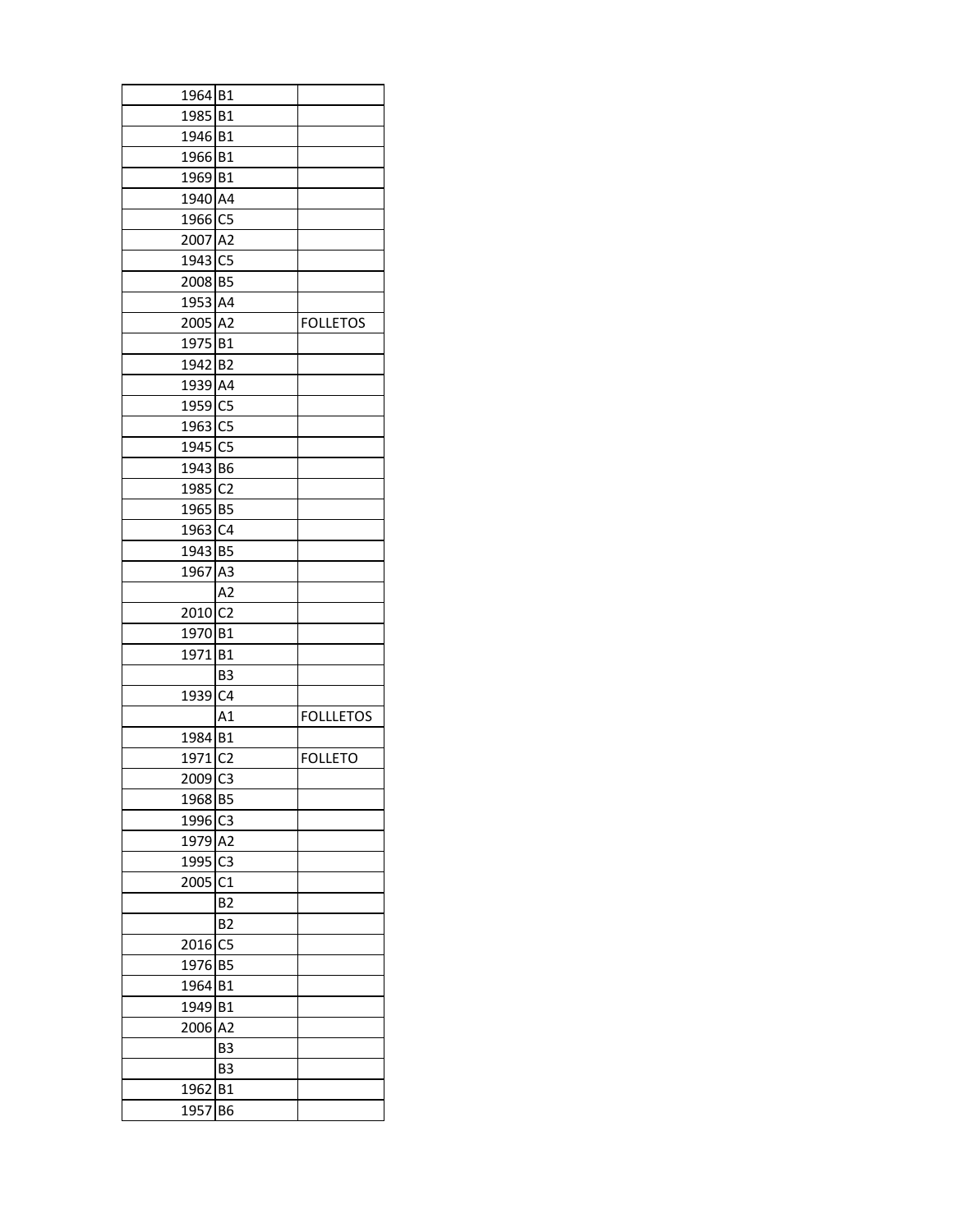| | | |
|---|---|---|
| 1964 | B1 | |
| 1985 | B1 | |
| 1946 | B1 | |
| 1966 | B1 | |
| 1969 | B1 | |
| 1940 | A4 | |
| 1966 | C5 | |
| 2007 | A2 | |
| 1943 | C5 | |
| 2008 | B5 | |
| 1953 | A4 | |
| 2005 | A2 | FOLLETOS |
| 1975 | B1 | |
| 1942 | B2 | |
| 1939 | A4 | |
| 1959 | C5 | |
| 1963 | C5 | |
| 1945 | C5 | |
| 1943 | B6 | |
| 1985 | C2 | |
| 1965 | B5 | |
| 1963 | C4 | |
| 1943 | B5 | |
| 1967 | A3 | |
| | A2 | |
| 2010 | C2 | |
| 1970 | B1 | |
| 1971 | B1 | |
| | B3 | |
| 1939 | C4 | |
| | A1 | FOLLLETOS |
| 1984 | B1 | |
| 1971 | C2 | FOLLETO |
| 2009 | C3 | |
| 1968 | B5 | |
| 1996 | C3 | |
| 1979 | A2 | |
| 1995 | C3 | |
| 2005 | C1 | |
| | B2 | |
| | B2 | |
| 2016 | C5 | |
| 1976 | B5 | |
| 1964 | B1 | |
| 1949 | B1 | |
| 2006 | A2 | |
| | B3 | |
| | B3 | |
| 1962 | B1 | |
| 1957 | B6 | |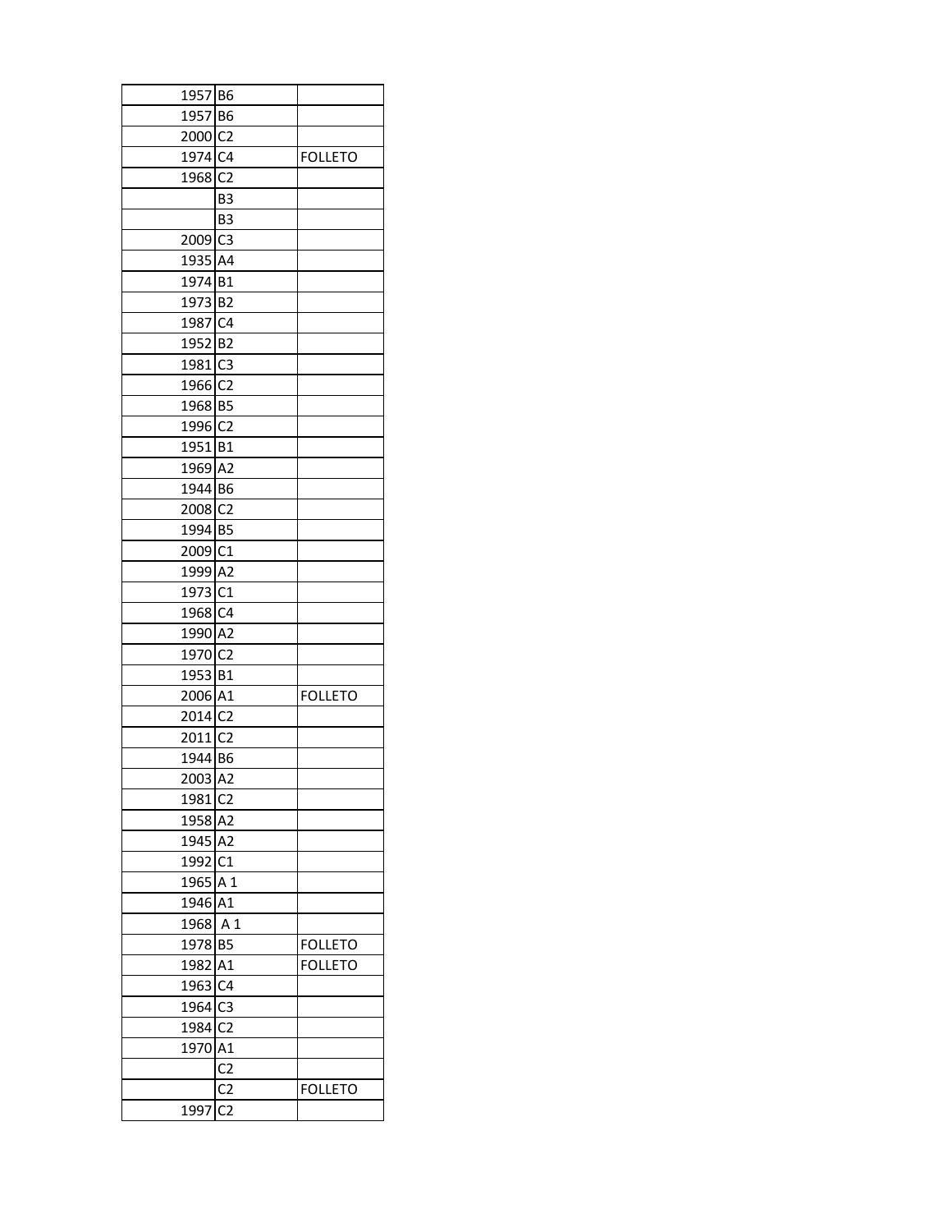| | | |
|---|---|---|
| 1957 | B6 | |
| 1957 | B6 | |
| 2000 | C2 | |
| 1974 | C4 | FOLLETO |
| 1968 | C2 | |
| | B3 | |
| | B3 | |
| 2009 | C3 | |
| 1935 | A4 | |
| 1974 | B1 | |
| 1973 | B2 | |
| 1987 | C4 | |
| 1952 | B2 | |
| 1981 | C3 | |
| 1966 | C2 | |
| 1968 | B5 | |
| 1996 | C2 | |
| 1951 | B1 | |
| 1969 | A2 | |
| 1944 | B6 | |
| 2008 | C2 | |
| 1994 | B5 | |
| 2009 | C1 | |
| 1999 | A2 | |
| 1973 | C1 | |
| 1968 | C4 | |
| 1990 | A2 | |
| 1970 | C2 | |
| 1953 | B1 | |
| 2006 | A1 | FOLLETO |
| 2014 | C2 | |
| 2011 | C2 | |
| 1944 | B6 | |
| 2003 | A2 | |
| 1981 | C2 | |
| 1958 | A2 | |
| 1945 | A2 | |
| 1992 | C1 | |
| 1965 | A 1 | |
| 1946 | A1 | |
| 1968 | A 1 | |
| 1978 | B5 | FOLLETO |
| 1982 | A1 | FOLLETO |
| 1963 | C4 | |
| 1964 | C3 | |
| 1984 | C2 | |
| 1970 | A1 | |
| | C2 | |
| | C2 | FOLLETO |
| 1997 | C2 | |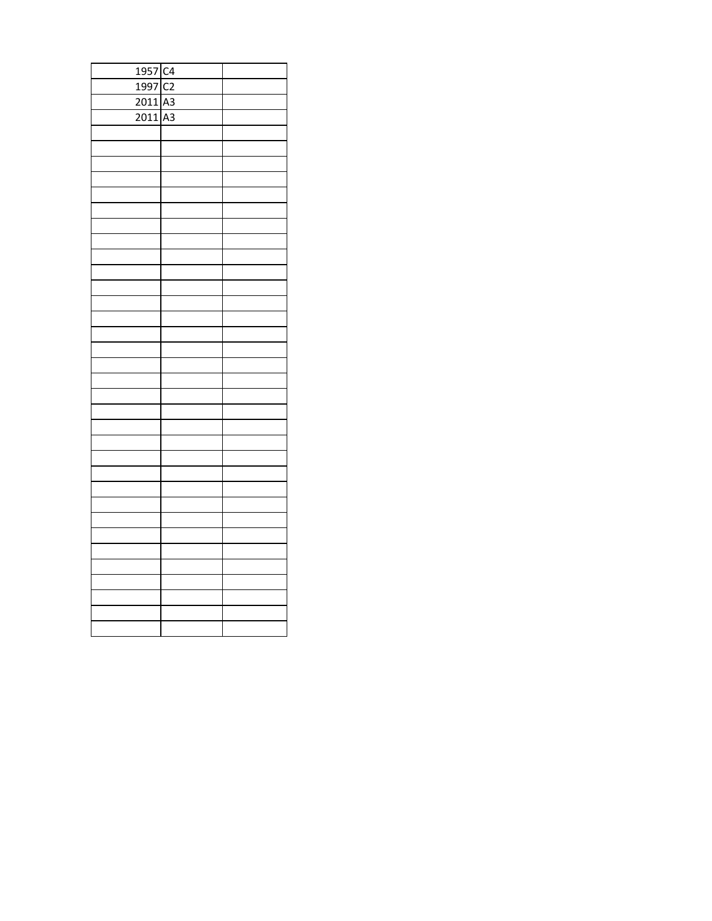| | | |
|---|---|---|
| 1957 | C4 | |
| 1997 | C2 | |
| 2011 | A3 | |
| 2011 | A3 | |
| | | |
| | | |
| | | |
| | | |
| | | |
| | | |
| | | |
| | | |
| | | |
| | | |
| | | |
| | | |
| | | |
| | | |
| | | |
| | | |
| | | |
| | | |
| | | |
| | | |
| | | |
| | | |
| | | |
| | | |
| | | |
| | | |
| | | |
| | | |
| | | |
| | | |
| | | |
| | | |
| | | |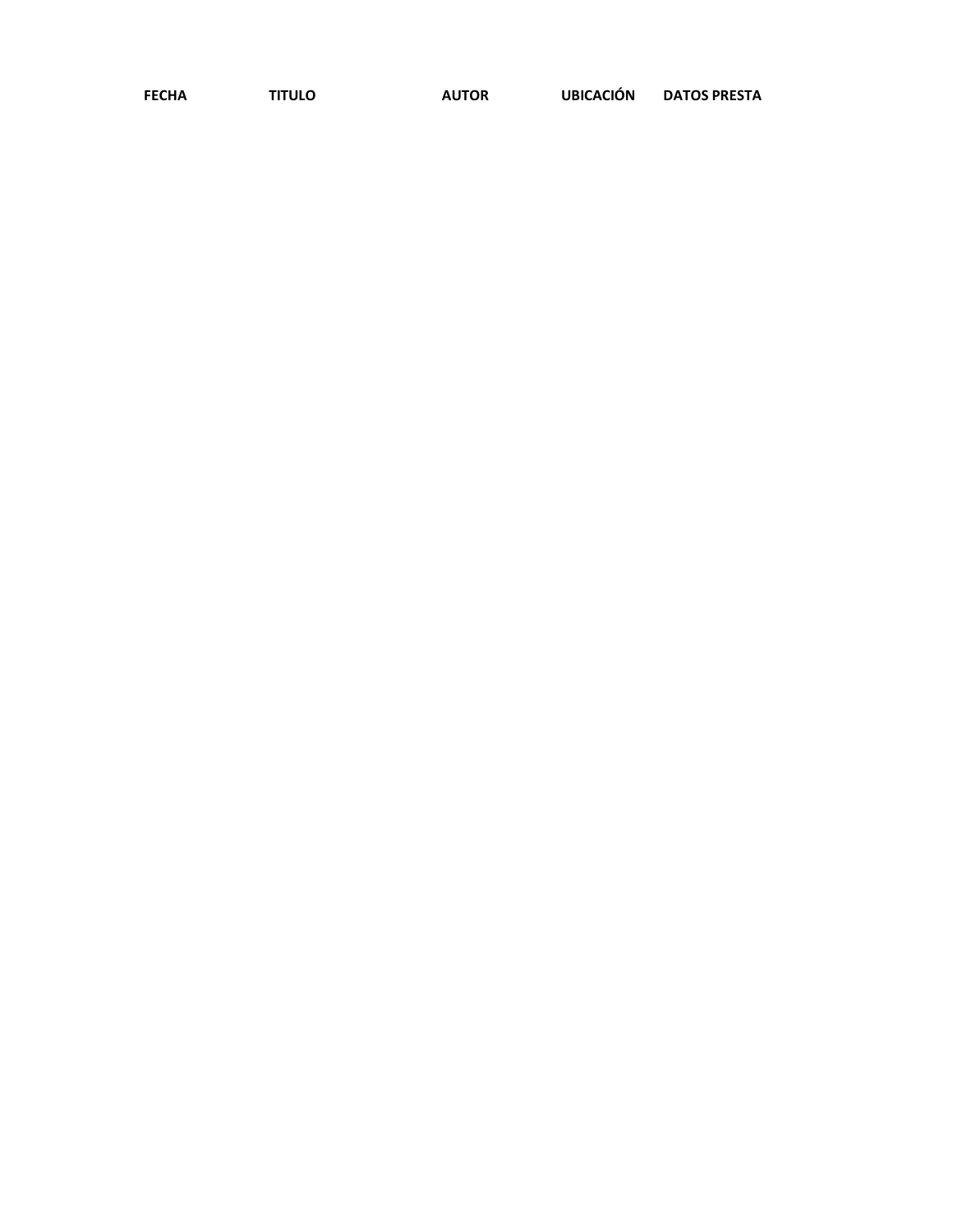| FECHA | TITULO | AUTOR | UBICACIÓN | DATOS PRESTA |
|---|---|---|---|---|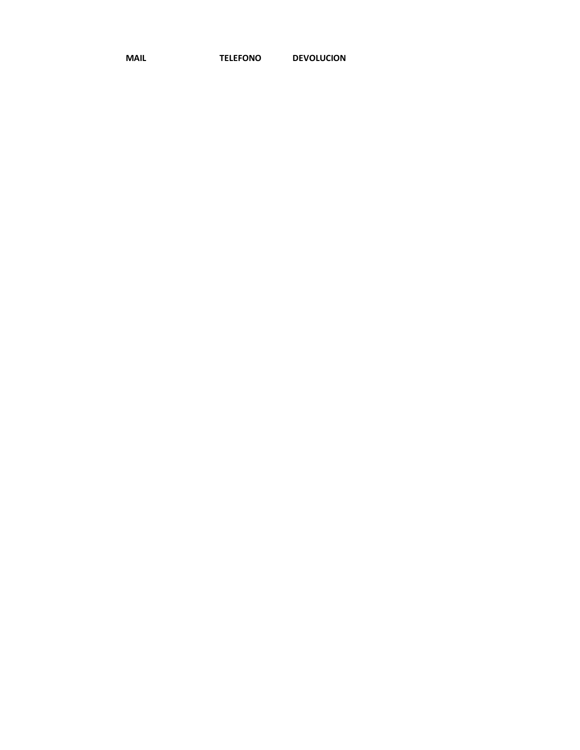| MAIL | TELEFONO | DEVOLUCION |
| --- | --- | --- |